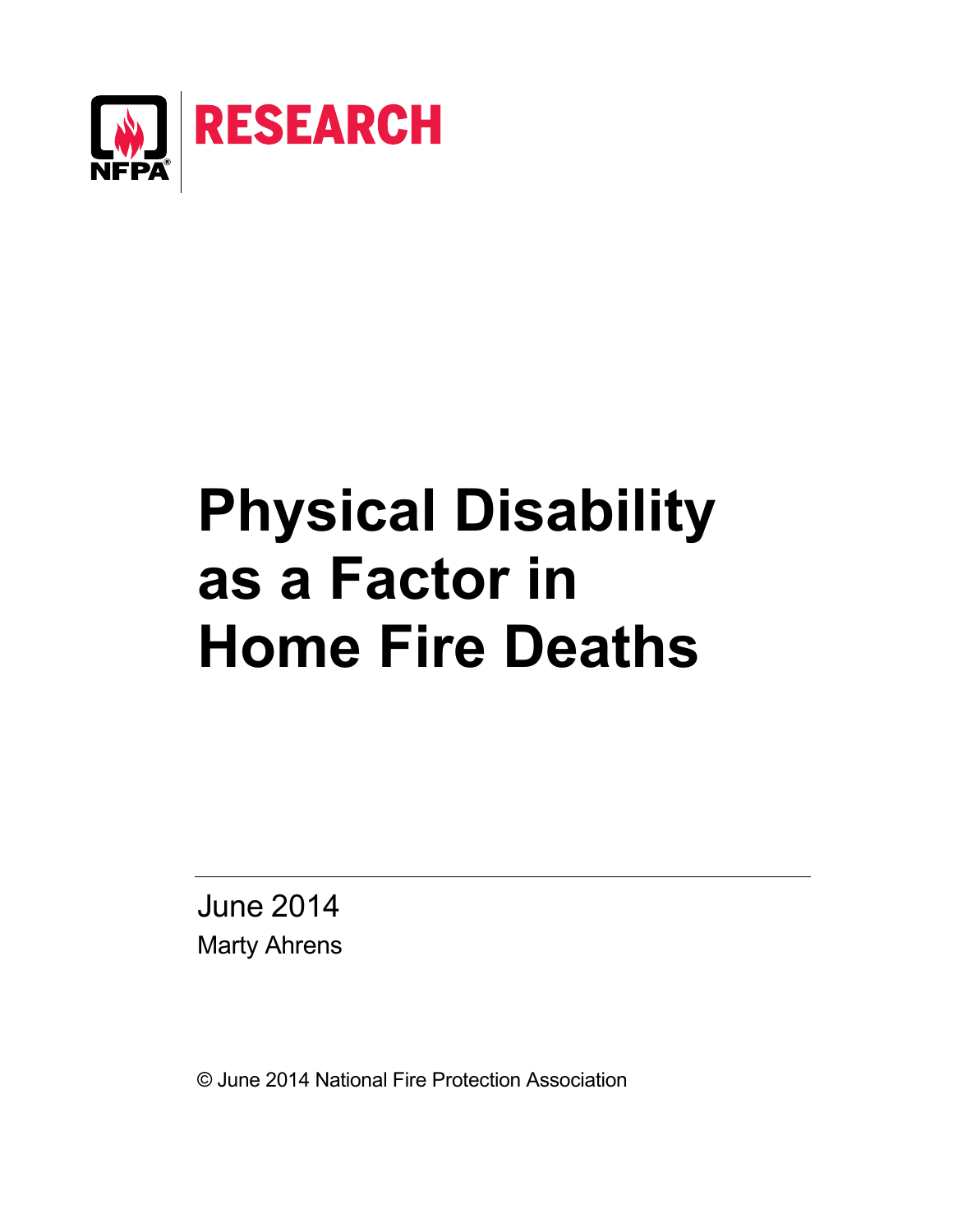NFPA RESEARCH

# Physical Disability as a Factor in Home Fire Deaths

June 2014

Marty Ahrens

© June 2014 National Fire Protection Association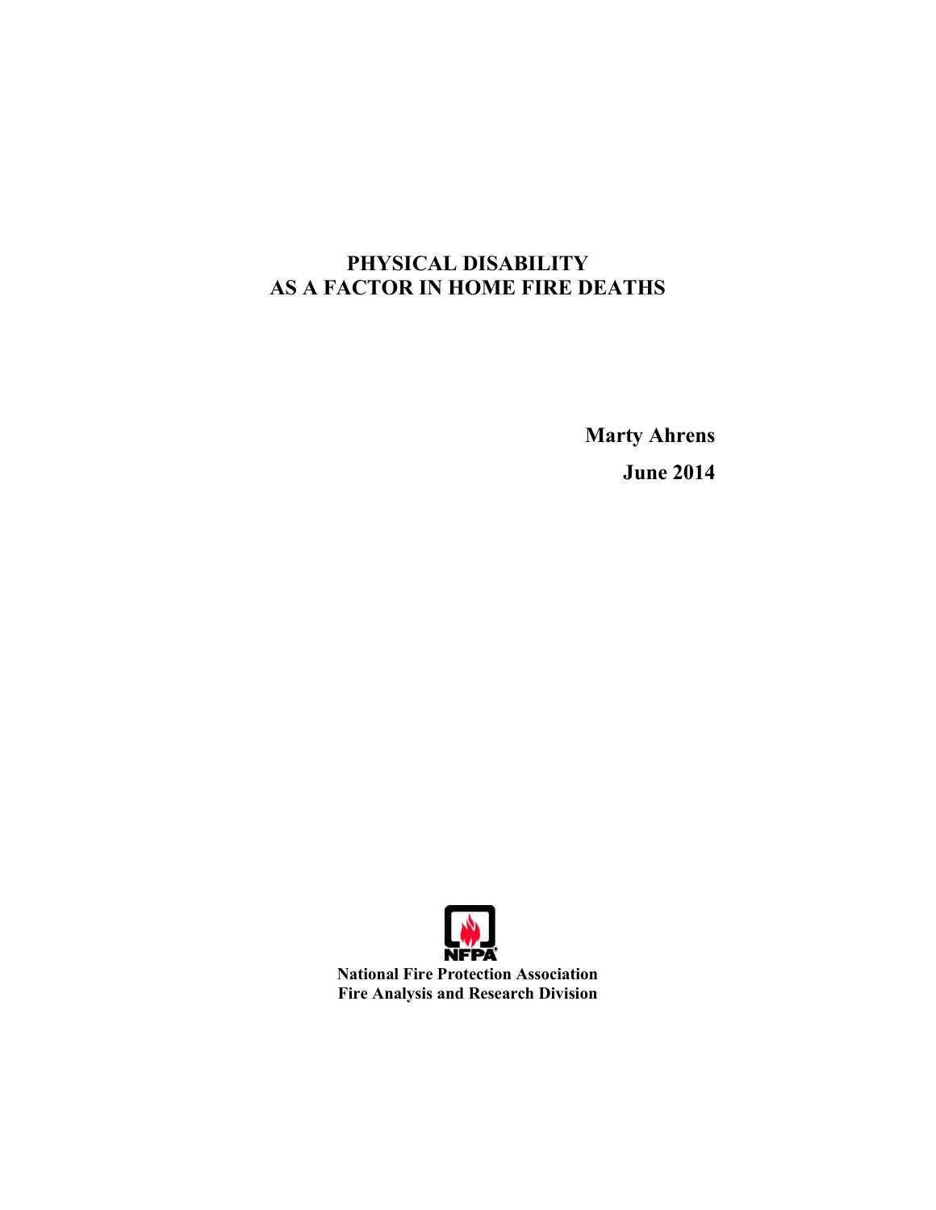# PHYSICAL DISABILITY AS A FACTOR IN HOME FIRE DEATHS

**Marty Ahrens**

**June 2014**

**National Fire Protection Association**
**Fire Analysis and Research Division**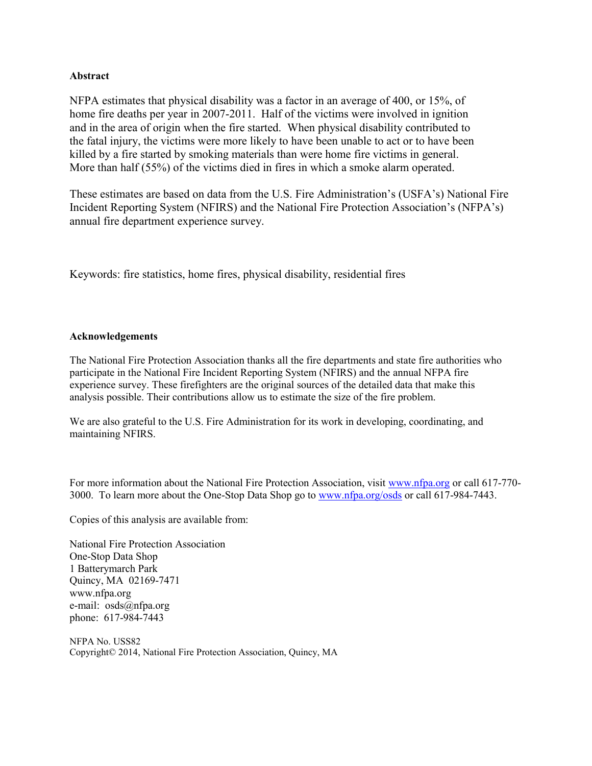**Abstract**

NFPA estimates that physical disability was a factor in an average of 400, or 15%, of home fire deaths per year in 2007-2011. Half of the victims were involved in ignition and in the area of origin when the fire started. When physical disability contributed to the fatal injury, the victims were more likely to have been unable to act or to have been killed by a fire started by smoking materials than were home fire victims in general. More than half (55%) of the victims died in fires in which a smoke alarm operated.

These estimates are based on data from the U.S. Fire Administration's (USFA's) National Fire Incident Reporting System (NFIRS) and the National Fire Protection Association's (NFPA's) annual fire department experience survey.

Keywords: fire statistics, home fires, physical disability, residential fires

**Acknowledgements**

The National Fire Protection Association thanks all the fire departments and state fire authorities who participate in the National Fire Incident Reporting System (NFIRS) and the annual NFPA fire experience survey. These firefighters are the original sources of the detailed data that make this analysis possible. Their contributions allow us to estimate the size of the fire problem.

We are also grateful to the U.S. Fire Administration for its work in developing, coordinating, and maintaining NFIRS.

For more information about the National Fire Protection Association, visit www.nfpa.org or call 617-770-3000. To learn more about the One-Stop Data Shop go to www.nfpa.org/osds or call 617-984-7443.

Copies of this analysis are available from:

National Fire Protection Association
One-Stop Data Shop
1 Batterymarch Park
Quincy, MA 02169-7471
www.nfpa.org
e-mail: osds@nfpa.org
phone: 617-984-7443

NFPA No. USS82
Copyright© 2014, National Fire Protection Association, Quincy, MA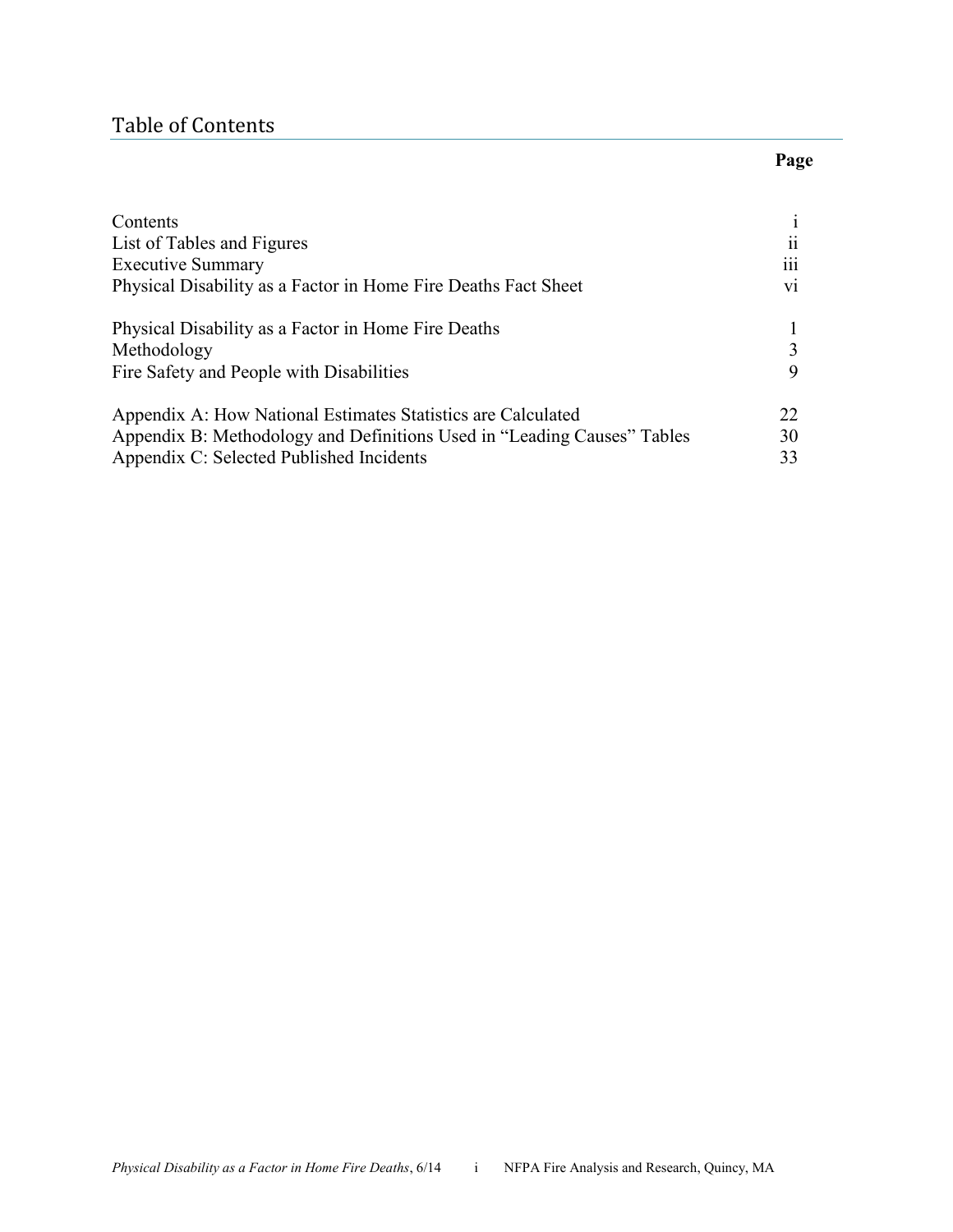## Table of Contents

| | Page |
|---|---|
| Contents | i |
| List of Tables and Figures | ii |
| Executive Summary | iii |
| Physical Disability as a Factor in Home Fire Deaths Fact Sheet | vi |
| Physical Disability as a Factor in Home Fire Deaths | 1 |
| Methodology | 3 |
| Fire Safety and People with Disabilities | 9 |
| Appendix A: How National Estimates Statistics are Calculated | 22 |
| Appendix B: Methodology and Definitions Used in "Leading Causes" Tables | 30 |
| Appendix C: Selected Published Incidents | 33 |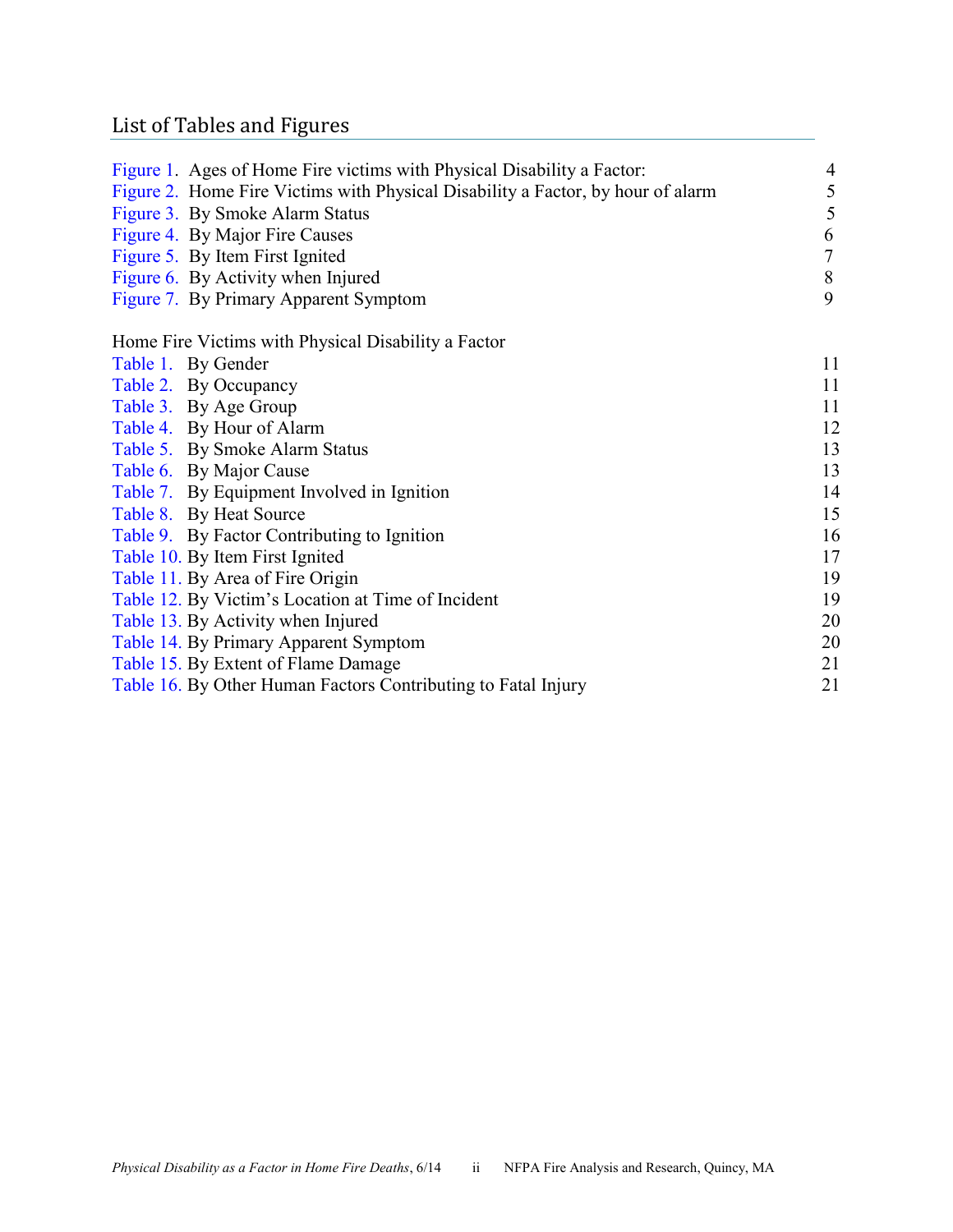## List of Tables and Figures

| | | |
|---|---|---|
| Figure 1. | Ages of Home Fire victims with Physical Disability a Factor: | 4 |
| Figure 2. | Home Fire Victims with Physical Disability a Factor, by hour of alarm | 5 |
| Figure 3. | By Smoke Alarm Status | 5 |
| Figure 4. | By Major Fire Causes | 6 |
| Figure 5. | By Item First Ignited | 7 |
| Figure 6. | By Activity when Injured | 8 |
| Figure 7. | By Primary Apparent Symptom | 9 |

Home Fire Victims with Physical Disability a Factor

| | | |
|---|---|---|
| Table 1. | By Gender | 11 |
| Table 2. | By Occupancy | 11 |
| Table 3. | By Age Group | 11 |
| Table 4. | By Hour of Alarm | 12 |
| Table 5. | By Smoke Alarm Status | 13 |
| Table 6. | By Major Cause | 13 |
| Table 7. | By Equipment Involved in Ignition | 14 |
| Table 8. | By Heat Source | 15 |
| Table 9. | By Factor Contributing to Ignition | 16 |
| Table 10. | By Item First Ignited | 17 |
| Table 11. | By Area of Fire Origin | 19 |
| Table 12. | By Victim's Location at Time of Incident | 19 |
| Table 13. | By Activity when Injured | 20 |
| Table 14. | By Primary Apparent Symptom | 20 |
| Table 15. | By Extent of Flame Damage | 21 |
| Table 16. | By Other Human Factors Contributing to Fatal Injury | 21 |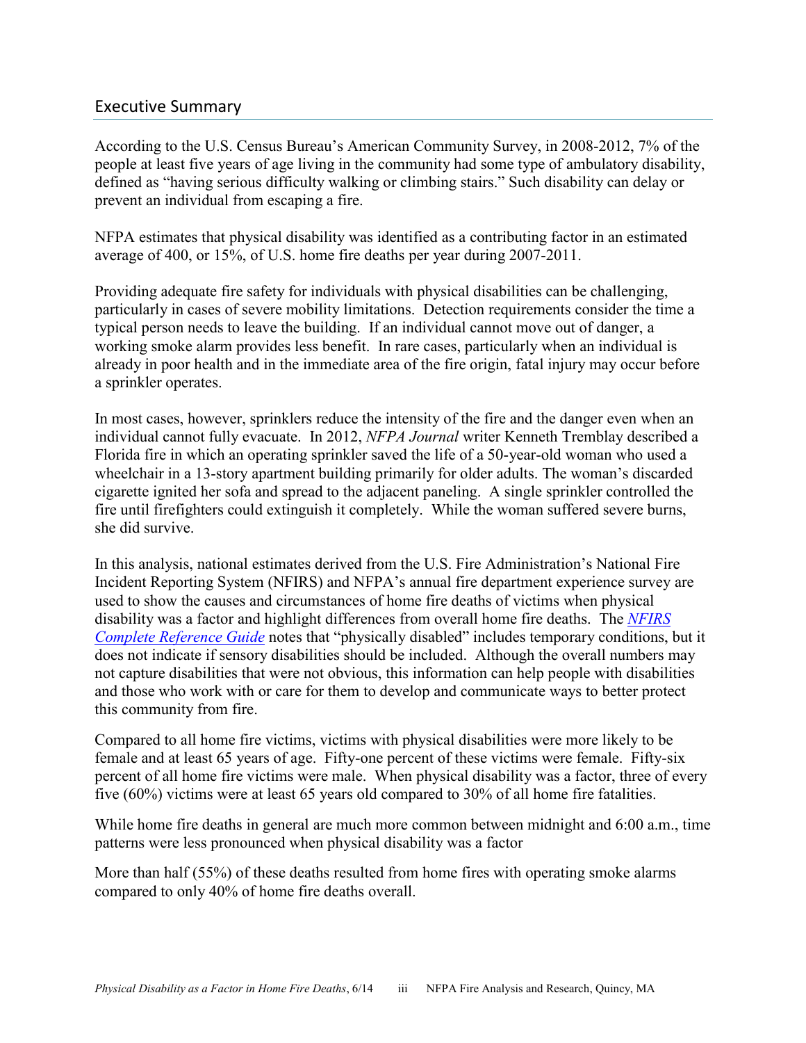## Executive Summary

According to the U.S. Census Bureau's American Community Survey, in 2008-2012, 7% of the people at least five years of age living in the community had some type of ambulatory disability, defined as "having serious difficulty walking or climbing stairs." Such disability can delay or prevent an individual from escaping a fire.

NFPA estimates that physical disability was identified as a contributing factor in an estimated average of 400, or 15%, of U.S. home fire deaths per year during 2007-2011.

Providing adequate fire safety for individuals with physical disabilities can be challenging, particularly in cases of severe mobility limitations. Detection requirements consider the time a typical person needs to leave the building. If an individual cannot move out of danger, a working smoke alarm provides less benefit. In rare cases, particularly when an individual is already in poor health and in the immediate area of the fire origin, fatal injury may occur before a sprinkler operates.

In most cases, however, sprinklers reduce the intensity of the fire and the danger even when an individual cannot fully evacuate. In 2012, *NFPA Journal* writer Kenneth Tremblay described a Florida fire in which an operating sprinkler saved the life of a 50-year-old woman who used a wheelchair in a 13-story apartment building primarily for older adults. The woman's discarded cigarette ignited her sofa and spread to the adjacent paneling. A single sprinkler controlled the fire until firefighters could extinguish it completely. While the woman suffered severe burns, she did survive.

In this analysis, national estimates derived from the U.S. Fire Administration's National Fire Incident Reporting System (NFIRS) and NFPA's annual fire department experience survey are used to show the causes and circumstances of home fire deaths of victims when physical disability was a factor and highlight differences from overall home fire deaths. The *NFIRS Complete Reference Guide* notes that "physically disabled" includes temporary conditions, but it does not indicate if sensory disabilities should be included. Although the overall numbers may not capture disabilities that were not obvious, this information can help people with disabilities and those who work with or care for them to develop and communicate ways to better protect this community from fire.

Compared to all home fire victims, victims with physical disabilities were more likely to be female and at least 65 years of age. Fifty-one percent of these victims were female. Fifty-six percent of all home fire victims were male. When physical disability was a factor, three of every five (60%) victims were at least 65 years old compared to 30% of all home fire fatalities.

While home fire deaths in general are much more common between midnight and 6:00 a.m., time patterns were less pronounced when physical disability was a factor

More than half (55%) of these deaths resulted from home fires with operating smoke alarms compared to only 40% of home fire deaths overall.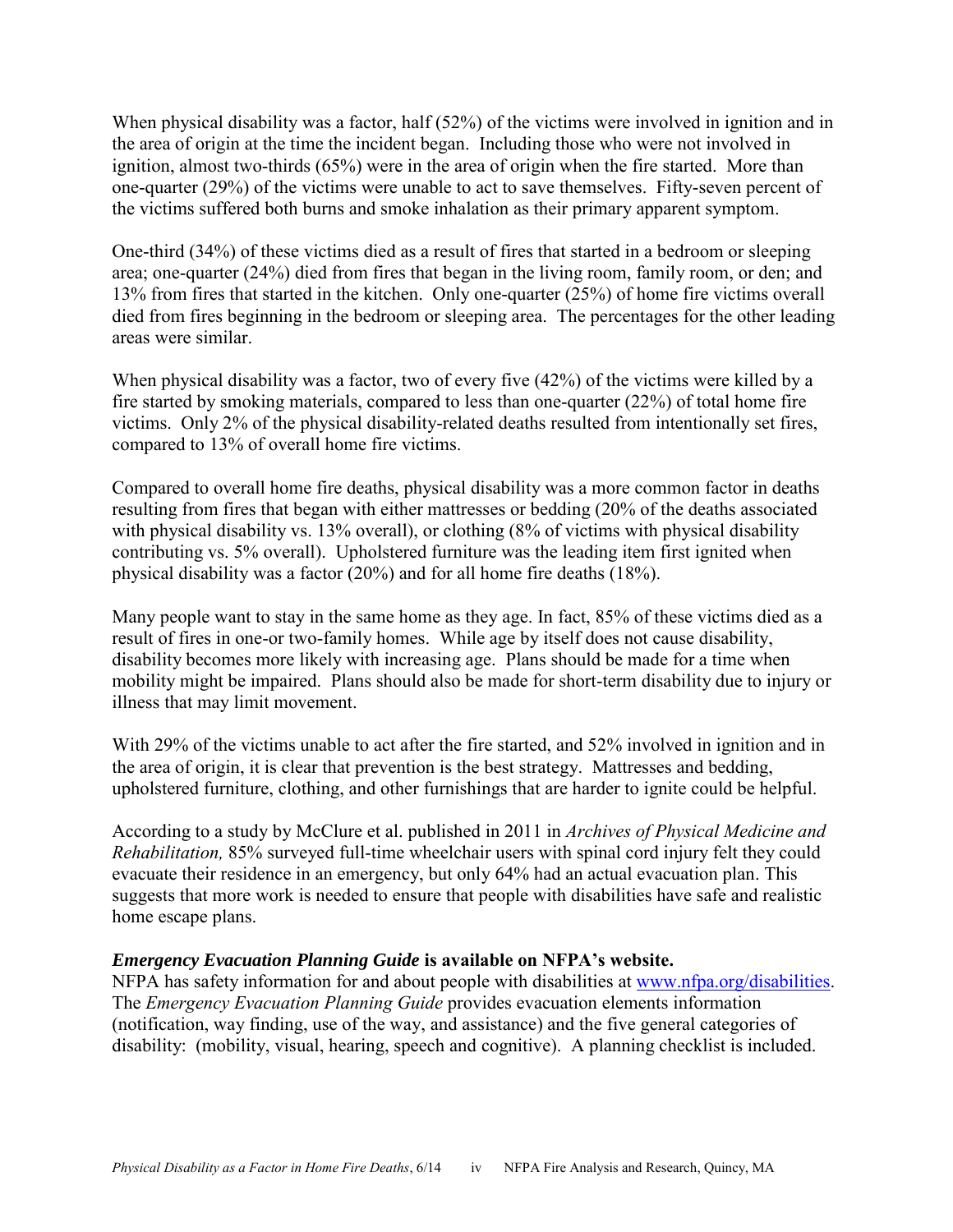When physical disability was a factor, half (52%) of the victims were involved in ignition and in the area of origin at the time the incident began. Including those who were not involved in ignition, almost two-thirds (65%) were in the area of origin when the fire started. More than one-quarter (29%) of the victims were unable to act to save themselves. Fifty-seven percent of the victims suffered both burns and smoke inhalation as their primary apparent symptom.

One-third (34%) of these victims died as a result of fires that started in a bedroom or sleeping area; one-quarter (24%) died from fires that began in the living room, family room, or den; and 13% from fires that started in the kitchen. Only one-quarter (25%) of home fire victims overall died from fires beginning in the bedroom or sleeping area. The percentages for the other leading areas were similar.

When physical disability was a factor, two of every five (42%) of the victims were killed by a fire started by smoking materials, compared to less than one-quarter (22%) of total home fire victims. Only 2% of the physical disability-related deaths resulted from intentionally set fires, compared to 13% of overall home fire victims.

Compared to overall home fire deaths, physical disability was a more common factor in deaths resulting from fires that began with either mattresses or bedding (20% of the deaths associated with physical disability vs. 13% overall), or clothing (8% of victims with physical disability contributing vs. 5% overall). Upholstered furniture was the leading item first ignited when physical disability was a factor (20%) and for all home fire deaths (18%).

Many people want to stay in the same home as they age. In fact, 85% of these victims died as a result of fires in one-or two-family homes. While age by itself does not cause disability, disability becomes more likely with increasing age. Plans should be made for a time when mobility might be impaired. Plans should also be made for short-term disability due to injury or illness that may limit movement.

With 29% of the victims unable to act after the fire started, and 52% involved in ignition and in the area of origin, it is clear that prevention is the best strategy. Mattresses and bedding, upholstered furniture, clothing, and other furnishings that are harder to ignite could be helpful.

According to a study by McClure et al. published in 2011 in *Archives of Physical Medicine and Rehabilitation,* 85% surveyed full-time wheelchair users with spinal cord injury felt they could evacuate their residence in an emergency, but only 64% had an actual evacuation plan. This suggests that more work is needed to ensure that people with disabilities have safe and realistic home escape plans.

***Emergency Evacuation Planning Guide* is available on NFPA's website.**

NFPA has safety information for and about people with disabilities at www.nfpa.org/disabilities. The *Emergency Evacuation Planning Guide* provides evacuation elements information (notification, way finding, use of the way, and assistance) and the five general categories of disability: (mobility, visual, hearing, speech and cognitive). A planning checklist is included.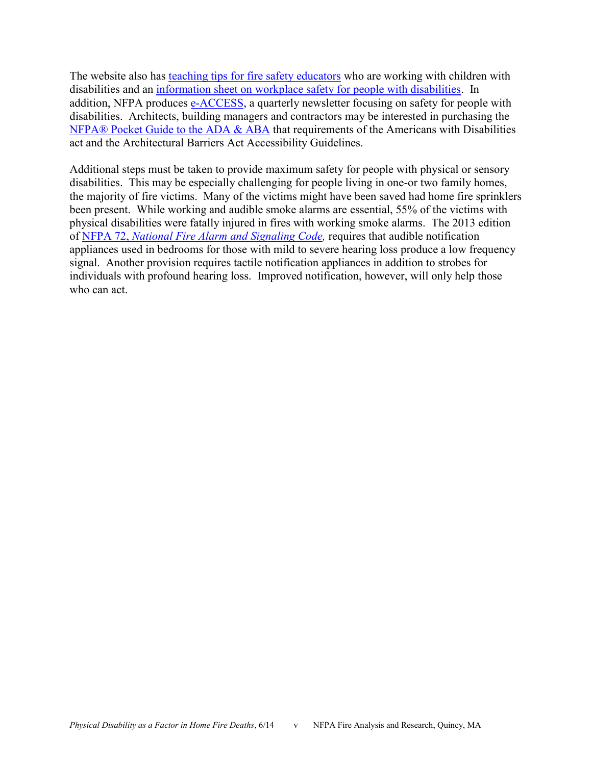The website also has teaching tips for fire safety educators who are working with children with disabilities and an information sheet on workplace safety for people with disabilities. In addition, NFPA produces e-ACCESS, a quarterly newsletter focusing on safety for people with disabilities. Architects, building managers and contractors may be interested in purchasing the NFPA® Pocket Guide to the ADA & ABA that requirements of the Americans with Disabilities act and the Architectural Barriers Act Accessibility Guidelines.

Additional steps must be taken to provide maximum safety for people with physical or sensory disabilities. This may be especially challenging for people living in one-or two family homes, the majority of fire victims. Many of the victims might have been saved had home fire sprinklers been present. While working and audible smoke alarms are essential, 55% of the victims with physical disabilities were fatally injured in fires with working smoke alarms. The 2013 edition of NFPA 72, *National Fire Alarm and Signaling Code,* requires that audible notification appliances used in bedrooms for those with mild to severe hearing loss produce a low frequency signal. Another provision requires tactile notification appliances in addition to strobes for individuals with profound hearing loss. Improved notification, however, will only help those who can act.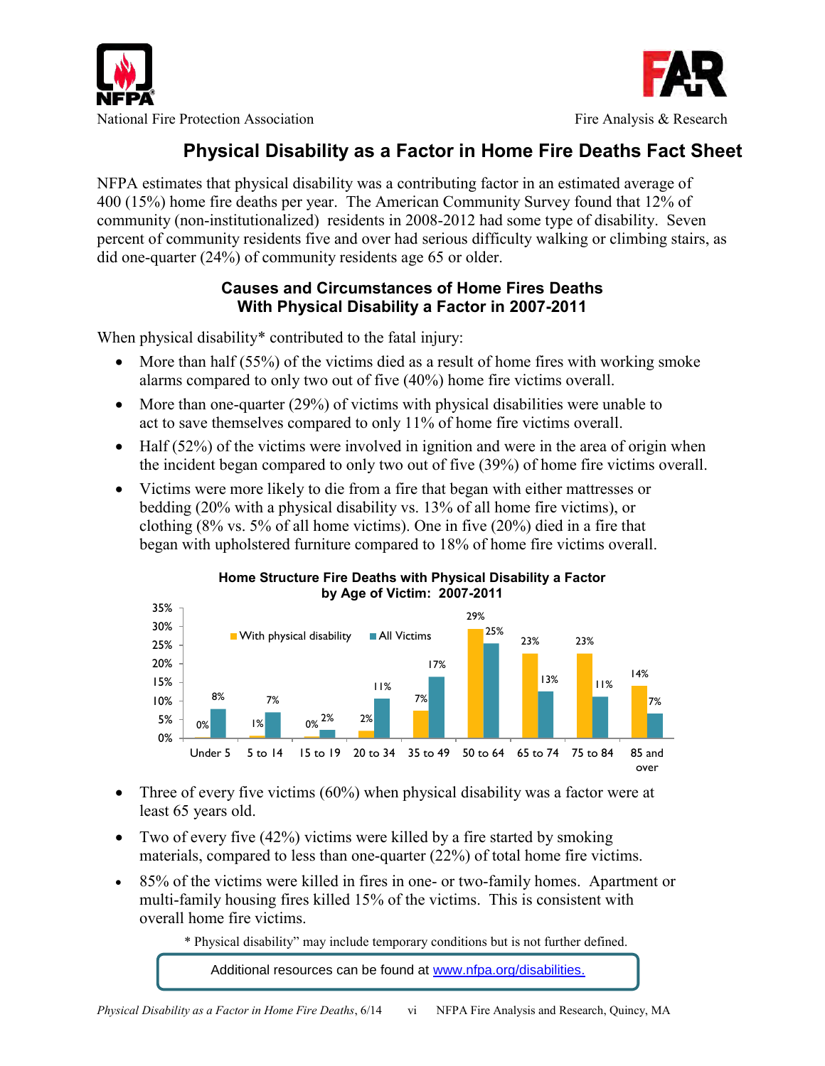National Fire Protection Association

Fire Analysis & Research

# Physical Disability as a Factor in Home Fire Deaths Fact Sheet

NFPA estimates that physical disability was a contributing factor in an estimated average of 400 (15%) home fire deaths per year. The American Community Survey found that 12% of community (non-institutionalized) residents in 2008-2012 had some type of disability. Seven percent of community residents five and over had serious difficulty walking or climbing stairs, as did one-quarter (24%) of community residents age 65 or older.

## Causes and Circumstances of Home Fires Deaths With Physical Disability a Factor in 2007-2011

When physical disability* contributed to the fatal injury:

- More than half (55%) of the victims died as a result of home fires with working smoke alarms compared to only two out of five (40%) home fire victims overall.
- More than one-quarter (29%) of victims with physical disabilities were unable to act to save themselves compared to only 11% of home fire victims overall.
- Half (52%) of the victims were involved in ignition and were in the area of origin when the incident began compared to only two out of five (39%) of home fire victims overall.
- Victims were more likely to die from a fire that began with either mattresses or bedding (20% with a physical disability vs. 13% of all home fire victims), or clothing (8% vs. 5% of all home victims). One in five (20%) died in a fire that began with upholstered furniture compared to 18% of home fire victims overall.

**Home Structure Fire Deaths with Physical Disability a Factor by Age of Victim: 2007-2011**

| Age | With physical disability | All Victims |
|---|---|---|
| Under 5 | 0% | 8% |
| 5 to 14 | 1% | 7% |
| 15 to 19 | 0% | 2% |
| 20 to 34 | 2% | 11% |
| 35 to 49 | 7% | 17% |
| 50 to 64 | 29% | 25% |
| 65 to 74 | 23% | 13% |
| 75 to 84 | 23% | 11% |
| 85 and over | 14% | 7% |

- Three of every five victims (60%) when physical disability was a factor were at least 65 years old.
- Two of every five (42%) victims were killed by a fire started by smoking materials, compared to less than one-quarter (22%) of total home fire victims.
- 85% of the victims were killed in fires in one- or two-family homes. Apartment or multi-family housing fires killed 15% of the victims. This is consistent with overall home fire victims.

\* Physical disability" may include temporary conditions but is not further defined.

Additional resources can be found at www.nfpa.org/disabilities.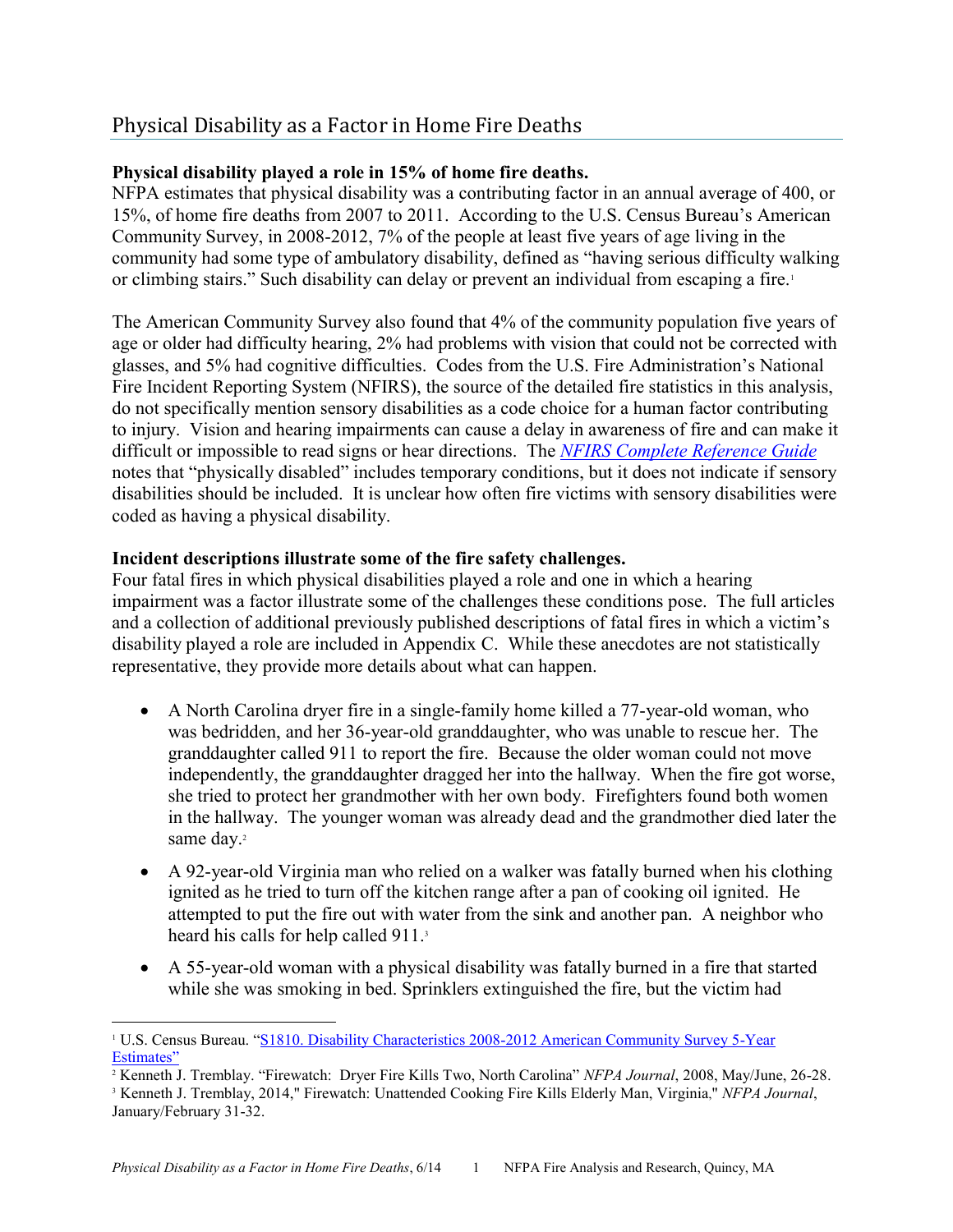## Physical Disability as a Factor in Home Fire Deaths

**Physical disability played a role in 15% of home fire deaths.**

NFPA estimates that physical disability was a contributing factor in an annual average of 400, or 15%, of home fire deaths from 2007 to 2011. According to the U.S. Census Bureau's American Community Survey, in 2008-2012, 7% of the people at least five years of age living in the community had some type of ambulatory disability, defined as "having serious difficulty walking or climbing stairs." Such disability can delay or prevent an individual from escaping a fire.[1]

The American Community Survey also found that 4% of the community population five years of age or older had difficulty hearing, 2% had problems with vision that could not be corrected with glasses, and 5% had cognitive difficulties. Codes from the U.S. Fire Administration's National Fire Incident Reporting System (NFIRS), the source of the detailed fire statistics in this analysis, do not specifically mention sensory disabilities as a code choice for a human factor contributing to injury. Vision and hearing impairments can cause a delay in awareness of fire and can make it difficult or impossible to read signs or hear directions. The *NFIRS Complete Reference Guide* notes that "physically disabled" includes temporary conditions, but it does not indicate if sensory disabilities should be included. It is unclear how often fire victims with sensory disabilities were coded as having a physical disability.

**Incident descriptions illustrate some of the fire safety challenges.**

Four fatal fires in which physical disabilities played a role and one in which a hearing impairment was a factor illustrate some of the challenges these conditions pose. The full articles and a collection of additional previously published descriptions of fatal fires in which a victim's disability played a role are included in Appendix C. While these anecdotes are not statistically representative, they provide more details about what can happen.

- A North Carolina dryer fire in a single-family home killed a 77-year-old woman, who was bedridden, and her 36-year-old granddaughter, who was unable to rescue her. The granddaughter called 911 to report the fire. Because the older woman could not move independently, the granddaughter dragged her into the hallway. When the fire got worse, she tried to protect her grandmother with her own body. Firefighters found both women in the hallway. The younger woman was already dead and the grandmother died later the same day.[2]
- A 92-year-old Virginia man who relied on a walker was fatally burned when his clothing ignited as he tried to turn off the kitchen range after a pan of cooking oil ignited. He attempted to put the fire out with water from the sink and another pan. A neighbor who heard his calls for help called 911.[3]
- A 55-year-old woman with a physical disability was fatally burned in a fire that started while she was smoking in bed. Sprinklers extinguished the fire, but the victim had

---

[1] U.S. Census Bureau. "S1810. Disability Characteristics 2008-2012 American Community Survey 5-Year Estimates"

[2] Kenneth J. Tremblay. "Firewatch: Dryer Fire Kills Two, North Carolina" *NFPA Journal*, 2008, May/June, 26-28.

[3] Kenneth J. Tremblay, 2014," Firewatch: Unattended Cooking Fire Kills Elderly Man, Virginia," *NFPA Journal*, January/February 31-32.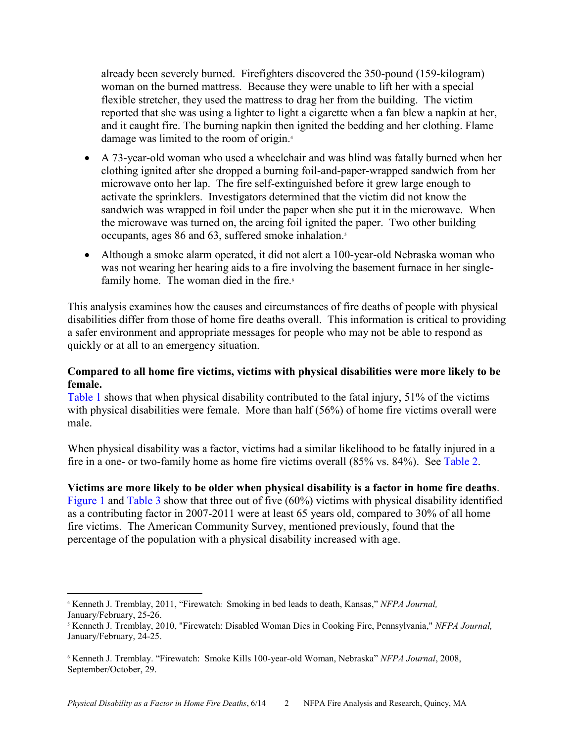already been severely burned. Firefighters discovered the 350-pound (159-kilogram) woman on the burned mattress. Because they were unable to lift her with a special flexible stretcher, they used the mattress to drag her from the building. The victim reported that she was using a lighter to light a cigarette when a fan blew a napkin at her, and it caught fire. The burning napkin then ignited the bedding and her clothing. Flame damage was limited to the room of origin.[4]

- A 73-year-old woman who used a wheelchair and was blind was fatally burned when her clothing ignited after she dropped a burning foil-and-paper-wrapped sandwich from her microwave onto her lap. The fire self-extinguished before it grew large enough to activate the sprinklers. Investigators determined that the victim did not know the sandwich was wrapped in foil under the paper when she put it in the microwave. When the microwave was turned on, the arcing foil ignited the paper. Two other building occupants, ages 86 and 63, suffered smoke inhalation.[5]
- Although a smoke alarm operated, it did not alert a 100-year-old Nebraska woman who was not wearing her hearing aids to a fire involving the basement furnace in her single-family home. The woman died in the fire.[6]

This analysis examines how the causes and circumstances of fire deaths of people with physical disabilities differ from those of home fire deaths overall. This information is critical to providing a safer environment and appropriate messages for people who may not be able to respond as quickly or at all to an emergency situation.

**Compared to all home fire victims, victims with physical disabilities were more likely to be female.**
Table 1 shows that when physical disability contributed to the fatal injury, 51% of the victims with physical disabilities were female. More than half (56%) of home fire victims overall were male.

When physical disability was a factor, victims had a similar likelihood to be fatally injured in a fire in a one- or two-family home as home fire victims overall (85% vs. 84%). See Table 2.

**Victims are more likely to be older when physical disability is a factor in home fire deaths**.
Figure 1 and Table 3 show that three out of five (60%) victims with physical disability identified as a contributing factor in 2007-2011 were at least 65 years old, compared to 30% of all home fire victims. The American Community Survey, mentioned previously, found that the percentage of the population with a physical disability increased with age.

---

[4] Kenneth J. Tremblay, 2011, "Firewatch: Smoking in bed leads to death, Kansas," *NFPA Journal,* January/February, 25-26.

[5] Kenneth J. Tremblay, 2010, "Firewatch: Disabled Woman Dies in Cooking Fire, Pennsylvania," *NFPA Journal,* January/February, 24-25.

[6] Kenneth J. Tremblay. "Firewatch: Smoke Kills 100-year-old Woman, Nebraska" *NFPA Journal*, 2008, September/October, 29.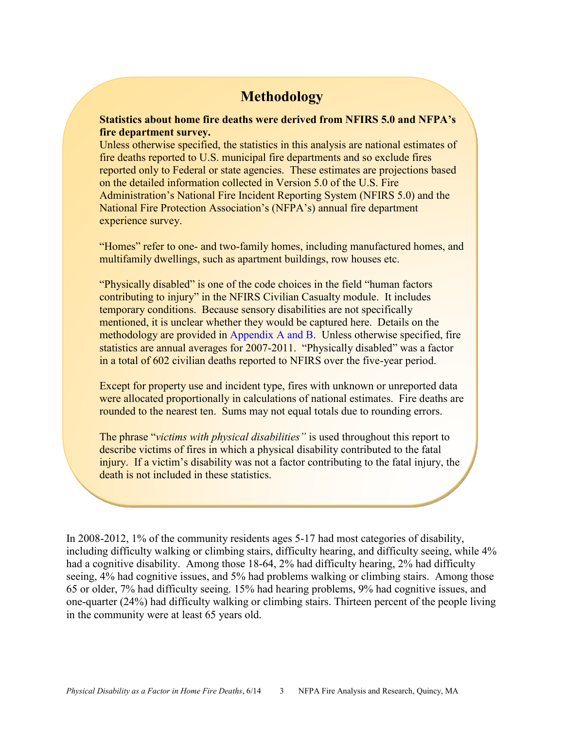## Methodology

**Statistics about home fire deaths were derived from NFIRS 5.0 and NFPA's fire department survey.**

Unless otherwise specified, the statistics in this analysis are national estimates of fire deaths reported to U.S. municipal fire departments and so exclude fires reported only to Federal or state agencies. These estimates are projections based on the detailed information collected in Version 5.0 of the U.S. Fire Administration's National Fire Incident Reporting System (NFIRS 5.0) and the National Fire Protection Association's (NFPA's) annual fire department experience survey.

"Homes" refer to one- and two-family homes, including manufactured homes, and multifamily dwellings, such as apartment buildings, row houses etc.

"Physically disabled" is one of the code choices in the field "human factors contributing to injury" in the NFIRS Civilian Casualty module. It includes temporary conditions. Because sensory disabilities are not specifically mentioned, it is unclear whether they would be captured here. Details on the methodology are provided in Appendix A and B. Unless otherwise specified, fire statistics are annual averages for 2007-2011. "Physically disabled" was a factor in a total of 602 civilian deaths reported to NFIRS over the five-year period.

Except for property use and incident type, fires with unknown or unreported data were allocated proportionally in calculations of national estimates. Fire deaths are rounded to the nearest ten. Sums may not equal totals due to rounding errors.

The phrase "*victims with physical disabilities"* is used throughout this report to describe victims of fires in which a physical disability contributed to the fatal injury. If a victim's disability was not a factor contributing to the fatal injury, the death is not included in these statistics.

In 2008-2012, 1% of the community residents ages 5-17 had most categories of disability, including difficulty walking or climbing stairs, difficulty hearing, and difficulty seeing, while 4% had a cognitive disability. Among those 18-64, 2% had difficulty hearing, 2% had difficulty seeing, 4% had cognitive issues, and 5% had problems walking or climbing stairs. Among those 65 or older, 7% had difficulty seeing. 15% had hearing problems, 9% had cognitive issues, and one-quarter (24%) had difficulty walking or climbing stairs. Thirteen percent of the people living in the community were at least 65 years old.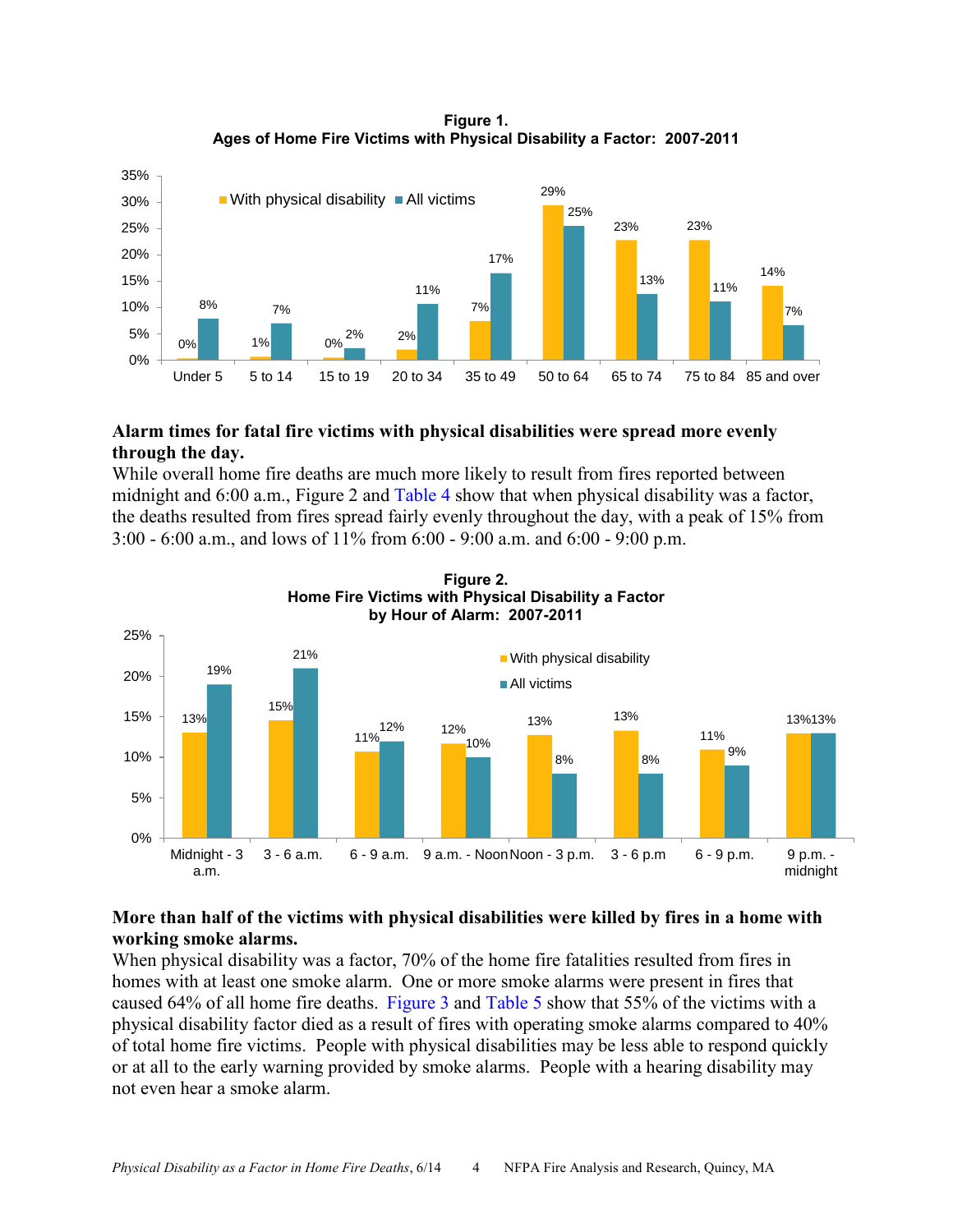**Figure 1.**
**Ages of Home Fire Victims with Physical Disability a Factor: 2007-2011**

| Age | With physical disability | All victims |
|---|---|---|
| Under 5 | 0% | 8% |
| 5 to 14 | 1% | 7% |
| 15 to 19 | 0% | 2% |
| 20 to 34 | 2% | 11% |
| 35 to 49 | 7% | 17% |
| 50 to 64 | 29% | 25% |
| 65 to 74 | 23% | 13% |
| 75 to 84 | 23% | 11% |
| 85 and over | 14% | 7% |

**Alarm times for fatal fire victims with physical disabilities were spread more evenly through the day.**

While overall home fire deaths are much more likely to result from fires reported between midnight and 6:00 a.m., Figure 2 and Table 4 show that when physical disability was a factor, the deaths resulted from fires spread fairly evenly throughout the day, with a peak of 15% from 3:00 - 6:00 a.m., and lows of 11% from 6:00 - 9:00 a.m. and 6:00 - 9:00 p.m.

**Figure 2.**
**Home Fire Victims with Physical Disability a Factor by Hour of Alarm: 2007-2011**

| Hour of alarm | With physical disability | All victims |
|---|---|---|
| Midnight - 3 a.m. | 13% | 19% |
| 3 - 6 a.m. | 15% | 21% |
| 6 - 9 a.m. | 11% | 12% |
| 9 a.m. - Noon | 12% | 10% |
| Noon - 3 p.m. | 13% | 8% |
| 3 - 6 p.m | 13% | 8% |
| 6 - 9 p.m. | 11% | 9% |
| 9 p.m. - midnight | 13% | 13% |

**More than half of the victims with physical disabilities were killed by fires in a home with working smoke alarms.**

When physical disability was a factor, 70% of the home fire fatalities resulted from fires in homes with at least one smoke alarm. One or more smoke alarms were present in fires that caused 64% of all home fire deaths. Figure 3 and Table 5 show that 55% of the victims with a physical disability factor died as a result of fires with operating smoke alarms compared to 40% of total home fire victims. People with physical disabilities may be less able to respond quickly or at all to the early warning provided by smoke alarms. People with a hearing disability may not even hear a smoke alarm.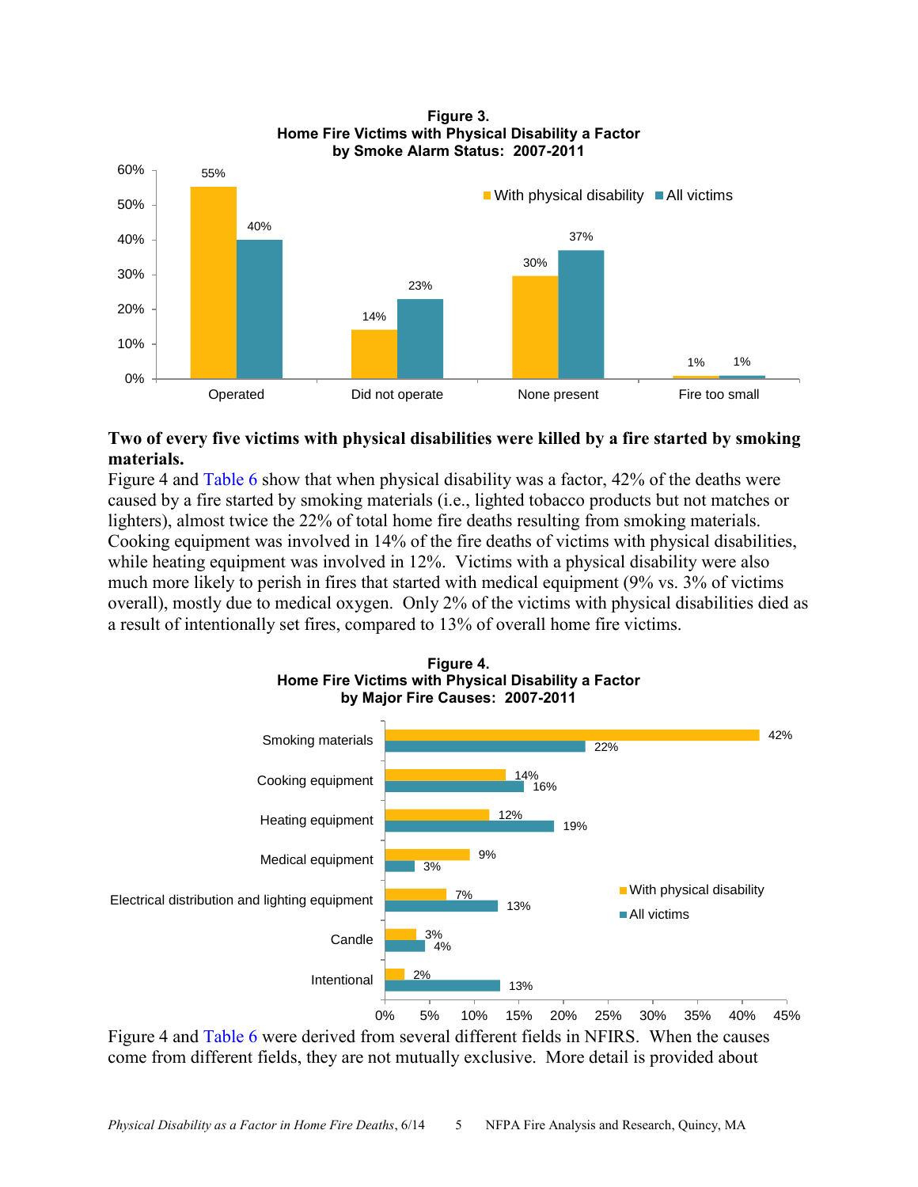**Figure 3.**
**Home Fire Victims with Physical Disability a Factor by Smoke Alarm Status: 2007-2011**

| Smoke alarm status | With physical disability | All victims |
|---|---|---|
| Operated | 55% | 40% |
| Did not operate | 14% | 23% |
| None present | 30% | 37% |
| Fire too small | 1% | 1% |

**Two of every five victims with physical disabilities were killed by a fire started by smoking materials.**

Figure 4 and Table 6 show that when physical disability was a factor, 42% of the deaths were caused by a fire started by smoking materials (i.e., lighted tobacco products but not matches or lighters), almost twice the 22% of total home fire deaths resulting from smoking materials. Cooking equipment was involved in 14% of the fire deaths of victims with physical disabilities, while heating equipment was involved in 12%. Victims with a physical disability were also much more likely to perish in fires that started with medical equipment (9% vs. 3% of victims overall), mostly due to medical oxygen. Only 2% of the victims with physical disabilities died as a result of intentionally set fires, compared to 13% of overall home fire victims.

**Figure 4.**
**Home Fire Victims with Physical Disability a Factor by Major Fire Causes: 2007-2011**

| Cause | With physical disability | All victims |
|---|---|---|
| Smoking materials | 42% | 22% |
| Cooking equipment | 14% | 16% |
| Heating equipment | 12% | 19% |
| Medical equipment | 9% | 3% |
| Electrical distribution and lighting equipment | 7% | 13% |
| Candle | 3% | 4% |
| Intentional | 2% | 13% |

Figure 4 and Table 6 were derived from several different fields in NFIRS. When the causes come from different fields, they are not mutually exclusive. More detail is provided about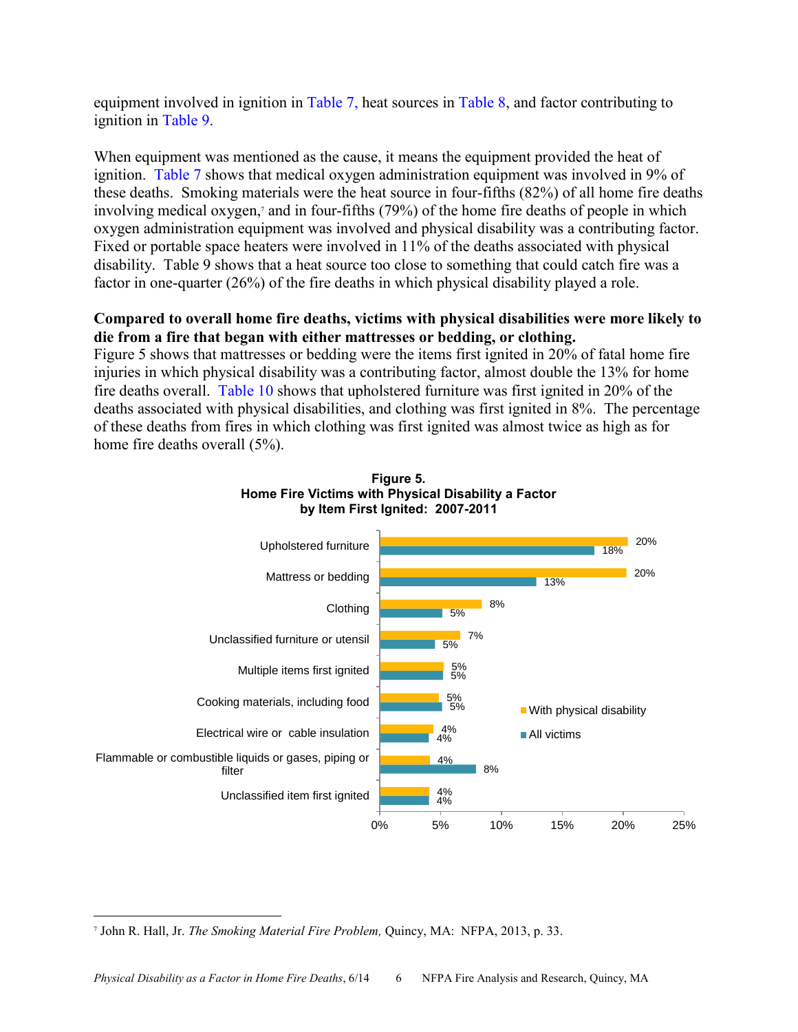equipment involved in ignition in Table 7, heat sources in Table 8, and factor contributing to ignition in Table 9.

When equipment was mentioned as the cause, it means the equipment provided the heat of ignition. Table 7 shows that medical oxygen administration equipment was involved in 9% of these deaths. Smoking materials were the heat source in four-fifths (82%) of all home fire deaths involving medical oxygen,[7] and in four-fifths (79%) of the home fire deaths of people in which oxygen administration equipment was involved and physical disability was a contributing factor. Fixed or portable space heaters were involved in 11% of the deaths associated with physical disability. Table 9 shows that a heat source too close to something that could catch fire was a factor in one-quarter (26%) of the fire deaths in which physical disability played a role.

**Compared to overall home fire deaths, victims with physical disabilities were more likely to die from a fire that began with either mattresses or bedding, or clothing.**

Figure 5 shows that mattresses or bedding were the items first ignited in 20% of fatal home fire injuries in which physical disability was a contributing factor, almost double the 13% for home fire deaths overall. Table 10 shows that upholstered furniture was first ignited in 20% of the deaths associated with physical disabilities, and clothing was first ignited in 8%. The percentage of these deaths from fires in which clothing was first ignited was almost twice as high as for home fire deaths overall (5%).

**Figure 5.**
**Home Fire Victims with Physical Disability a Factor by Item First Ignited: 2007-2011**

| Item first ignited | With physical disability | All victims |
|---|---|---|
| Upholstered furniture | 20% | 18% |
| Mattress or bedding | 20% | 13% |
| Clothing | 8% | 5% |
| Unclassified furniture or utensil | 7% | 5% |
| Multiple items first ignited | 5% | 5% |
| Cooking materials, including food | 5% | 5% |
| Electrical wire or cable insulation | 4% | 4% |
| Flammable or combustible liquids or gases, piping or filter | 4% | 8% |
| Unclassified item first ignited | 4% | 4% |

---

[7] John R. Hall, Jr. *The Smoking Material Fire Problem,* Quincy, MA: NFPA, 2013, p. 33.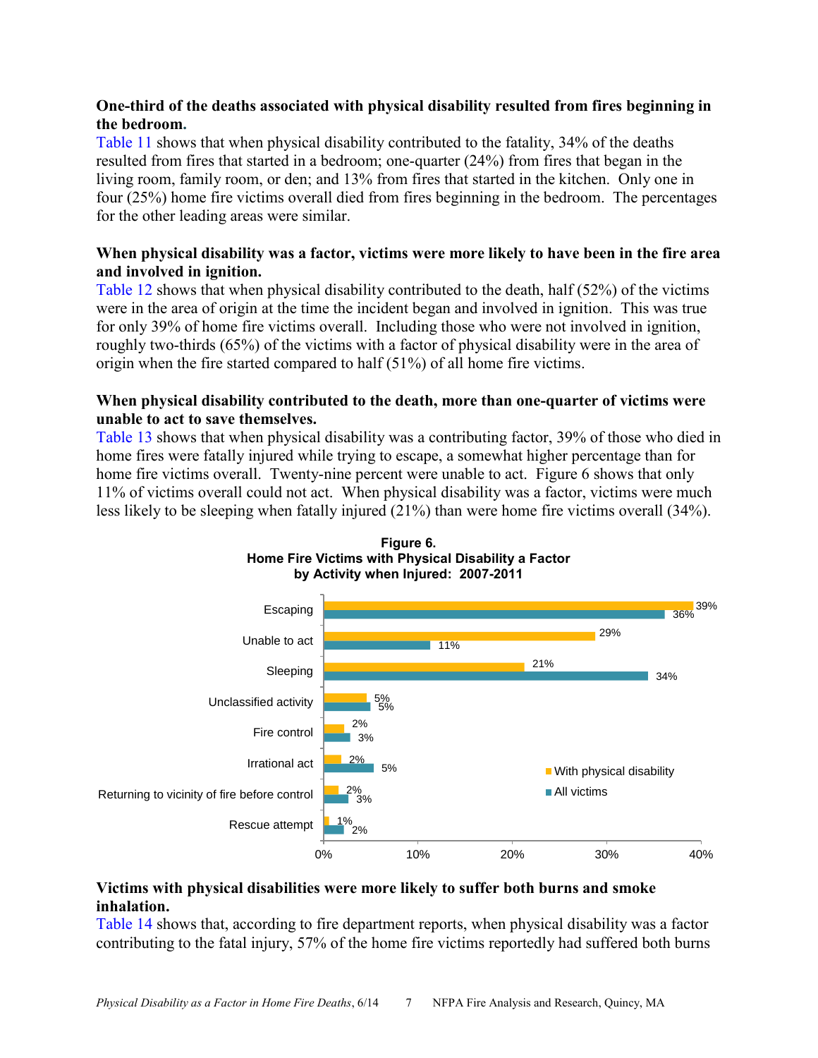**One-third of the deaths associated with physical disability resulted from fires beginning in the bedroom.**

Table 11 shows that when physical disability contributed to the fatality, 34% of the deaths resulted from fires that started in a bedroom; one-quarter (24%) from fires that began in the living room, family room, or den; and 13% from fires that started in the kitchen. Only one in four (25%) home fire victims overall died from fires beginning in the bedroom. The percentages for the other leading areas were similar.

**When physical disability was a factor, victims were more likely to have been in the fire area and involved in ignition.**

Table 12 shows that when physical disability contributed to the death, half (52%) of the victims were in the area of origin at the time the incident began and involved in ignition. This was true for only 39% of home fire victims overall. Including those who were not involved in ignition, roughly two-thirds (65%) of the victims with a factor of physical disability were in the area of origin when the fire started compared to half (51%) of all home fire victims.

**When physical disability contributed to the death, more than one-quarter of victims were unable to act to save themselves.**

Table 13 shows that when physical disability was a contributing factor, 39% of those who died in home fires were fatally injured while trying to escape, a somewhat higher percentage than for home fire victims overall. Twenty-nine percent were unable to act. Figure 6 shows that only 11% of victims overall could not act. When physical disability was a factor, victims were much less likely to be sleeping when fatally injured (21%) than were home fire victims overall (34%).

**Figure 6.**
**Home Fire Victims with Physical Disability a Factor by Activity when Injured: 2007-2011**

| Activity | With physical disability | All victims |
|---|---|---|
| Escaping | 39% | 36% |
| Unable to act | 29% | 11% |
| Sleeping | 21% | 34% |
| Unclassified activity | 5% | 5% |
| Fire control | 2% | 3% |
| Irrational act | 2% | 5% |
| Returning to vicinity of fire before control | 2% | 3% |
| Rescue attempt | 1% | 2% |

**Victims with physical disabilities were more likely to suffer both burns and smoke inhalation.**

Table 14 shows that, according to fire department reports, when physical disability was a factor contributing to the fatal injury, 57% of the home fire victims reportedly had suffered both burns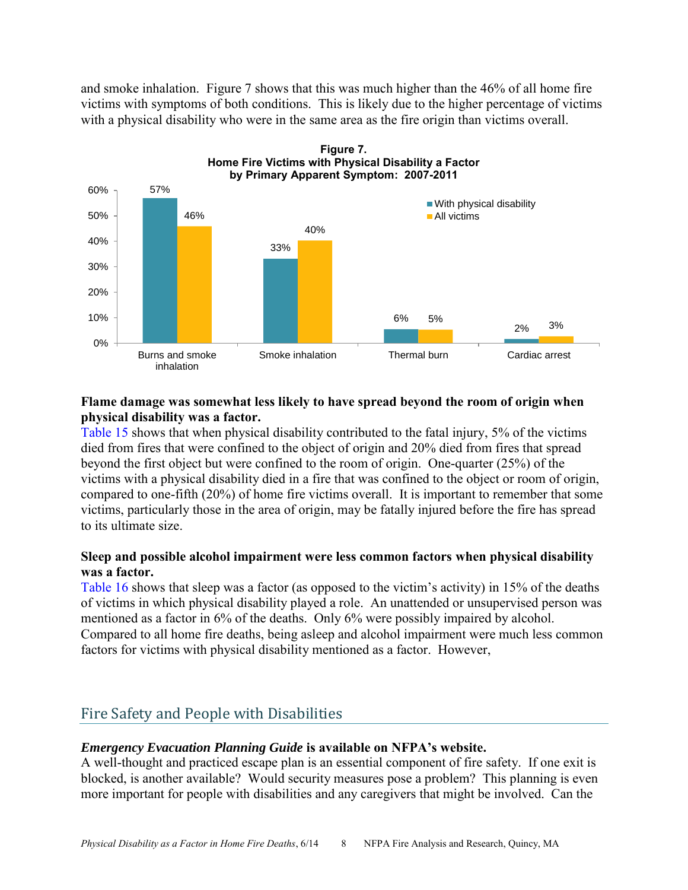and smoke inhalation. Figure 7 shows that this was much higher than the 46% of all home fire victims with symptoms of both conditions. This is likely due to the higher percentage of victims with a physical disability who were in the same area as the fire origin than victims overall.

**Figure 7.**
**Home Fire Victims with Physical Disability a Factor by Primary Apparent Symptom: 2007-2011**

| Primary Apparent Symptom | With physical disability | All victims |
|---|---|---|
| Burns and smoke inhalation | 57% | 46% |
| Smoke inhalation | 33% | 40% |
| Thermal burn | 6% | 5% |
| Cardiac arrest | 2% | 3% |

### Flame damage was somewhat less likely to have spread beyond the room of origin when physical disability was a factor.

Table 15 shows that when physical disability contributed to the fatal injury, 5% of the victims died from fires that were confined to the object of origin and 20% died from fires that spread beyond the first object but were confined to the room of origin. One-quarter (25%) of the victims with a physical disability died in a fire that was confined to the object or room of origin, compared to one-fifth (20%) of home fire victims overall. It is important to remember that some victims, particularly those in the area of origin, may be fatally injured before the fire has spread to its ultimate size.

### Sleep and possible alcohol impairment were less common factors when physical disability was a factor.

Table 16 shows that sleep was a factor (as opposed to the victim's activity) in 15% of the deaths of victims in which physical disability played a role. An unattended or unsupervised person was mentioned as a factor in 6% of the deaths. Only 6% were possibly impaired by alcohol. Compared to all home fire deaths, being asleep and alcohol impairment were much less common factors for victims with physical disability mentioned as a factor. However,

## Fire Safety and People with Disabilities

***Emergency Evacuation Planning Guide* is available on NFPA's website.**

A well-thought and practiced escape plan is an essential component of fire safety. If one exit is blocked, is another available? Would security measures pose a problem? This planning is even more important for people with disabilities and any caregivers that might be involved. Can the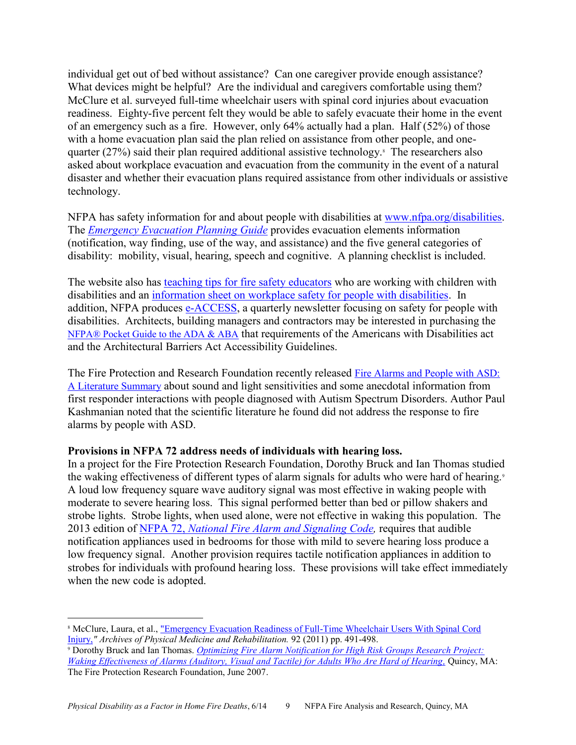individual get out of bed without assistance? Can one caregiver provide enough assistance? What devices might be helpful? Are the individual and caregivers comfortable using them? McClure et al. surveyed full-time wheelchair users with spinal cord injuries about evacuation readiness. Eighty-five percent felt they would be able to safely evacuate their home in the event of an emergency such as a fire. However, only 64% actually had a plan. Half (52%) of those with a home evacuation plan said the plan relied on assistance from other people, and one-quarter (27%) said their plan required additional assistive technology.[8] The researchers also asked about workplace evacuation and evacuation from the community in the event of a natural disaster and whether their evacuation plans required assistance from other individuals or assistive technology.

NFPA has safety information for and about people with disabilities at www.nfpa.org/disabilities. The *Emergency Evacuation Planning Guide* provides evacuation elements information (notification, way finding, use of the way, and assistance) and the five general categories of disability: mobility, visual, hearing, speech and cognitive. A planning checklist is included.

The website also has teaching tips for fire safety educators who are working with children with disabilities and an information sheet on workplace safety for people with disabilities. In addition, NFPA produces e-ACCESS, a quarterly newsletter focusing on safety for people with disabilities. Architects, building managers and contractors may be interested in purchasing the NFPA® Pocket Guide to the ADA & ABA that requirements of the Americans with Disabilities act and the Architectural Barriers Act Accessibility Guidelines.

The Fire Protection and Research Foundation recently released Fire Alarms and People with ASD: A Literature Summary about sound and light sensitivities and some anecdotal information from first responder interactions with people diagnosed with Autism Spectrum Disorders. Author Paul Kashmanian noted that the scientific literature he found did not address the response to fire alarms by people with ASD.

**Provisions in NFPA 72 address needs of individuals with hearing loss.**
In a project for the Fire Protection Research Foundation, Dorothy Bruck and Ian Thomas studied the waking effectiveness of different types of alarm signals for adults who were hard of hearing.[9] A loud low frequency square wave auditory signal was most effective in waking people with moderate to severe hearing loss. This signal performed better than bed or pillow shakers and strobe lights. Strobe lights, when used alone, were not effective in waking this population. The 2013 edition of NFPA 72, *National Fire Alarm and Signaling Code,* requires that audible notification appliances used in bedrooms for those with mild to severe hearing loss produce a low frequency signal. Another provision requires tactile notification appliances in addition to strobes for individuals with profound hearing loss. These provisions will take effect immediately when the new code is adopted.

---

[8] McClure, Laura, et al., "Emergency Evacuation Readiness of Full-Time Wheelchair Users With Spinal Cord Injury," *Archives of Physical Medicine and Rehabilitation.* 92 (2011) pp. 491-498.

[9] Dorothy Bruck and Ian Thomas. *Optimizing Fire Alarm Notification for High Risk Groups Research Project: Waking Effectiveness of Alarms (Auditory, Visual and Tactile) for Adults Who Are Hard of Hearing,* Quincy, MA: The Fire Protection Research Foundation, June 2007.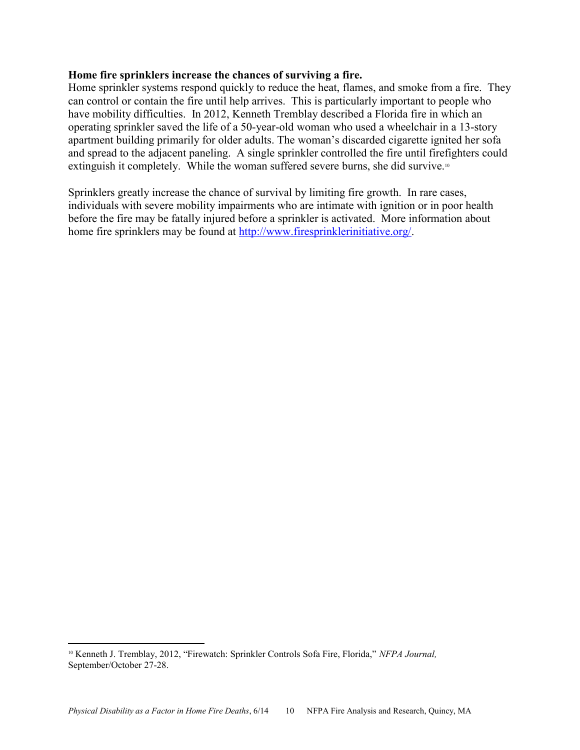**Home fire sprinklers increase the chances of surviving a fire.**

Home sprinkler systems respond quickly to reduce the heat, flames, and smoke from a fire. They can control or contain the fire until help arrives. This is particularly important to people who have mobility difficulties. In 2012, Kenneth Tremblay described a Florida fire in which an operating sprinkler saved the life of a 50-year-old woman who used a wheelchair in a 13-story apartment building primarily for older adults. The woman's discarded cigarette ignited her sofa and spread to the adjacent paneling. A single sprinkler controlled the fire until firefighters could extinguish it completely. While the woman suffered severe burns, she did survive.[10]

Sprinklers greatly increase the chance of survival by limiting fire growth. In rare cases, individuals with severe mobility impairments who are intimate with ignition or in poor health before the fire may be fatally injured before a sprinkler is activated. More information about home fire sprinklers may be found at http://www.firesprinklerinitiative.org/.

---

[10] Kenneth J. Tremblay, 2012, "Firewatch: Sprinkler Controls Sofa Fire, Florida," *NFPA Journal,* September/October 27-28.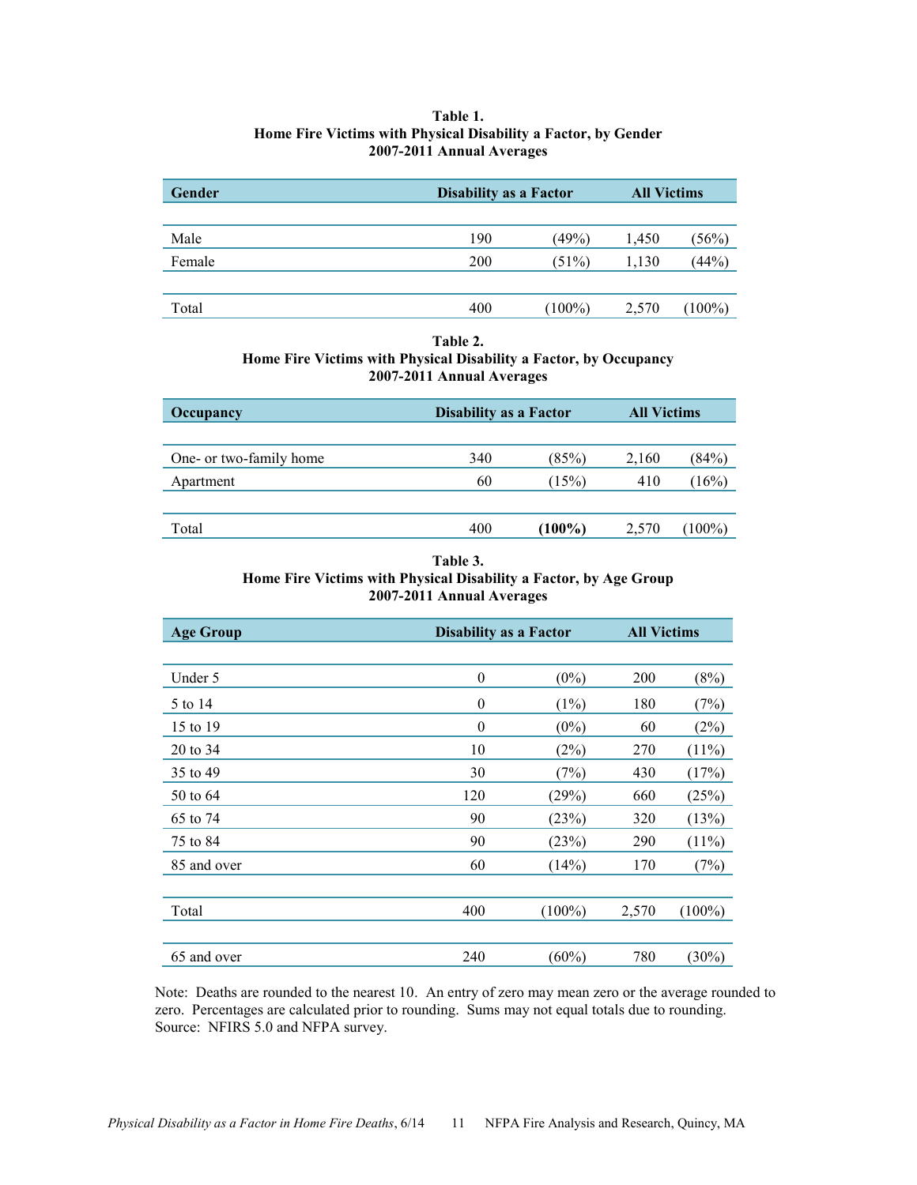**Table 1.**
**Home Fire Victims with Physical Disability a Factor, by Gender**
**2007-2011 Annual Averages**

| Gender | Disability as a Factor | | All Victims | |
|---|---|---|---|---|
| | | | | |
| Male | 190 | (49%) | 1,450 | (56%) |
| Female | 200 | (51%) | 1,130 | (44%) |
| | | | | |
| Total | 400 | (100%) | 2,570 | (100%) |

**Table 2.**
**Home Fire Victims with Physical Disability a Factor, by Occupancy**
**2007-2011 Annual Averages**

| Occupancy | Disability as a Factor | | All Victims | |
|---|---|---|---|---|
| | | | | |
| One- or two-family home | 340 | (85%) | 2,160 | (84%) |
| Apartment | 60 | (15%) | 410 | (16%) |
| | | | | |
| Total | 400 | **(100%)** | 2,570 | (100%) |

**Table 3.**
**Home Fire Victims with Physical Disability a Factor, by Age Group**
**2007-2011 Annual Averages**

| Age Group | Disability as a Factor | | All Victims | |
|---|---|---|---|---|
| | | | | |
| Under 5 | 0 | (0%) | 200 | (8%) |
| 5 to 14 | 0 | (1%) | 180 | (7%) |
| 15 to 19 | 0 | (0%) | 60 | (2%) |
| 20 to 34 | 10 | (2%) | 270 | (11%) |
| 35 to 49 | 30 | (7%) | 430 | (17%) |
| 50 to 64 | 120 | (29%) | 660 | (25%) |
| 65 to 74 | 90 | (23%) | 320 | (13%) |
| 75 to 84 | 90 | (23%) | 290 | (11%) |
| 85 and over | 60 | (14%) | 170 | (7%) |
| | | | | |
| Total | 400 | (100%) | 2,570 | (100%) |
| | | | | |
| 65 and over | 240 | (60%) | 780 | (30%) |

Note: Deaths are rounded to the nearest 10. An entry of zero may mean zero or the average rounded to zero. Percentages are calculated prior to rounding. Sums may not equal totals due to rounding.
Source: NFIRS 5.0 and NFPA survey.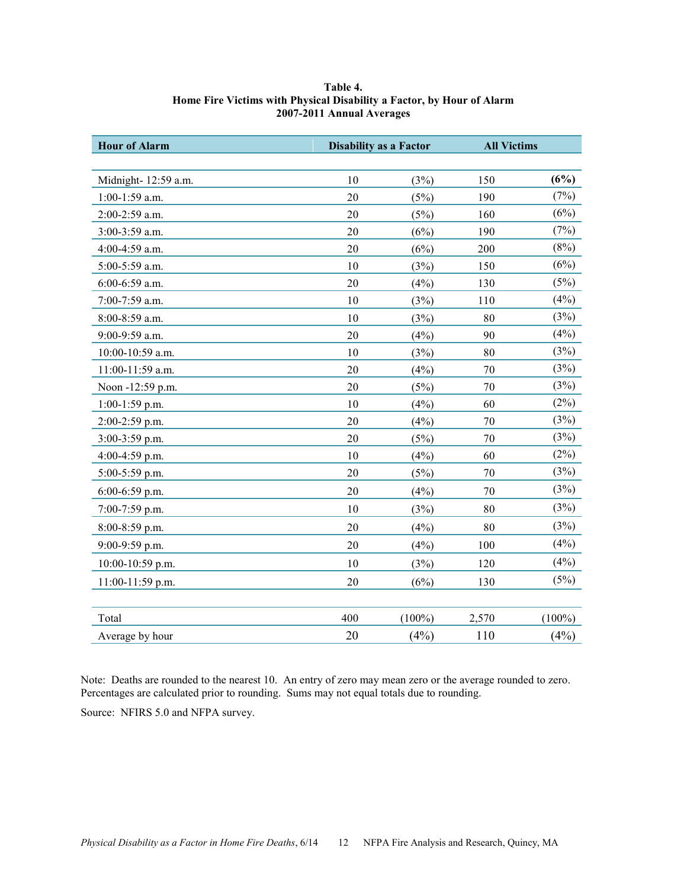**Table 4.**
**Home Fire Victims with Physical Disability a Factor, by Hour of Alarm**
**2007-2011 Annual Averages**

| Hour of Alarm | Disability as a Factor | | All Victims | |
|---|---|---|---|---|
| Midnight- 12:59 a.m. | 10 | (3%) | 150 | **(6%)** |
| 1:00-1:59 a.m. | 20 | (5%) | 190 | (7%) |
| 2:00-2:59 a.m. | 20 | (5%) | 160 | (6%) |
| 3:00-3:59 a.m. | 20 | (6%) | 190 | (7%) |
| 4:00-4:59 a.m. | 20 | (6%) | 200 | (8%) |
| 5:00-5:59 a.m. | 10 | (3%) | 150 | (6%) |
| 6:00-6:59 a.m. | 20 | (4%) | 130 | (5%) |
| 7:00-7:59 a.m. | 10 | (3%) | 110 | (4%) |
| 8:00-8:59 a.m. | 10 | (3%) | 80 | (3%) |
| 9:00-9:59 a.m. | 20 | (4%) | 90 | (4%) |
| 10:00-10:59 a.m. | 10 | (3%) | 80 | (3%) |
| 11:00-11:59 a.m. | 20 | (4%) | 70 | (3%) |
| Noon -12:59 p.m. | 20 | (5%) | 70 | (3%) |
| 1:00-1:59 p.m. | 10 | (4%) | 60 | (2%) |
| 2:00-2:59 p.m. | 20 | (4%) | 70 | (3%) |
| 3:00-3:59 p.m. | 20 | (5%) | 70 | (3%) |
| 4:00-4:59 p.m. | 10 | (4%) | 60 | (2%) |
| 5:00-5:59 p.m. | 20 | (5%) | 70 | (3%) |
| 6:00-6:59 p.m. | 20 | (4%) | 70 | (3%) |
| 7:00-7:59 p.m. | 10 | (3%) | 80 | (3%) |
| 8:00-8:59 p.m. | 20 | (4%) | 80 | (3%) |
| 9:00-9:59 p.m. | 20 | (4%) | 100 | (4%) |
| 10:00-10:59 p.m. | 10 | (3%) | 120 | (4%) |
| 11:00-11:59 p.m. | 20 | (6%) | 130 | (5%) |
| Total | 400 | (100%) | 2,570 | (100%) |
| Average by hour | 20 | (4%) | 110 | (4%) |

Note: Deaths are rounded to the nearest 10. An entry of zero may mean zero or the average rounded to zero. Percentages are calculated prior to rounding. Sums may not equal totals due to rounding.

Source: NFIRS 5.0 and NFPA survey.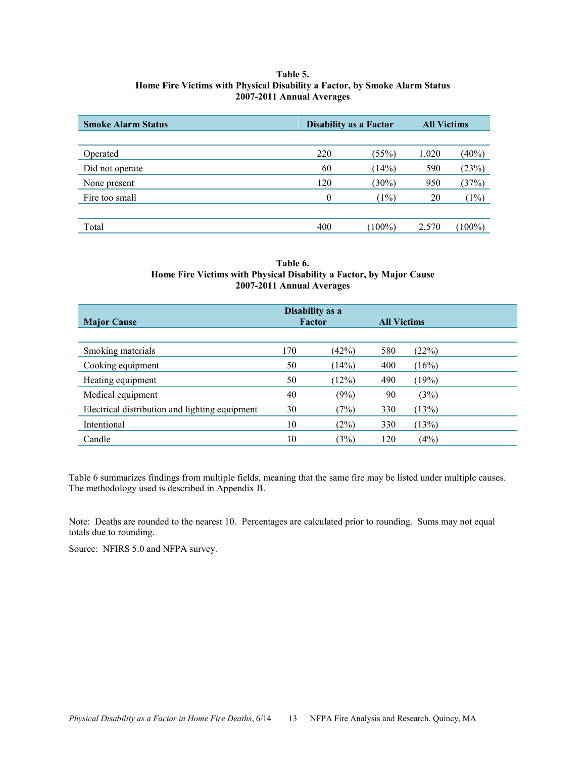**Table 5.**
**Home Fire Victims with Physical Disability a Factor, by Smoke Alarm Status**
**2007-2011 Annual Averages**

| Smoke Alarm Status | Disability as a Factor | | All Victims | |
|---|---|---|---|---|
| Operated | 220 | (55%) | 1,020 | (40%) |
| Did not operate | 60 | (14%) | 590 | (23%) |
| None present | 120 | (30%) | 950 | (37%) |
| Fire too small | 0 | (1%) | 20 | (1%) |
| Total | 400 | (100%) | 2,570 | (100%) |

**Table 6.**
**Home Fire Victims with Physical Disability a Factor, by Major Cause**
**2007-2011 Annual Averages**

| Major Cause | Disability as a Factor | | All Victims | |
|---|---|---|---|---|
| Smoking materials | 170 | (42%) | 580 | (22%) |
| Cooking equipment | 50 | (14%) | 400 | (16%) |
| Heating equipment | 50 | (12%) | 490 | (19%) |
| Medical equipment | 40 | (9%) | 90 | (3%) |
| Electrical distribution and lighting equipment | 30 | (7%) | 330 | (13%) |
| Intentional | 10 | (2%) | 330 | (13%) |
| Candle | 10 | (3%) | 120 | (4%) |

Table 6 summarizes findings from multiple fields, meaning that the same fire may be listed under multiple causes. The methodology used is described in Appendix B.

Note: Deaths are rounded to the nearest 10. Percentages are calculated prior to rounding. Sums may not equal totals due to rounding.

Source: NFIRS 5.0 and NFPA survey.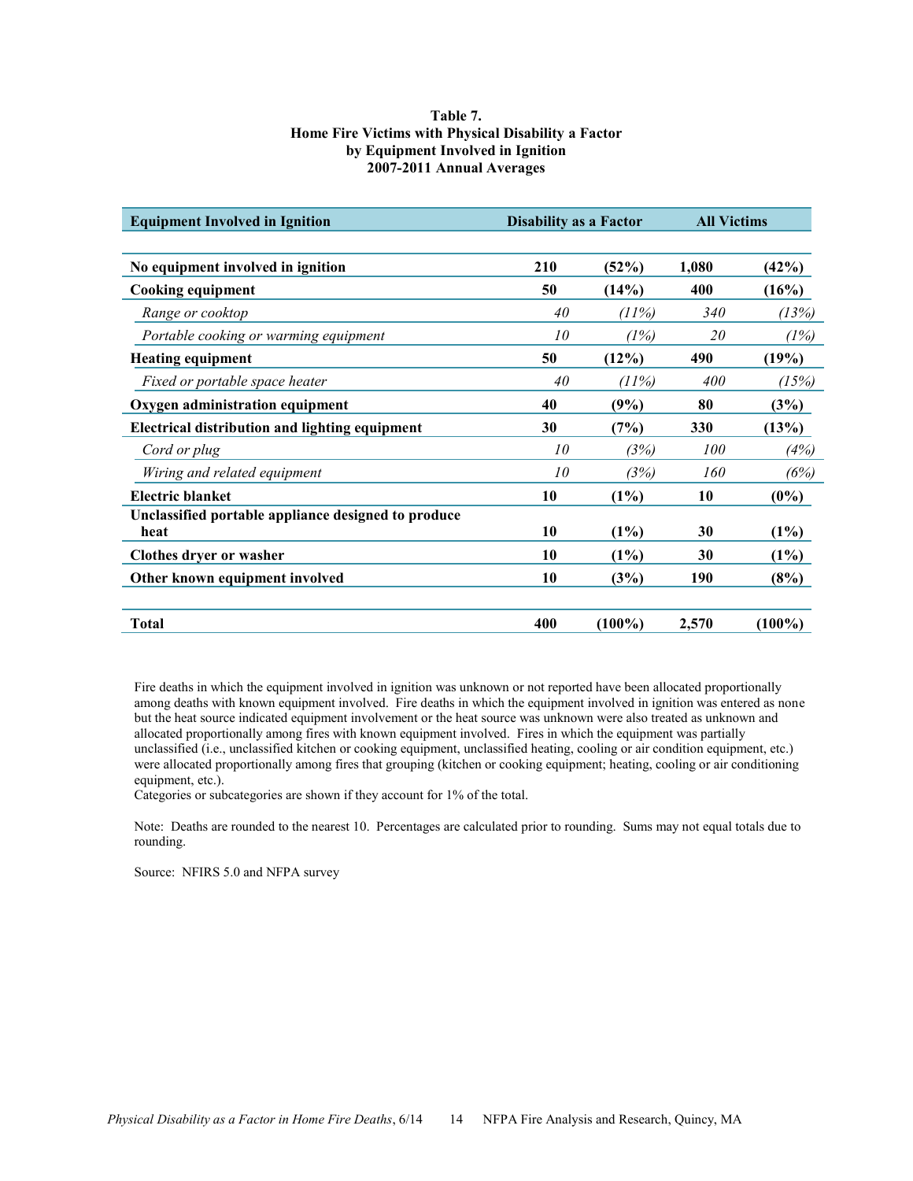**Table 7.**
**Home Fire Victims with Physical Disability a Factor by Equipment Involved in Ignition**
**2007-2011 Annual Averages**

| Equipment Involved in Ignition | Disability as a Factor | | All Victims | |
|---|---|---|---|---|
| **No equipment involved in ignition** | **210** | **(52%)** | **1,080** | **(42%)** |
| **Cooking equipment** | **50** | **(14%)** | **400** | **(16%)** |
| *Range or cooktop* | *40* | *(11%)* | *340* | *(13%)* |
| *Portable cooking or warming equipment* | *10* | *(1%)* | *20* | *(1%)* |
| **Heating equipment** | **50** | **(12%)** | **490** | **(19%)** |
| *Fixed or portable space heater* | *40* | *(11%)* | *400* | *(15%)* |
| **Oxygen administration equipment** | **40** | **(9%)** | **80** | **(3%)** |
| **Electrical distribution and lighting equipment** | **30** | **(7%)** | **330** | **(13%)** |
| *Cord or plug* | *10* | *(3%)* | *100* | *(4%)* |
| *Wiring and related equipment* | *10* | *(3%)* | *160* | *(6%)* |
| **Electric blanket** | **10** | **(1%)** | **10** | **(0%)** |
| **Unclassified portable appliance designed to produce heat** | **10** | **(1%)** | **30** | **(1%)** |
| **Clothes dryer or washer** | **10** | **(1%)** | **30** | **(1%)** |
| **Other known equipment involved** | **10** | **(3%)** | **190** | **(8%)** |
| **Total** | **400** | **(100%)** | **2,570** | **(100%)** |

Fire deaths in which the equipment involved in ignition was unknown or not reported have been allocated proportionally among deaths with known equipment involved. Fire deaths in which the equipment involved in ignition was entered as none but the heat source indicated equipment involvement or the heat source was unknown were also treated as unknown and allocated proportionally among fires with known equipment involved. Fires in which the equipment was partially unclassified (i.e., unclassified kitchen or cooking equipment, unclassified heating, cooling or air condition equipment, etc.) were allocated proportionally among fires that grouping (kitchen or cooking equipment; heating, cooling or air conditioning equipment, etc.).
Categories or subcategories are shown if they account for 1% of the total.

Note: Deaths are rounded to the nearest 10. Percentages are calculated prior to rounding. Sums may not equal totals due to rounding.

Source: NFIRS 5.0 and NFPA survey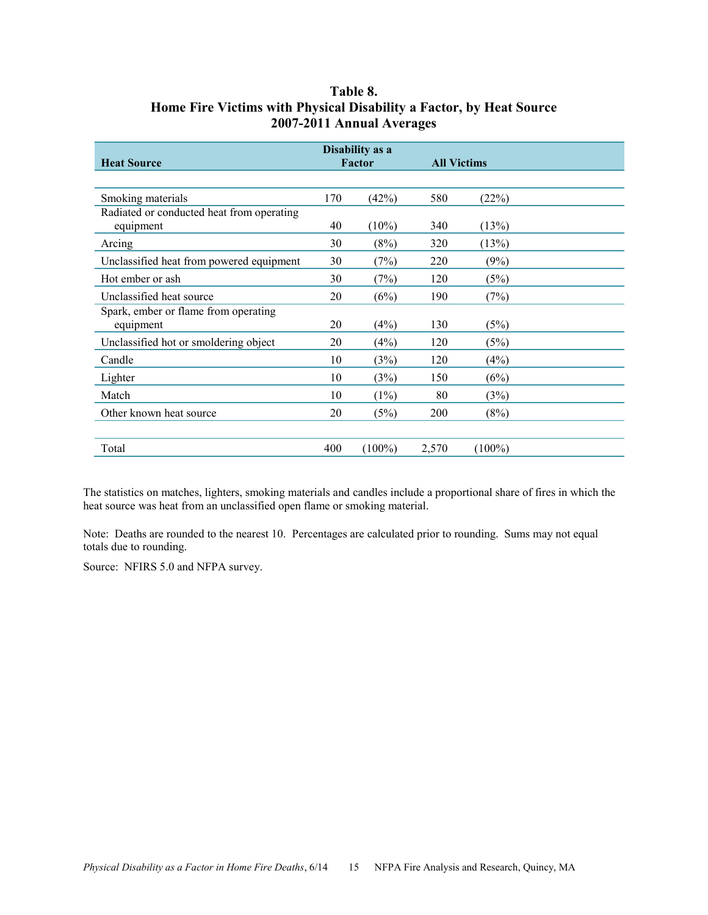**Table 8.**
**Home Fire Victims with Physical Disability a Factor, by Heat Source**
**2007-2011 Annual Averages**

| Heat Source | Disability as a Factor | | All Victims | |
|---|---|---|---|---|
| Smoking materials | 170 | (42%) | 580 | (22%) |
| Radiated or conducted heat from operating equipment | 40 | (10%) | 340 | (13%) |
| Arcing | 30 | (8%) | 320 | (13%) |
| Unclassified heat from powered equipment | 30 | (7%) | 220 | (9%) |
| Hot ember or ash | 30 | (7%) | 120 | (5%) |
| Unclassified heat source | 20 | (6%) | 190 | (7%) |
| Spark, ember or flame from operating equipment | 20 | (4%) | 130 | (5%) |
| Unclassified hot or smoldering object | 20 | (4%) | 120 | (5%) |
| Candle | 10 | (3%) | 120 | (4%) |
| Lighter | 10 | (3%) | 150 | (6%) |
| Match | 10 | (1%) | 80 | (3%) |
| Other known heat source | 20 | (5%) | 200 | (8%) |
| Total | 400 | (100%) | 2,570 | (100%) |

The statistics on matches, lighters, smoking materials and candles include a proportional share of fires in which the heat source was heat from an unclassified open flame or smoking material.

Note: Deaths are rounded to the nearest 10. Percentages are calculated prior to rounding. Sums may not equal totals due to rounding.

Source: NFIRS 5.0 and NFPA survey.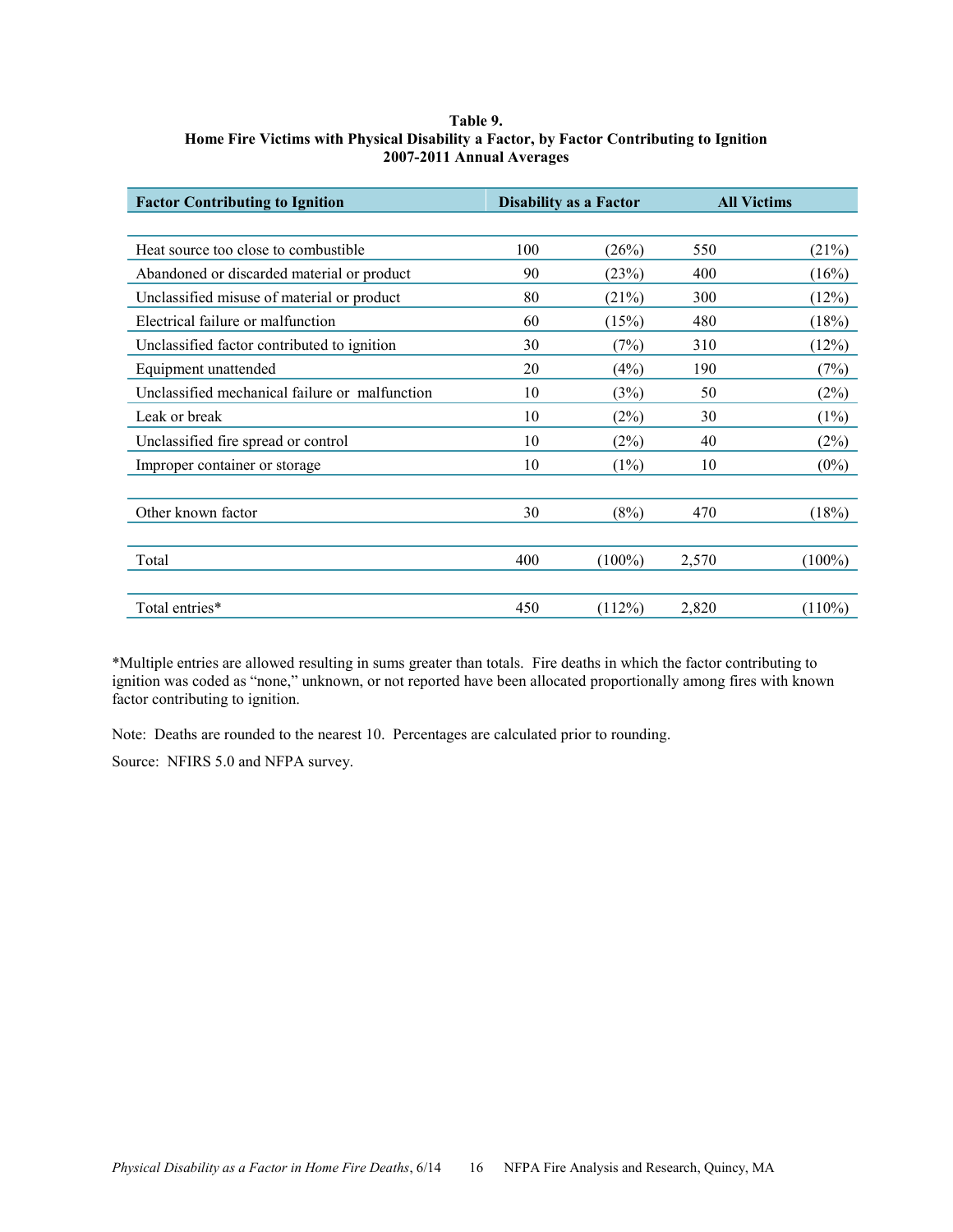**Table 9.**
**Home Fire Victims with Physical Disability a Factor, by Factor Contributing to Ignition**
**2007-2011 Annual Averages**

| Factor Contributing to Ignition | Disability as a Factor | | All Victims | |
|---|---|---|---|---|
| Heat source too close to combustible | 100 | (26%) | 550 | (21%) |
| Abandoned or discarded material or product | 90 | (23%) | 400 | (16%) |
| Unclassified misuse of material or product | 80 | (21%) | 300 | (12%) |
| Electrical failure or malfunction | 60 | (15%) | 480 | (18%) |
| Unclassified factor contributed to ignition | 30 | (7%) | 310 | (12%) |
| Equipment unattended | 20 | (4%) | 190 | (7%) |
| Unclassified mechanical failure or malfunction | 10 | (3%) | 50 | (2%) |
| Leak or break | 10 | (2%) | 30 | (1%) |
| Unclassified fire spread or control | 10 | (2%) | 40 | (2%) |
| Improper container or storage | 10 | (1%) | 10 | (0%) |
| Other known factor | 30 | (8%) | 470 | (18%) |
| Total | 400 | (100%) | 2,570 | (100%) |
| Total entries* | 450 | (112%) | 2,820 | (110%) |

*Multiple entries are allowed resulting in sums greater than totals. Fire deaths in which the factor contributing to ignition was coded as "none," unknown, or not reported have been allocated proportionally among fires with known factor contributing to ignition.

Note: Deaths are rounded to the nearest 10. Percentages are calculated prior to rounding.

Source: NFIRS 5.0 and NFPA survey.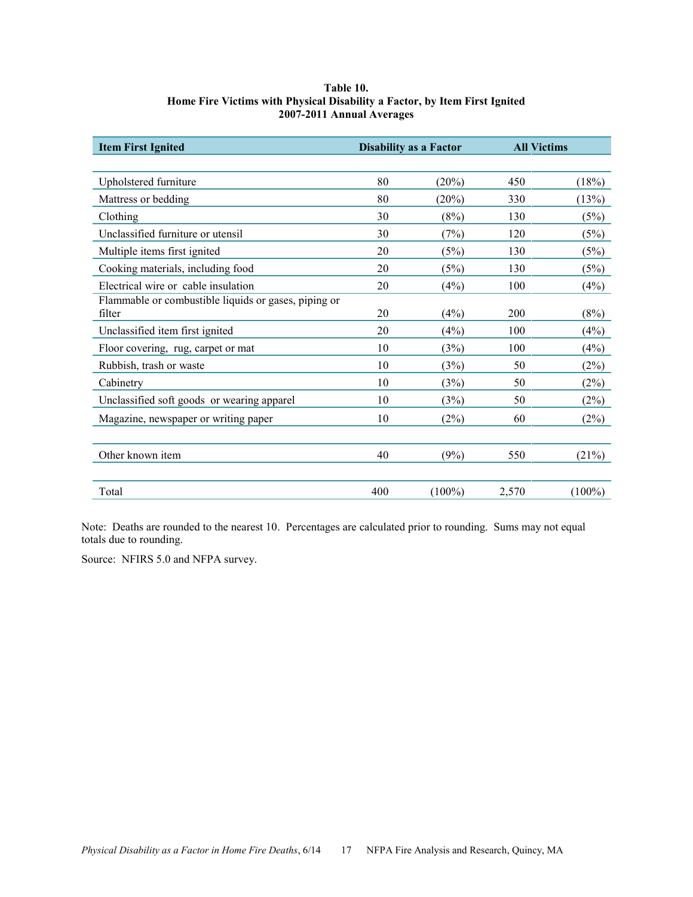**Table 10.**
**Home Fire Victims with Physical Disability a Factor, by Item First Ignited**
**2007-2011 Annual Averages**

| Item First Ignited | Disability as a Factor | | All Victims | |
|---|---|---|---|---|
| Upholstered furniture | 80 | (20%) | 450 | (18%) |
| Mattress or bedding | 80 | (20%) | 330 | (13%) |
| Clothing | 30 | (8%) | 130 | (5%) |
| Unclassified furniture or utensil | 30 | (7%) | 120 | (5%) |
| Multiple items first ignited | 20 | (5%) | 130 | (5%) |
| Cooking materials, including food | 20 | (5%) | 130 | (5%) |
| Electrical wire or cable insulation | 20 | (4%) | 100 | (4%) |
| Flammable or combustible liquids or gases, piping or filter | 20 | (4%) | 200 | (8%) |
| Unclassified item first ignited | 20 | (4%) | 100 | (4%) |
| Floor covering, rug, carpet or mat | 10 | (3%) | 100 | (4%) |
| Rubbish, trash or waste | 10 | (3%) | 50 | (2%) |
| Cabinetry | 10 | (3%) | 50 | (2%) |
| Unclassified soft goods or wearing apparel | 10 | (3%) | 50 | (2%) |
| Magazine, newspaper or writing paper | 10 | (2%) | 60 | (2%) |
| Other known item | 40 | (9%) | 550 | (21%) |
| Total | 400 | (100%) | 2,570 | (100%) |

Note: Deaths are rounded to the nearest 10. Percentages are calculated prior to rounding. Sums may not equal totals due to rounding.

Source: NFIRS 5.0 and NFPA survey.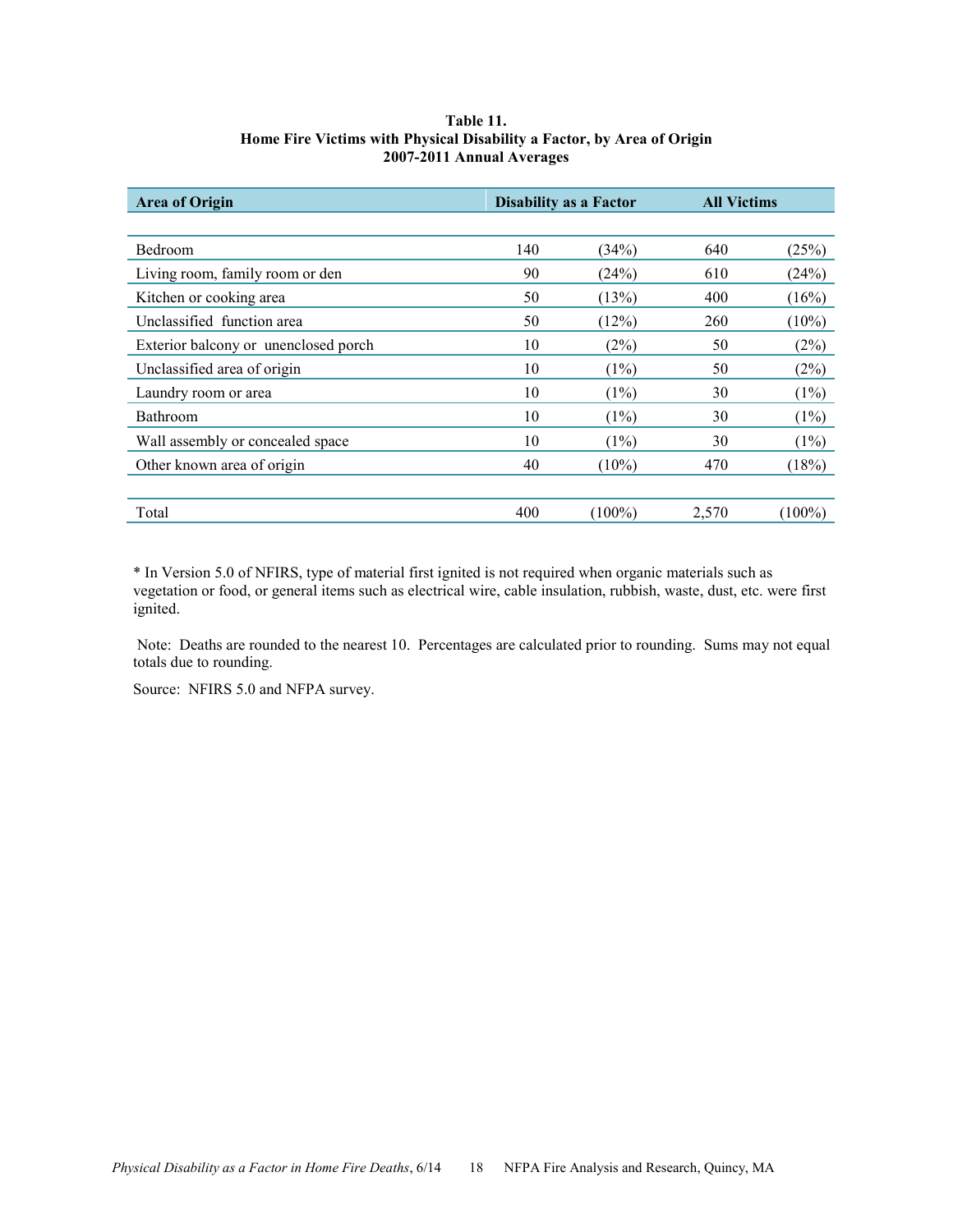**Table 11.**
**Home Fire Victims with Physical Disability a Factor, by Area of Origin**
**2007-2011 Annual Averages**

| Area of Origin | Disability as a Factor | | All Victims | |
|---|---|---|---|---|
| Bedroom | 140 | (34%) | 640 | (25%) |
| Living room, family room or den | 90 | (24%) | 610 | (24%) |
| Kitchen or cooking area | 50 | (13%) | 400 | (16%) |
| Unclassified function area | 50 | (12%) | 260 | (10%) |
| Exterior balcony or unenclosed porch | 10 | (2%) | 50 | (2%) |
| Unclassified area of origin | 10 | (1%) | 50 | (2%) |
| Laundry room or area | 10 | (1%) | 30 | (1%) |
| Bathroom | 10 | (1%) | 30 | (1%) |
| Wall assembly or concealed space | 10 | (1%) | 30 | (1%) |
| Other known area of origin | 40 | (10%) | 470 | (18%) |
| Total | 400 | (100%) | 2,570 | (100%) |

* In Version 5.0 of NFIRS, type of material first ignited is not required when organic materials such as vegetation or food, or general items such as electrical wire, cable insulation, rubbish, waste, dust, etc. were first ignited.

Note: Deaths are rounded to the nearest 10. Percentages are calculated prior to rounding. Sums may not equal totals due to rounding.

Source: NFIRS 5.0 and NFPA survey.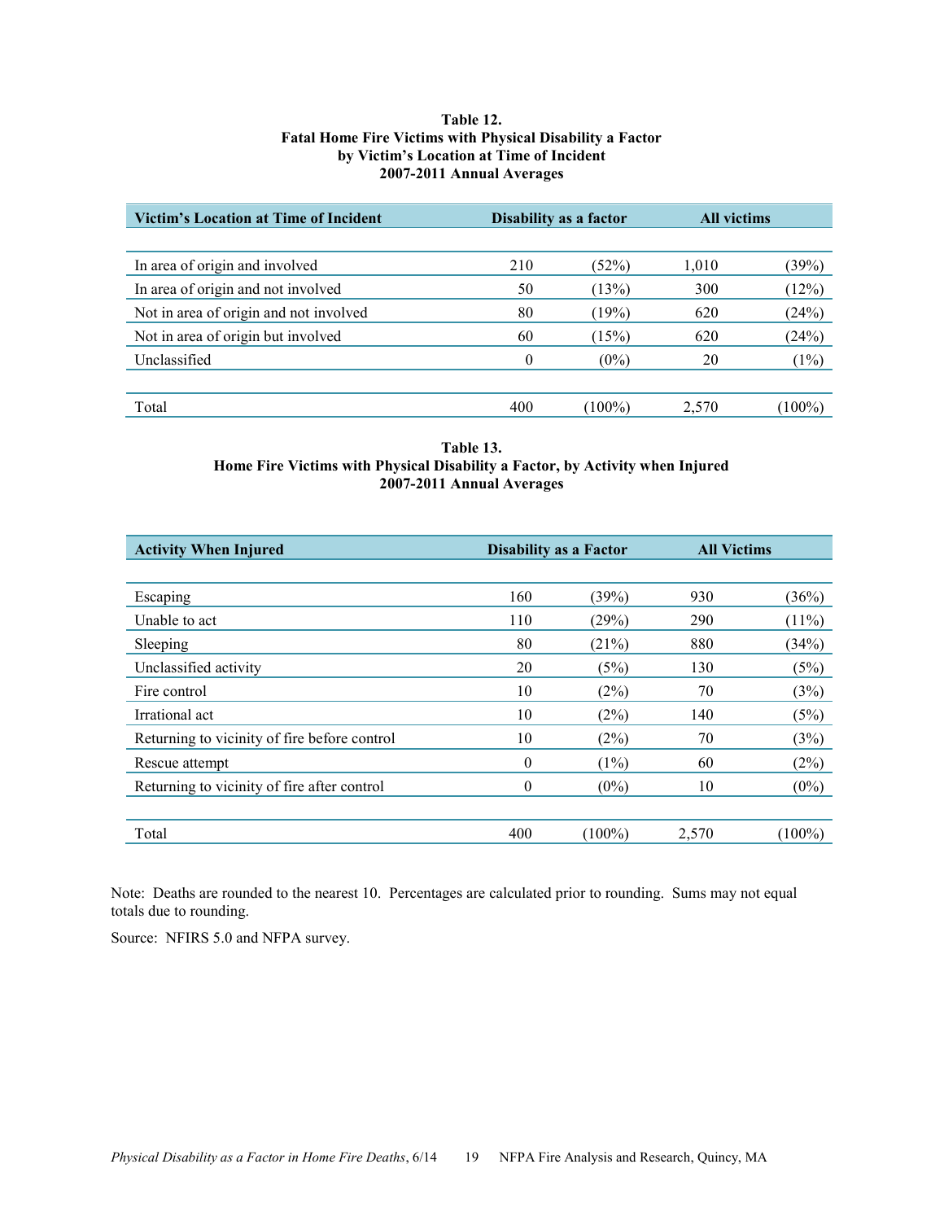**Table 12.**
**Fatal Home Fire Victims with Physical Disability a Factor**
**by Victim's Location at Time of Incident**
**2007-2011 Annual Averages**

| Victim's Location at Time of Incident | Disability as a factor | | All victims | |
|---|---|---|---|---|
| In area of origin and involved | 210 | (52%) | 1,010 | (39%) |
| In area of origin and not involved | 50 | (13%) | 300 | (12%) |
| Not in area of origin and not involved | 80 | (19%) | 620 | (24%) |
| Not in area of origin but involved | 60 | (15%) | 620 | (24%) |
| Unclassified | 0 | (0%) | 20 | (1%) |
| Total | 400 | (100%) | 2,570 | (100%) |

**Table 13.**
**Home Fire Victims with Physical Disability a Factor, by Activity when Injured**
**2007-2011 Annual Averages**

| Activity When Injured | Disability as a Factor | | All Victims | |
|---|---|---|---|---|
| Escaping | 160 | (39%) | 930 | (36%) |
| Unable to act | 110 | (29%) | 290 | (11%) |
| Sleeping | 80 | (21%) | 880 | (34%) |
| Unclassified activity | 20 | (5%) | 130 | (5%) |
| Fire control | 10 | (2%) | 70 | (3%) |
| Irrational act | 10 | (2%) | 140 | (5%) |
| Returning to vicinity of fire before control | 10 | (2%) | 70 | (3%) |
| Rescue attempt | 0 | (1%) | 60 | (2%) |
| Returning to vicinity of fire after control | 0 | (0%) | 10 | (0%) |
| Total | 400 | (100%) | 2,570 | (100%) |

Note: Deaths are rounded to the nearest 10. Percentages are calculated prior to rounding. Sums may not equal totals due to rounding.

Source: NFIRS 5.0 and NFPA survey.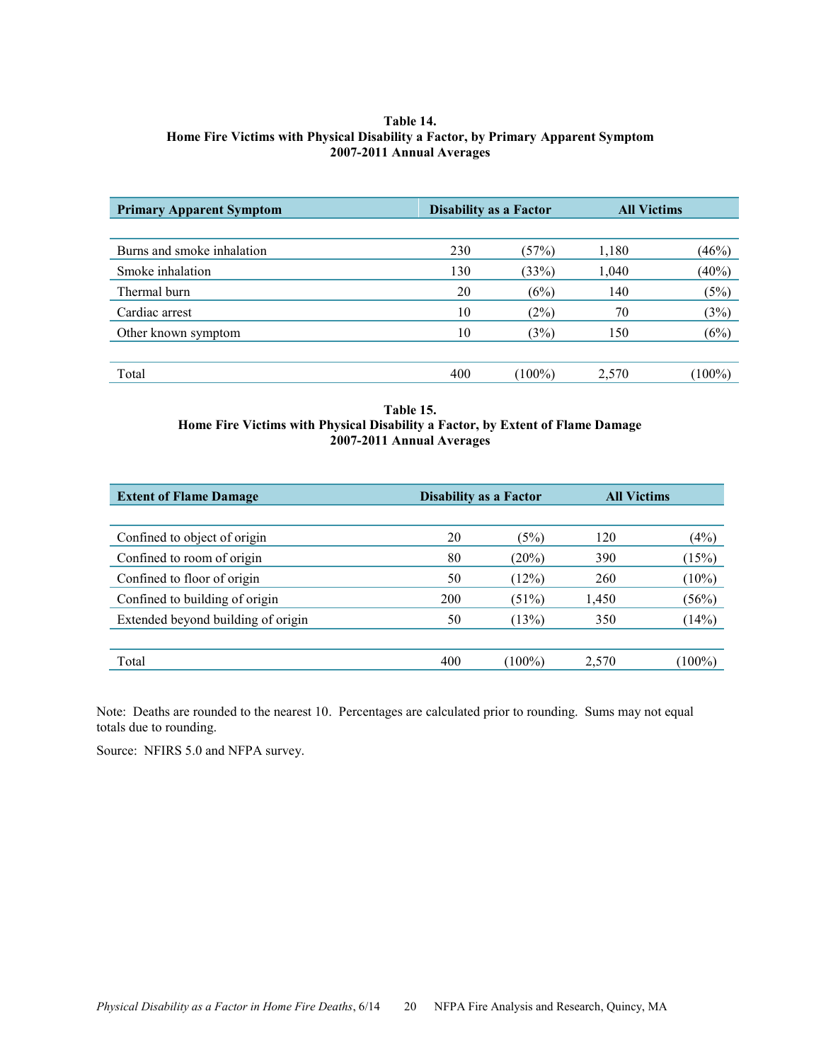**Table 14.**
**Home Fire Victims with Physical Disability a Factor, by Primary Apparent Symptom**
**2007-2011 Annual Averages**

| Primary Apparent Symptom | Disability as a Factor | | All Victims | |
|---|---|---|---|---|
| Burns and smoke inhalation | 230 | (57%) | 1,180 | (46%) |
| Smoke inhalation | 130 | (33%) | 1,040 | (40%) |
| Thermal burn | 20 | (6%) | 140 | (5%) |
| Cardiac arrest | 10 | (2%) | 70 | (3%) |
| Other known symptom | 10 | (3%) | 150 | (6%) |
| Total | 400 | (100%) | 2,570 | (100%) |

**Table 15.**
**Home Fire Victims with Physical Disability a Factor, by Extent of Flame Damage**
**2007-2011 Annual Averages**

| Extent of Flame Damage | Disability as a Factor | | All Victims | |
|---|---|---|---|---|
| Confined to object of origin | 20 | (5%) | 120 | (4%) |
| Confined to room of origin | 80 | (20%) | 390 | (15%) |
| Confined to floor of origin | 50 | (12%) | 260 | (10%) |
| Confined to building of origin | 200 | (51%) | 1,450 | (56%) |
| Extended beyond building of origin | 50 | (13%) | 350 | (14%) |
| Total | 400 | (100%) | 2,570 | (100%) |

Note: Deaths are rounded to the nearest 10. Percentages are calculated prior to rounding. Sums may not equal totals due to rounding.

Source: NFIRS 5.0 and NFPA survey.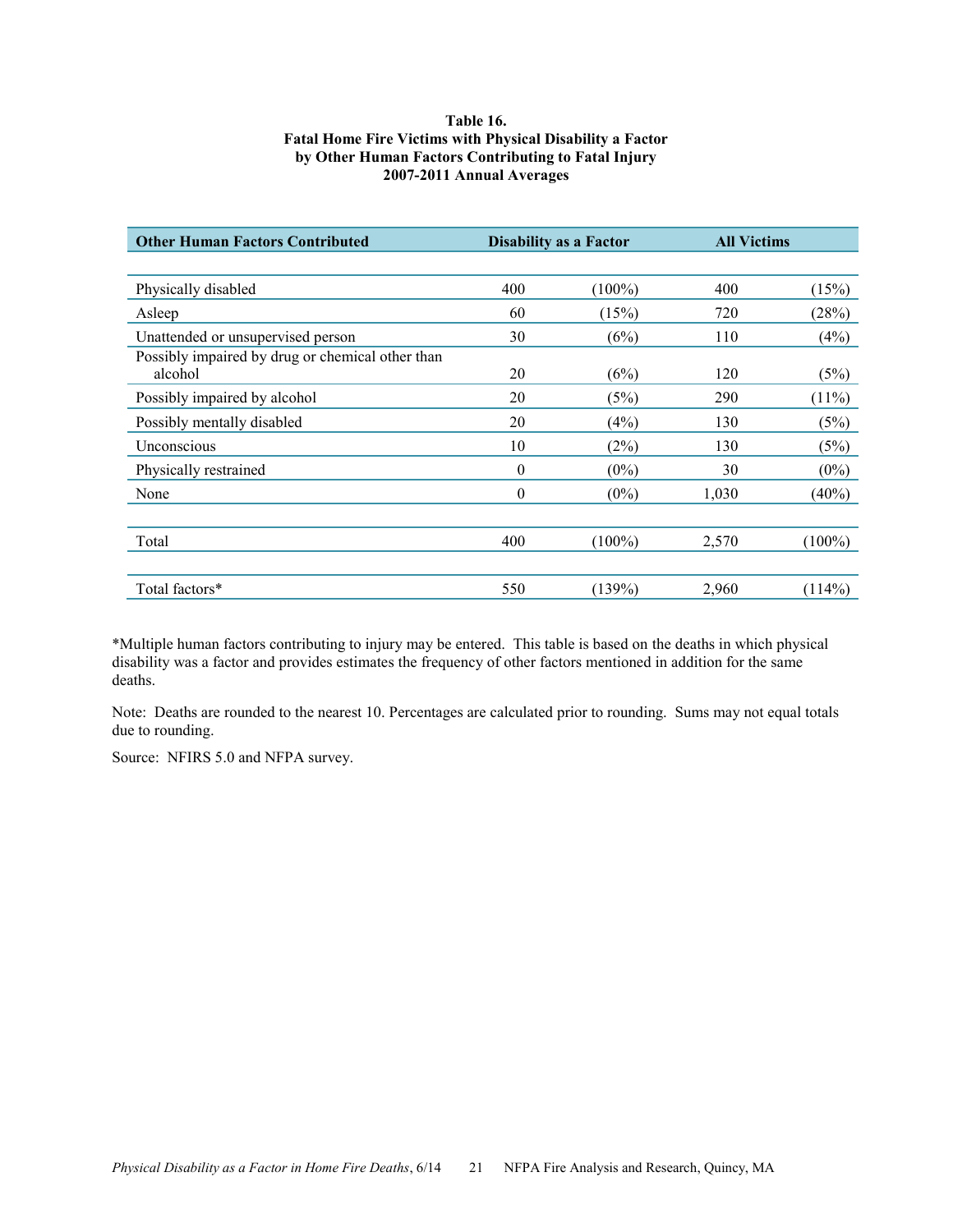**Table 16.**
**Fatal Home Fire Victims with Physical Disability a Factor**
**by Other Human Factors Contributing to Fatal Injury**
**2007-2011 Annual Averages**

| Other Human Factors Contributed | Disability as a Factor | | All Victims | |
|---|---|---|---|---|
| Physically disabled | 400 | (100%) | 400 | (15%) |
| Asleep | 60 | (15%) | 720 | (28%) |
| Unattended or unsupervised person | 30 | (6%) | 110 | (4%) |
| Possibly impaired by drug or chemical other than alcohol | 20 | (6%) | 120 | (5%) |
| Possibly impaired by alcohol | 20 | (5%) | 290 | (11%) |
| Possibly mentally disabled | 20 | (4%) | 130 | (5%) |
| Unconscious | 10 | (2%) | 130 | (5%) |
| Physically restrained | 0 | (0%) | 30 | (0%) |
| None | 0 | (0%) | 1,030 | (40%) |
| Total | 400 | (100%) | 2,570 | (100%) |
| Total factors* | 550 | (139%) | 2,960 | (114%) |

*Multiple human factors contributing to injury may be entered. This table is based on the deaths in which physical disability was a factor and provides estimates the frequency of other factors mentioned in addition for the same deaths.

Note: Deaths are rounded to the nearest 10. Percentages are calculated prior to rounding. Sums may not equal totals due to rounding.

Source: NFIRS 5.0 and NFPA survey.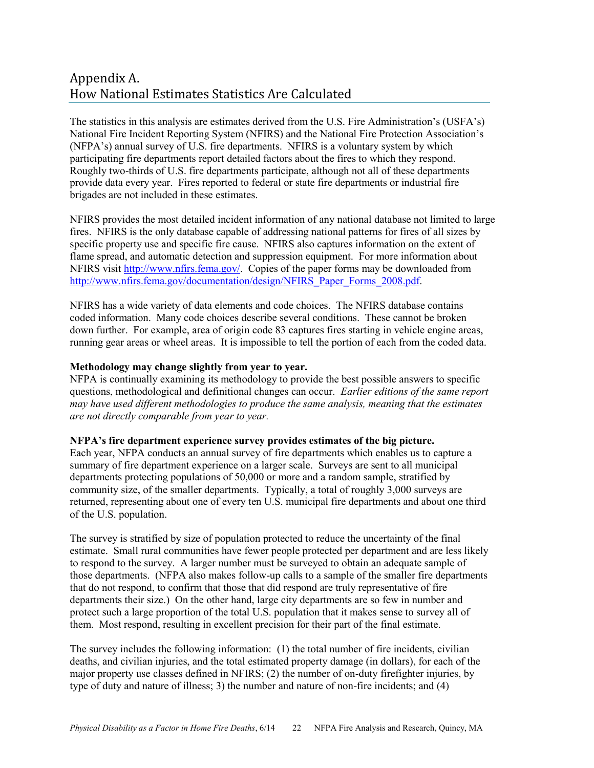# Appendix A.
# How National Estimates Statistics Are Calculated

The statistics in this analysis are estimates derived from the U.S. Fire Administration's (USFA's) National Fire Incident Reporting System (NFIRS) and the National Fire Protection Association's (NFPA's) annual survey of U.S. fire departments. NFIRS is a voluntary system by which participating fire departments report detailed factors about the fires to which they respond. Roughly two-thirds of U.S. fire departments participate, although not all of these departments provide data every year. Fires reported to federal or state fire departments or industrial fire brigades are not included in these estimates.

NFIRS provides the most detailed incident information of any national database not limited to large fires. NFIRS is the only database capable of addressing national patterns for fires of all sizes by specific property use and specific fire cause. NFIRS also captures information on the extent of flame spread, and automatic detection and suppression equipment. For more information about NFIRS visit http://www.nfirs.fema.gov/. Copies of the paper forms may be downloaded from http://www.nfirs.fema.gov/documentation/design/NFIRS_Paper_Forms_2008.pdf.

NFIRS has a wide variety of data elements and code choices. The NFIRS database contains coded information. Many code choices describe several conditions. These cannot be broken down further. For example, area of origin code 83 captures fires starting in vehicle engine areas, running gear areas or wheel areas. It is impossible to tell the portion of each from the coded data.

**Methodology may change slightly from year to year.**
NFPA is continually examining its methodology to provide the best possible answers to specific questions, methodological and definitional changes can occur. *Earlier editions of the same report may have used different methodologies to produce the same analysis, meaning that the estimates are not directly comparable from year to year.*

**NFPA's fire department experience survey provides estimates of the big picture.**
Each year, NFPA conducts an annual survey of fire departments which enables us to capture a summary of fire department experience on a larger scale. Surveys are sent to all municipal departments protecting populations of 50,000 or more and a random sample, stratified by community size, of the smaller departments. Typically, a total of roughly 3,000 surveys are returned, representing about one of every ten U.S. municipal fire departments and about one third of the U.S. population.

The survey is stratified by size of population protected to reduce the uncertainty of the final estimate. Small rural communities have fewer people protected per department and are less likely to respond to the survey. A larger number must be surveyed to obtain an adequate sample of those departments. (NFPA also makes follow-up calls to a sample of the smaller fire departments that do not respond, to confirm that those that did respond are truly representative of fire departments their size.) On the other hand, large city departments are so few in number and protect such a large proportion of the total U.S. population that it makes sense to survey all of them. Most respond, resulting in excellent precision for their part of the final estimate.

The survey includes the following information: (1) the total number of fire incidents, civilian deaths, and civilian injuries, and the total estimated property damage (in dollars), for each of the major property use classes defined in NFIRS; (2) the number of on-duty firefighter injuries, by type of duty and nature of illness; 3) the number and nature of non-fire incidents; and (4)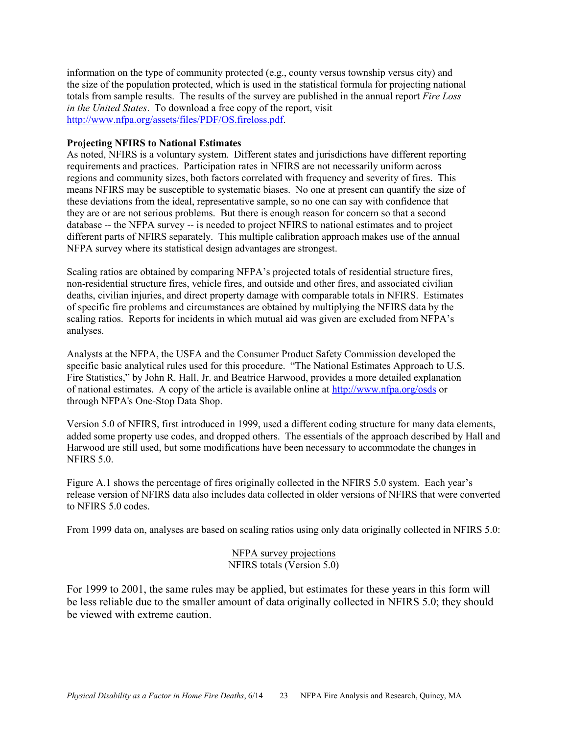information on the type of community protected (e.g., county versus township versus city) and the size of the population protected, which is used in the statistical formula for projecting national totals from sample results. The results of the survey are published in the annual report *Fire Loss in the United States*. To download a free copy of the report, visit http://www.nfpa.org/assets/files/PDF/OS.fireloss.pdf.

**Projecting NFIRS to National Estimates**

As noted, NFIRS is a voluntary system. Different states and jurisdictions have different reporting requirements and practices. Participation rates in NFIRS are not necessarily uniform across regions and community sizes, both factors correlated with frequency and severity of fires. This means NFIRS may be susceptible to systematic biases. No one at present can quantify the size of these deviations from the ideal, representative sample, so no one can say with confidence that they are or are not serious problems. But there is enough reason for concern so that a second database -- the NFPA survey -- is needed to project NFIRS to national estimates and to project different parts of NFIRS separately. This multiple calibration approach makes use of the annual NFPA survey where its statistical design advantages are strongest.

Scaling ratios are obtained by comparing NFPA's projected totals of residential structure fires, non-residential structure fires, vehicle fires, and outside and other fires, and associated civilian deaths, civilian injuries, and direct property damage with comparable totals in NFIRS. Estimates of specific fire problems and circumstances are obtained by multiplying the NFIRS data by the scaling ratios. Reports for incidents in which mutual aid was given are excluded from NFPA's analyses.

Analysts at the NFPA, the USFA and the Consumer Product Safety Commission developed the specific basic analytical rules used for this procedure. "The National Estimates Approach to U.S. Fire Statistics," by John R. Hall, Jr. and Beatrice Harwood, provides a more detailed explanation of national estimates. A copy of the article is available online at http://www.nfpa.org/osds or through NFPA's One-Stop Data Shop.

Version 5.0 of NFIRS, first introduced in 1999, used a different coding structure for many data elements, added some property use codes, and dropped others. The essentials of the approach described by Hall and Harwood are still used, but some modifications have been necessary to accommodate the changes in NFIRS 5.0.

Figure A.1 shows the percentage of fires originally collected in the NFIRS 5.0 system. Each year's release version of NFIRS data also includes data collected in older versions of NFIRS that were converted to NFIRS 5.0 codes.

From 1999 data on, analyses are based on scaling ratios using only data originally collected in NFIRS 5.0:

$$\frac{\text{NFPA survey projections}}{\text{NFIRS totals (Version 5.0)}}$$

For 1999 to 2001, the same rules may be applied, but estimates for these years in this form will be less reliable due to the smaller amount of data originally collected in NFIRS 5.0; they should be viewed with extreme caution.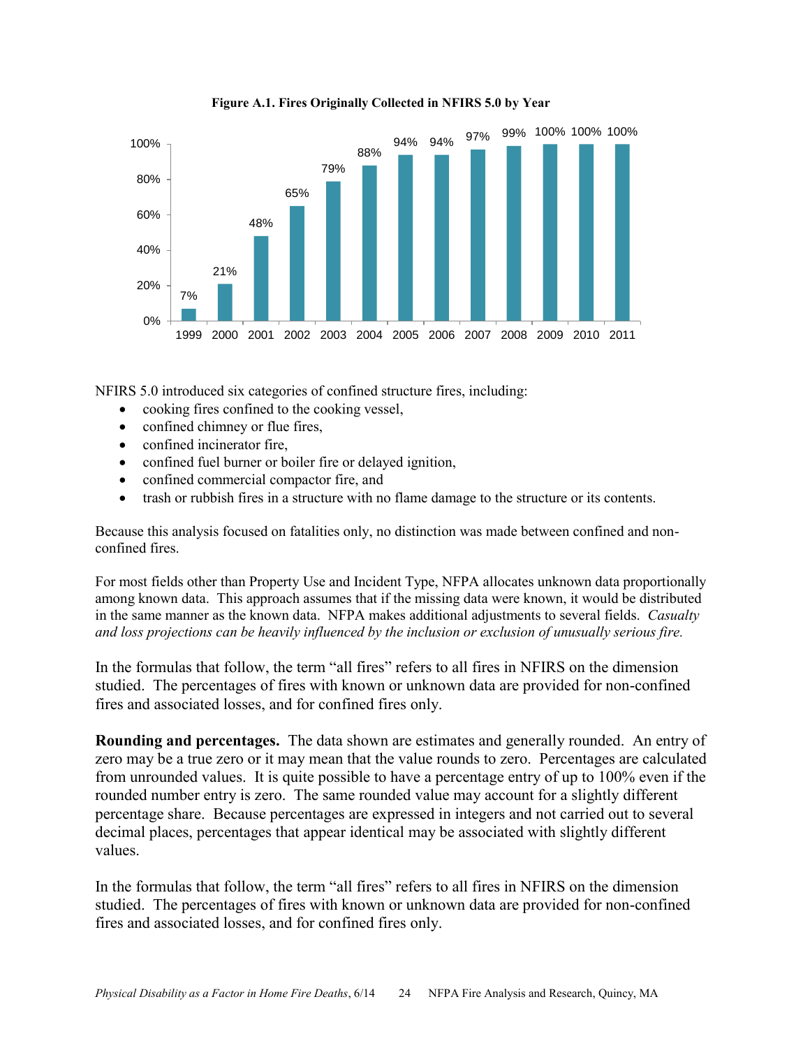**Figure A.1. Fires Originally Collected in NFIRS 5.0 by Year**

| Year | Percentage |
|---|---|
| 1999 | 7% |
| 2000 | 21% |
| 2001 | 48% |
| 2002 | 65% |
| 2003 | 79% |
| 2004 | 88% |
| 2005 | 94% |
| 2006 | 94% |
| 2007 | 97% |
| 2008 | 99% |
| 2009 | 100% |
| 2010 | 100% |
| 2011 | 100% |

NFIRS 5.0 introduced six categories of confined structure fires, including:

- cooking fires confined to the cooking vessel,
- confined chimney or flue fires,
- confined incinerator fire,
- confined fuel burner or boiler fire or delayed ignition,
- confined commercial compactor fire, and
- trash or rubbish fires in a structure with no flame damage to the structure or its contents.

Because this analysis focused on fatalities only, no distinction was made between confined and non-confined fires.

For most fields other than Property Use and Incident Type, NFPA allocates unknown data proportionally among known data. This approach assumes that if the missing data were known, it would be distributed in the same manner as the known data. NFPA makes additional adjustments to several fields. *Casualty and loss projections can be heavily influenced by the inclusion or exclusion of unusually serious fire.*

In the formulas that follow, the term "all fires" refers to all fires in NFIRS on the dimension studied. The percentages of fires with known or unknown data are provided for non-confined fires and associated losses, and for confined fires only.

**Rounding and percentages.** The data shown are estimates and generally rounded. An entry of zero may be a true zero or it may mean that the value rounds to zero. Percentages are calculated from unrounded values. It is quite possible to have a percentage entry of up to 100% even if the rounded number entry is zero. The same rounded value may account for a slightly different percentage share. Because percentages are expressed in integers and not carried out to several decimal places, percentages that appear identical may be associated with slightly different values.

In the formulas that follow, the term "all fires" refers to all fires in NFIRS on the dimension studied. The percentages of fires with known or unknown data are provided for non-confined fires and associated losses, and for confined fires only.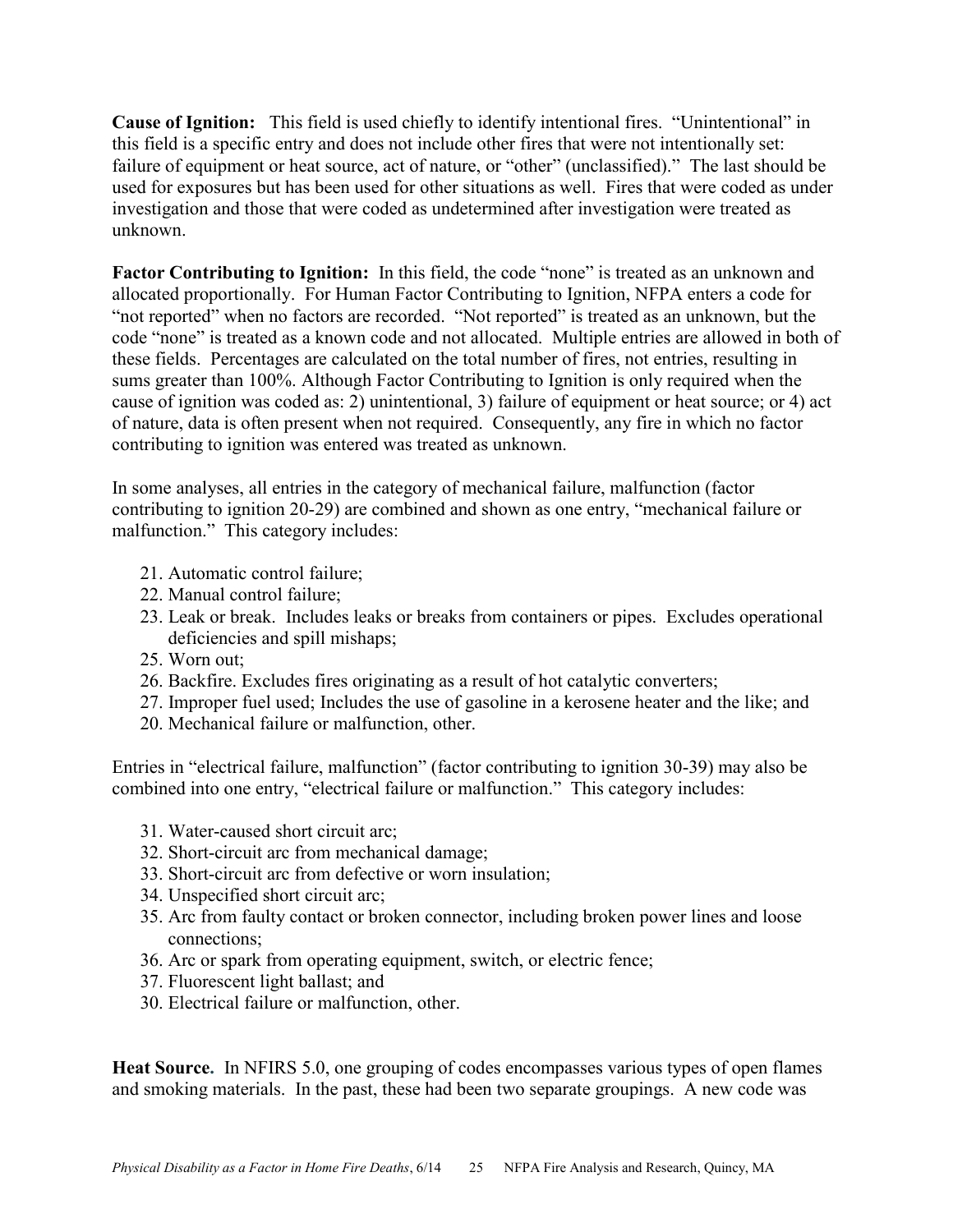**Cause of Ignition:** This field is used chiefly to identify intentional fires. "Unintentional" in this field is a specific entry and does not include other fires that were not intentionally set: failure of equipment or heat source, act of nature, or "other" (unclassified)." The last should be used for exposures but has been used for other situations as well. Fires that were coded as under investigation and those that were coded as undetermined after investigation were treated as unknown.

**Factor Contributing to Ignition:** In this field, the code "none" is treated as an unknown and allocated proportionally. For Human Factor Contributing to Ignition, NFPA enters a code for "not reported" when no factors are recorded. "Not reported" is treated as an unknown, but the code "none" is treated as a known code and not allocated. Multiple entries are allowed in both of these fields. Percentages are calculated on the total number of fires, not entries, resulting in sums greater than 100%. Although Factor Contributing to Ignition is only required when the cause of ignition was coded as: 2) unintentional, 3) failure of equipment or heat source; or 4) act of nature, data is often present when not required. Consequently, any fire in which no factor contributing to ignition was entered was treated as unknown.

In some analyses, all entries in the category of mechanical failure, malfunction (factor contributing to ignition 20-29) are combined and shown as one entry, "mechanical failure or malfunction." This category includes:

21. Automatic control failure;
22. Manual control failure;
23. Leak or break. Includes leaks or breaks from containers or pipes. Excludes operational deficiencies and spill mishaps;
25. Worn out;
26. Backfire. Excludes fires originating as a result of hot catalytic converters;
27. Improper fuel used; Includes the use of gasoline in a kerosene heater and the like; and
20. Mechanical failure or malfunction, other.

Entries in "electrical failure, malfunction" (factor contributing to ignition 30-39) may also be combined into one entry, "electrical failure or malfunction." This category includes:

31. Water-caused short circuit arc;
32. Short-circuit arc from mechanical damage;
33. Short-circuit arc from defective or worn insulation;
34. Unspecified short circuit arc;
35. Arc from faulty contact or broken connector, including broken power lines and loose connections;
36. Arc or spark from operating equipment, switch, or electric fence;
37. Fluorescent light ballast; and
30. Electrical failure or malfunction, other.

**Heat Source.** In NFIRS 5.0, one grouping of codes encompasses various types of open flames and smoking materials. In the past, these had been two separate groupings. A new code was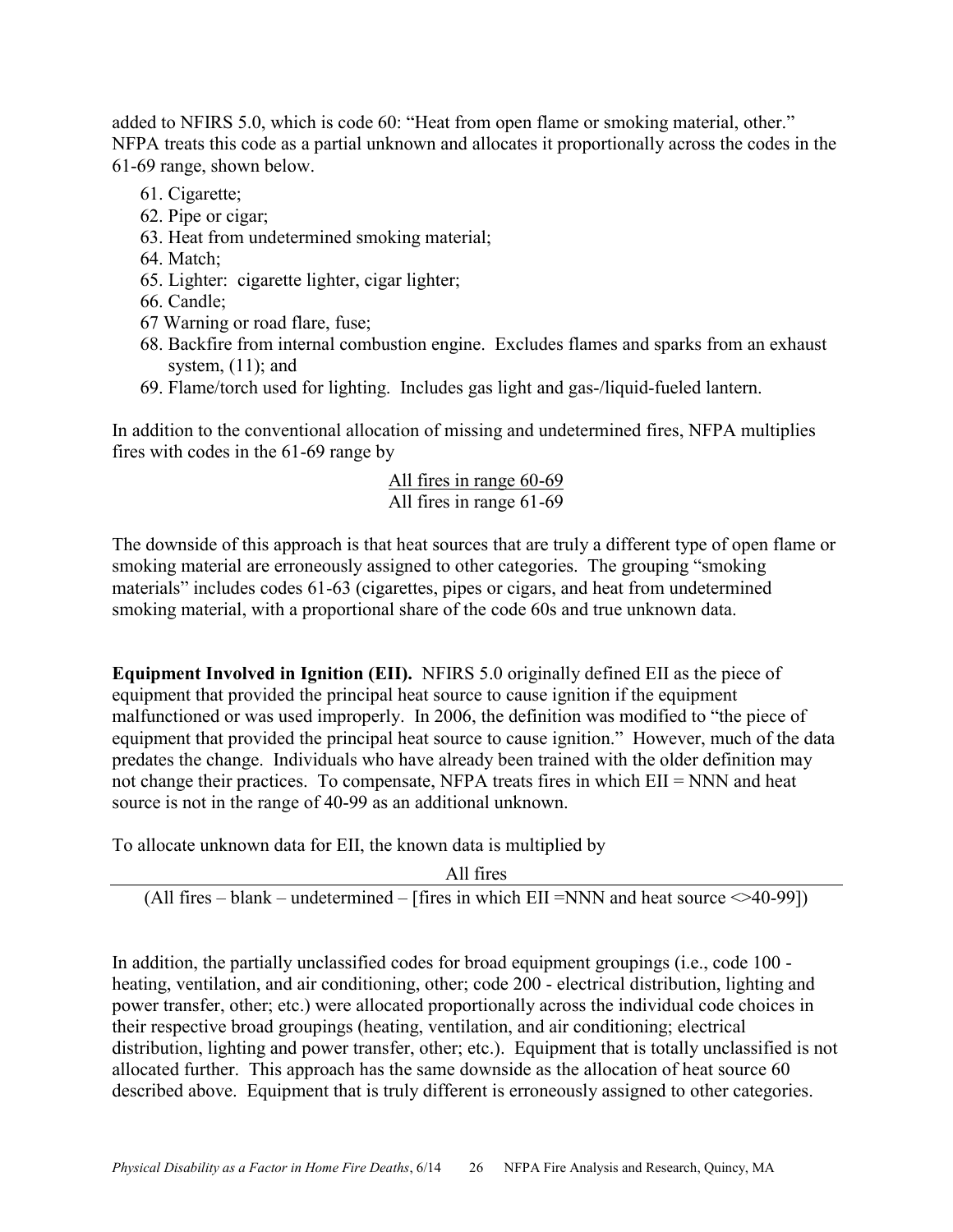added to NFIRS 5.0, which is code 60: "Heat from open flame or smoking material, other." NFPA treats this code as a partial unknown and allocates it proportionally across the codes in the 61-69 range, shown below.

61. Cigarette;
62. Pipe or cigar;
63. Heat from undetermined smoking material;
64. Match;
65. Lighter: cigarette lighter, cigar lighter;
66. Candle;
67 Warning or road flare, fuse;
68. Backfire from internal combustion engine. Excludes flames and sparks from an exhaust system, (11); and
69. Flame/torch used for lighting. Includes gas light and gas-/liquid-fueled lantern.

In addition to the conventional allocation of missing and undetermined fires, NFPA multiplies fires with codes in the 61-69 range by

$$\frac{\text{All fires in range 60-69}}{\text{All fires in range 61-69}}$$

The downside of this approach is that heat sources that are truly a different type of open flame or smoking material are erroneously assigned to other categories. The grouping "smoking materials" includes codes 61-63 (cigarettes, pipes or cigars, and heat from undetermined smoking material, with a proportional share of the code 60s and true unknown data.

**Equipment Involved in Ignition (EII).** NFIRS 5.0 originally defined EII as the piece of equipment that provided the principal heat source to cause ignition if the equipment malfunctioned or was used improperly. In 2006, the definition was modified to "the piece of equipment that provided the principal heat source to cause ignition." However, much of the data predates the change. Individuals who have already been trained with the older definition may not change their practices. To compensate, NFPA treats fires in which EII = NNN and heat source is not in the range of 40-99 as an additional unknown.

To allocate unknown data for EII, the known data is multiplied by

$$\frac{\text{All fires}}{\text{(All fires – blank – undetermined – [fires in which EII =NNN and heat source <>40-99])}}$$

In addition, the partially unclassified codes for broad equipment groupings (i.e., code 100 - heating, ventilation, and air conditioning, other; code 200 - electrical distribution, lighting and power transfer, other; etc.) were allocated proportionally across the individual code choices in their respective broad groupings (heating, ventilation, and air conditioning; electrical distribution, lighting and power transfer, other; etc.). Equipment that is totally unclassified is not allocated further. This approach has the same downside as the allocation of heat source 60 described above. Equipment that is truly different is erroneously assigned to other categories.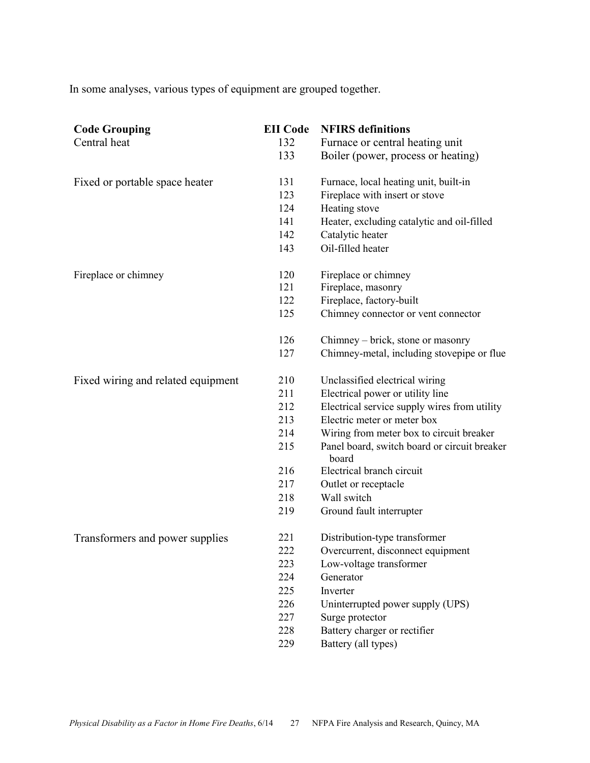In some analyses, various types of equipment are grouped together.

| Code Grouping | EII Code | NFIRS definitions |
|---|---|---|
| Central heat | 132 | Furnace or central heating unit |
| | 133 | Boiler (power, process or heating) |
| Fixed or portable space heater | 131 | Furnace, local heating unit, built-in |
| | 123 | Fireplace with insert or stove |
| | 124 | Heating stove |
| | 141 | Heater, excluding catalytic and oil-filled |
| | 142 | Catalytic heater |
| | 143 | Oil-filled heater |
| Fireplace or chimney | 120 | Fireplace or chimney |
| | 121 | Fireplace, masonry |
| | 122 | Fireplace, factory-built |
| | 125 | Chimney connector or vent connector |
| | 126 | Chimney – brick, stone or masonry |
| | 127 | Chimney-metal, including stovepipe or flue |
| Fixed wiring and related equipment | 210 | Unclassified electrical wiring |
| | 211 | Electrical power or utility line |
| | 212 | Electrical service supply wires from utility |
| | 213 | Electric meter or meter box |
| | 214 | Wiring from meter box to circuit breaker |
| | 215 | Panel board, switch board or circuit breaker board |
| | 216 | Electrical branch circuit |
| | 217 | Outlet or receptacle |
| | 218 | Wall switch |
| | 219 | Ground fault interrupter |
| Transformers and power supplies | 221 | Distribution-type transformer |
| | 222 | Overcurrent, disconnect equipment |
| | 223 | Low-voltage transformer |
| | 224 | Generator |
| | 225 | Inverter |
| | 226 | Uninterrupted power supply (UPS) |
| | 227 | Surge protector |
| | 228 | Battery charger or rectifier |
| | 229 | Battery (all types) |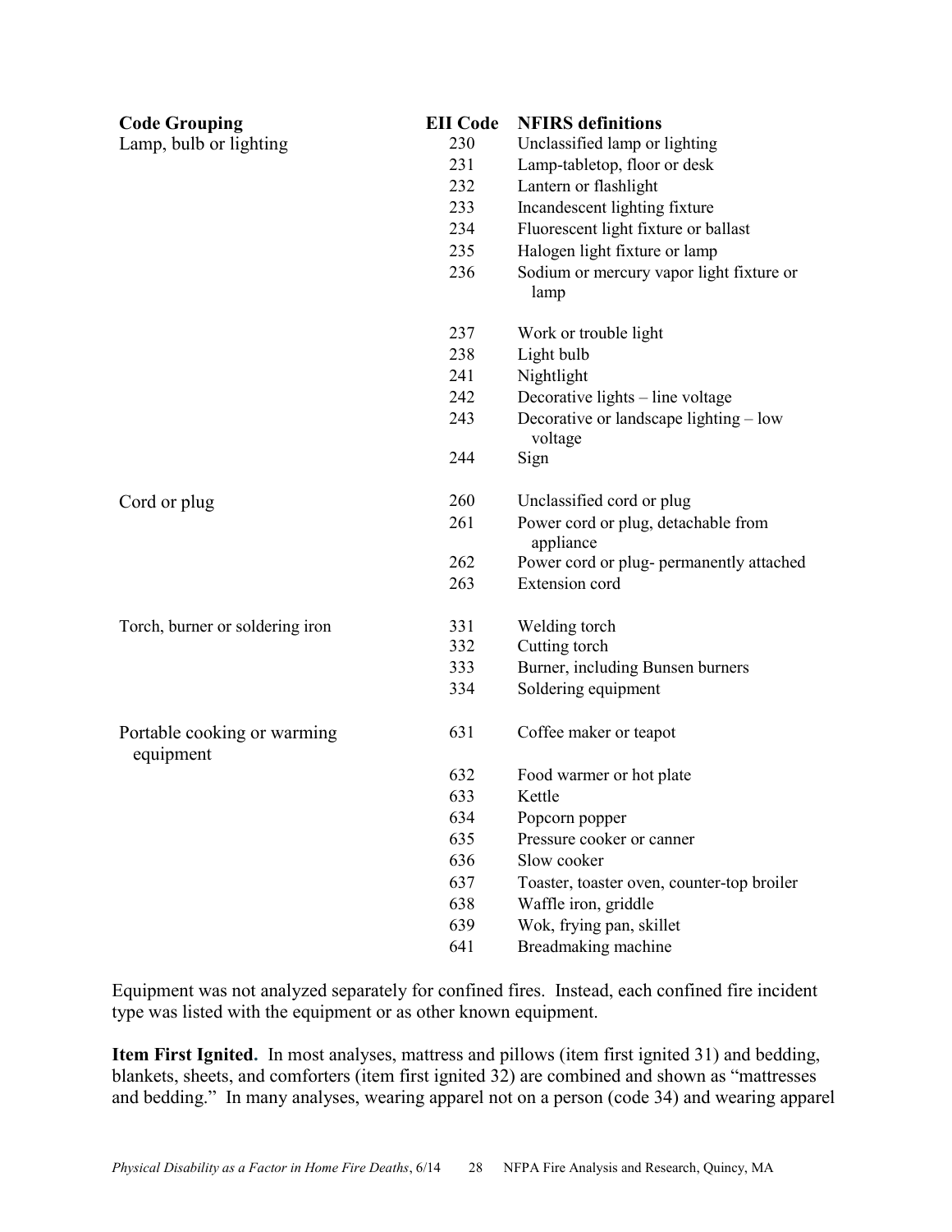| Code Grouping | EII Code | NFIRS definitions |
| --- | --- | --- |
| Lamp, bulb or lighting | 230 | Unclassified lamp or lighting |
| | 231 | Lamp-tabletop, floor or desk |
| | 232 | Lantern or flashlight |
| | 233 | Incandescent lighting fixture |
| | 234 | Fluorescent light fixture or ballast |
| | 235 | Halogen light fixture or lamp |
| | 236 | Sodium or mercury vapor light fixture or lamp |
| | 237 | Work or trouble light |
| | 238 | Light bulb |
| | 241 | Nightlight |
| | 242 | Decorative lights – line voltage |
| | 243 | Decorative or landscape lighting – low voltage |
| | 244 | Sign |
| Cord or plug | 260 | Unclassified cord or plug |
| | 261 | Power cord or plug, detachable from appliance |
| | 262 | Power cord or plug- permanently attached |
| | 263 | Extension cord |
| Torch, burner or soldering iron | 331 | Welding torch |
| | 332 | Cutting torch |
| | 333 | Burner, including Bunsen burners |
| | 334 | Soldering equipment |
| Portable cooking or warming equipment | 631 | Coffee maker or teapot |
| | 632 | Food warmer or hot plate |
| | 633 | Kettle |
| | 634 | Popcorn popper |
| | 635 | Pressure cooker or canner |
| | 636 | Slow cooker |
| | 637 | Toaster, toaster oven, counter-top broiler |
| | 638 | Waffle iron, griddle |
| | 639 | Wok, frying pan, skillet |
| | 641 | Breadmaking machine |

Equipment was not analyzed separately for confined fires. Instead, each confined fire incident type was listed with the equipment or as other known equipment.

**Item First Ignited.** In most analyses, mattress and pillows (item first ignited 31) and bedding, blankets, sheets, and comforters (item first ignited 32) are combined and shown as "mattresses and bedding." In many analyses, wearing apparel not on a person (code 34) and wearing apparel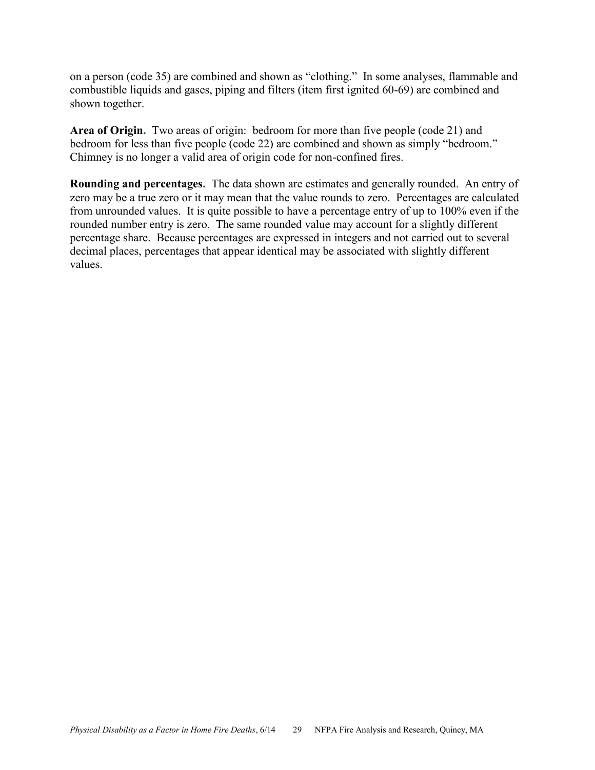on a person (code 35) are combined and shown as "clothing." In some analyses, flammable and combustible liquids and gases, piping and filters (item first ignited 60-69) are combined and shown together.

**Area of Origin.** Two areas of origin: bedroom for more than five people (code 21) and bedroom for less than five people (code 22) are combined and shown as simply "bedroom." Chimney is no longer a valid area of origin code for non-confined fires.

**Rounding and percentages.** The data shown are estimates and generally rounded. An entry of zero may be a true zero or it may mean that the value rounds to zero. Percentages are calculated from unrounded values. It is quite possible to have a percentage entry of up to 100% even if the rounded number entry is zero. The same rounded value may account for a slightly different percentage share. Because percentages are expressed in integers and not carried out to several decimal places, percentages that appear identical may be associated with slightly different values.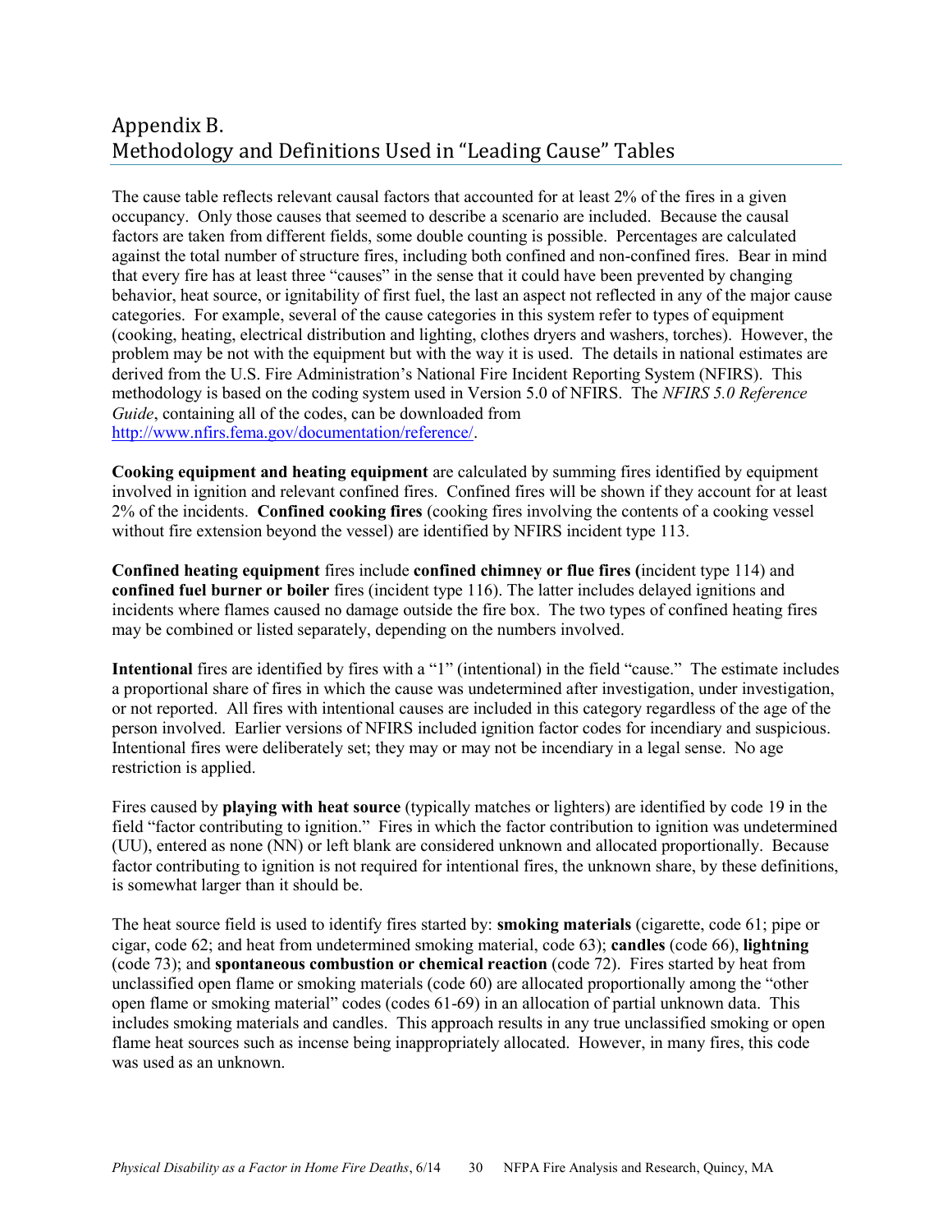# Appendix B.
# Methodology and Definitions Used in "Leading Cause" Tables

The cause table reflects relevant causal factors that accounted for at least 2% of the fires in a given occupancy. Only those causes that seemed to describe a scenario are included. Because the causal factors are taken from different fields, some double counting is possible. Percentages are calculated against the total number of structure fires, including both confined and non-confined fires. Bear in mind that every fire has at least three "causes" in the sense that it could have been prevented by changing behavior, heat source, or ignitability of first fuel, the last an aspect not reflected in any of the major cause categories. For example, several of the cause categories in this system refer to types of equipment (cooking, heating, electrical distribution and lighting, clothes dryers and washers, torches). However, the problem may be not with the equipment but with the way it is used. The details in national estimates are derived from the U.S. Fire Administration's National Fire Incident Reporting System (NFIRS). This methodology is based on the coding system used in Version 5.0 of NFIRS. The *NFIRS 5.0 Reference Guide*, containing all of the codes, can be downloaded from http://www.nfirs.fema.gov/documentation/reference/.

**Cooking equipment and heating equipment** are calculated by summing fires identified by equipment involved in ignition and relevant confined fires. Confined fires will be shown if they account for at least 2% of the incidents. **Confined cooking fires** (cooking fires involving the contents of a cooking vessel without fire extension beyond the vessel) are identified by NFIRS incident type 113.

**Confined heating equipment** fires include **confined chimney or flue fires (**incident type 114) and **confined fuel burner or boiler** fires (incident type 116). The latter includes delayed ignitions and incidents where flames caused no damage outside the fire box. The two types of confined heating fires may be combined or listed separately, depending on the numbers involved.

**Intentional** fires are identified by fires with a "1" (intentional) in the field "cause." The estimate includes a proportional share of fires in which the cause was undetermined after investigation, under investigation, or not reported. All fires with intentional causes are included in this category regardless of the age of the person involved. Earlier versions of NFIRS included ignition factor codes for incendiary and suspicious. Intentional fires were deliberately set; they may or may not be incendiary in a legal sense. No age restriction is applied.

Fires caused by **playing with heat source** (typically matches or lighters) are identified by code 19 in the field "factor contributing to ignition." Fires in which the factor contribution to ignition was undetermined (UU), entered as none (NN) or left blank are considered unknown and allocated proportionally. Because factor contributing to ignition is not required for intentional fires, the unknown share, by these definitions, is somewhat larger than it should be.

The heat source field is used to identify fires started by: **smoking materials** (cigarette, code 61; pipe or cigar, code 62; and heat from undetermined smoking material, code 63); **candles** (code 66), **lightning** (code 73); and **spontaneous combustion or chemical reaction** (code 72). Fires started by heat from unclassified open flame or smoking materials (code 60) are allocated proportionally among the "other open flame or smoking material" codes (codes 61-69) in an allocation of partial unknown data. This includes smoking materials and candles. This approach results in any true unclassified smoking or open flame heat sources such as incense being inappropriately allocated. However, in many fires, this code was used as an unknown.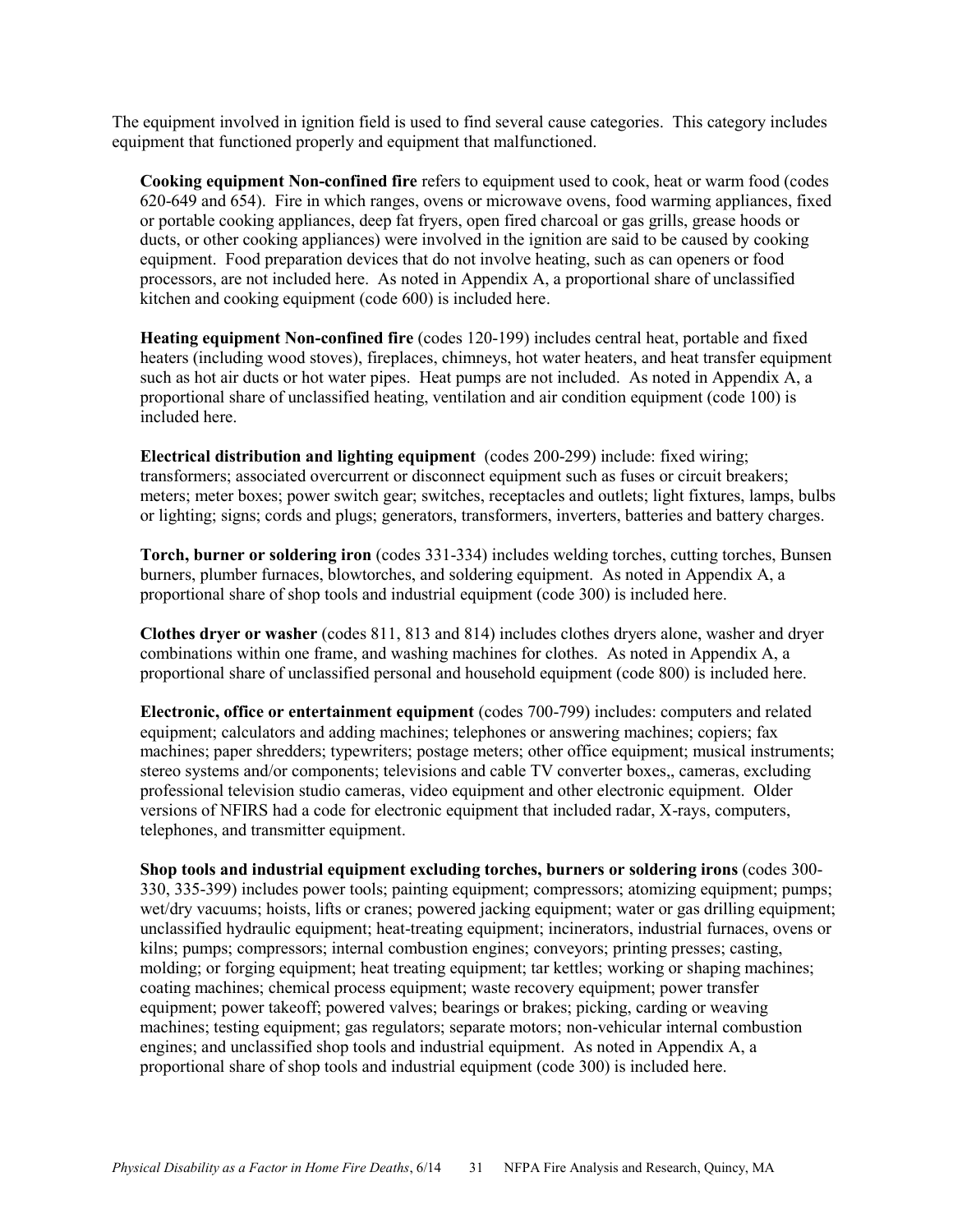The equipment involved in ignition field is used to find several cause categories. This category includes equipment that functioned properly and equipment that malfunctioned.

**Cooking equipment Non-confined fire** refers to equipment used to cook, heat or warm food (codes 620-649 and 654). Fire in which ranges, ovens or microwave ovens, food warming appliances, fixed or portable cooking appliances, deep fat fryers, open fired charcoal or gas grills, grease hoods or ducts, or other cooking appliances) were involved in the ignition are said to be caused by cooking equipment. Food preparation devices that do not involve heating, such as can openers or food processors, are not included here. As noted in Appendix A, a proportional share of unclassified kitchen and cooking equipment (code 600) is included here.

**Heating equipment Non-confined fire** (codes 120-199) includes central heat, portable and fixed heaters (including wood stoves), fireplaces, chimneys, hot water heaters, and heat transfer equipment such as hot air ducts or hot water pipes. Heat pumps are not included. As noted in Appendix A, a proportional share of unclassified heating, ventilation and air condition equipment (code 100) is included here.

**Electrical distribution and lighting equipment** (codes 200-299) include: fixed wiring; transformers; associated overcurrent or disconnect equipment such as fuses or circuit breakers; meters; meter boxes; power switch gear; switches, receptacles and outlets; light fixtures, lamps, bulbs or lighting; signs; cords and plugs; generators, transformers, inverters, batteries and battery charges.

**Torch, burner or soldering iron** (codes 331-334) includes welding torches, cutting torches, Bunsen burners, plumber furnaces, blowtorches, and soldering equipment. As noted in Appendix A, a proportional share of shop tools and industrial equipment (code 300) is included here.

**Clothes dryer or washer** (codes 811, 813 and 814) includes clothes dryers alone, washer and dryer combinations within one frame, and washing machines for clothes. As noted in Appendix A, a proportional share of unclassified personal and household equipment (code 800) is included here.

**Electronic, office or entertainment equipment** (codes 700-799) includes: computers and related equipment; calculators and adding machines; telephones or answering machines; copiers; fax machines; paper shredders; typewriters; postage meters; other office equipment; musical instruments; stereo systems and/or components; televisions and cable TV converter boxes,, cameras, excluding professional television studio cameras, video equipment and other electronic equipment. Older versions of NFIRS had a code for electronic equipment that included radar, X-rays, computers, telephones, and transmitter equipment.

**Shop tools and industrial equipment excluding torches, burners or soldering irons** (codes 300-330, 335-399) includes power tools; painting equipment; compressors; atomizing equipment; pumps; wet/dry vacuums; hoists, lifts or cranes; powered jacking equipment; water or gas drilling equipment; unclassified hydraulic equipment; heat-treating equipment; incinerators, industrial furnaces, ovens or kilns; pumps; compressors; internal combustion engines; conveyors; printing presses; casting, molding; or forging equipment; heat treating equipment; tar kettles; working or shaping machines; coating machines; chemical process equipment; waste recovery equipment; power transfer equipment; power takeoff; powered valves; bearings or brakes; picking, carding or weaving machines; testing equipment; gas regulators; separate motors; non-vehicular internal combustion engines; and unclassified shop tools and industrial equipment. As noted in Appendix A, a proportional share of shop tools and industrial equipment (code 300) is included here.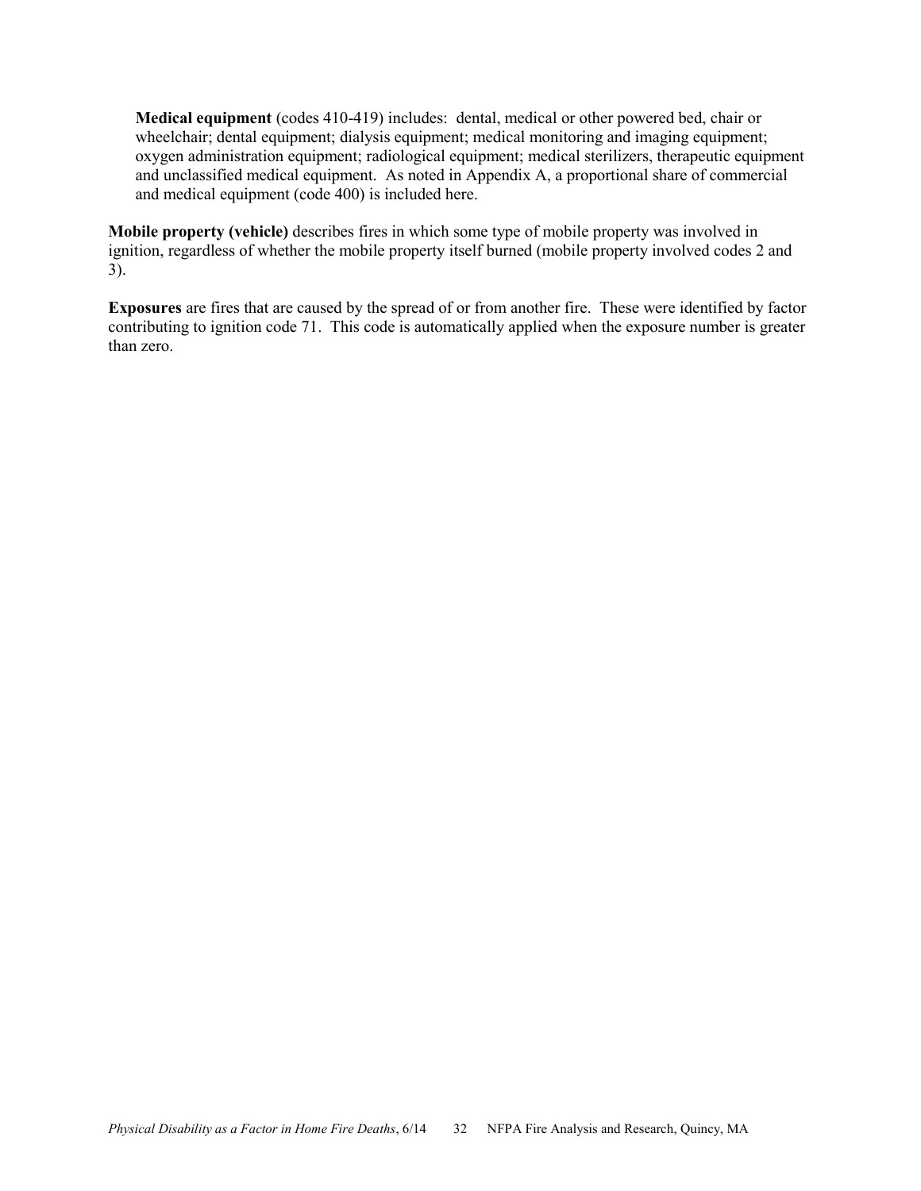**Medical equipment** (codes 410-419) includes: dental, medical or other powered bed, chair or wheelchair; dental equipment; dialysis equipment; medical monitoring and imaging equipment; oxygen administration equipment; radiological equipment; medical sterilizers, therapeutic equipment and unclassified medical equipment. As noted in Appendix A, a proportional share of commercial and medical equipment (code 400) is included here.

**Mobile property (vehicle)** describes fires in which some type of mobile property was involved in ignition, regardless of whether the mobile property itself burned (mobile property involved codes 2 and 3).

**Exposures** are fires that are caused by the spread of or from another fire. These were identified by factor contributing to ignition code 71. This code is automatically applied when the exposure number is greater than zero.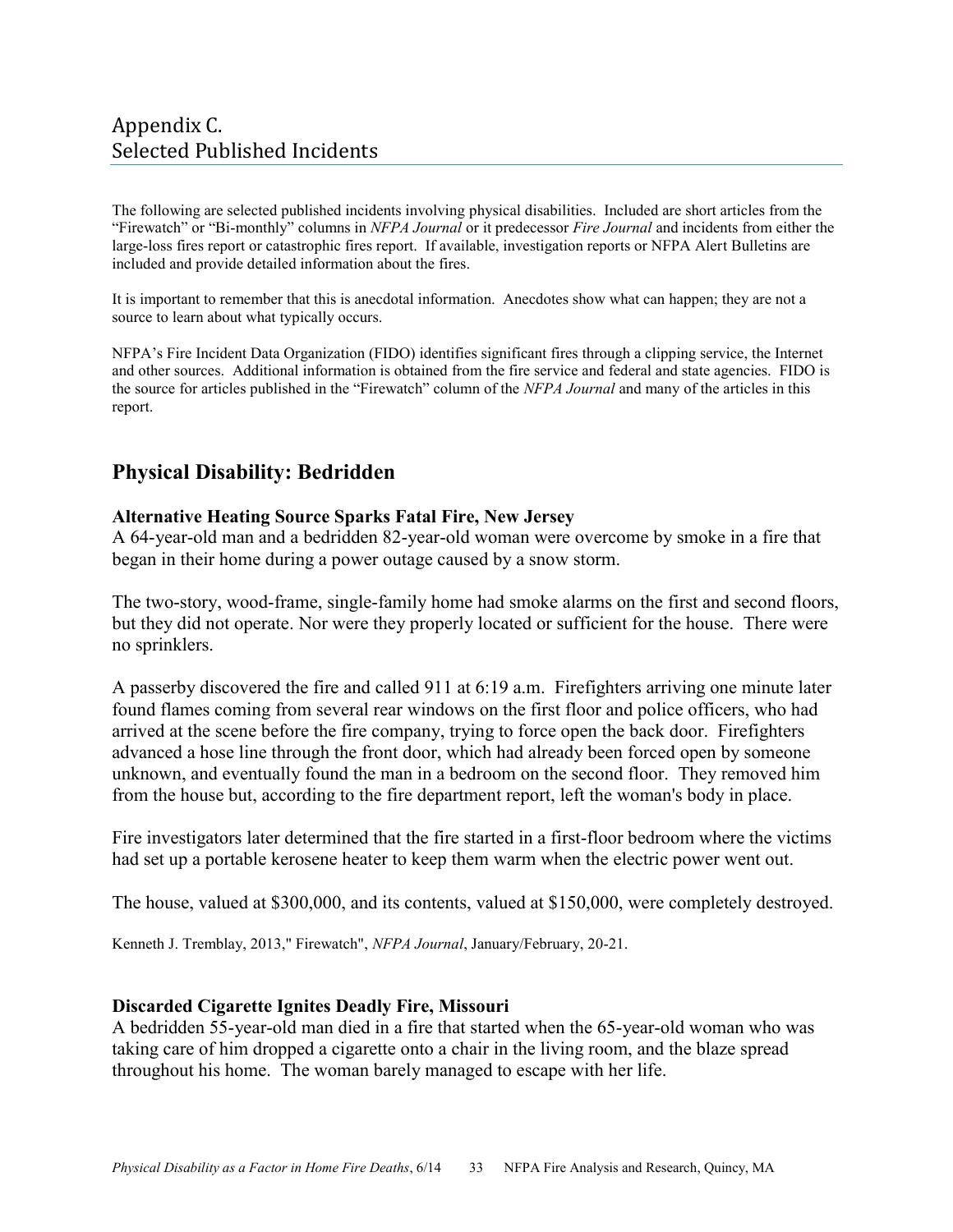# Appendix C.
# Selected Published Incidents

The following are selected published incidents involving physical disabilities. Included are short articles from the "Firewatch" or "Bi-monthly" columns in *NFPA Journal* or it predecessor *Fire Journal* and incidents from either the large-loss fires report or catastrophic fires report. If available, investigation reports or NFPA Alert Bulletins are included and provide detailed information about the fires.

It is important to remember that this is anecdotal information. Anecdotes show what can happen; they are not a source to learn about what typically occurs.

NFPA's Fire Incident Data Organization (FIDO) identifies significant fires through a clipping service, the Internet and other sources. Additional information is obtained from the fire service and federal and state agencies. FIDO is the source for articles published in the "Firewatch" column of the *NFPA Journal* and many of the articles in this report.

## Physical Disability: Bedridden

### Alternative Heating Source Sparks Fatal Fire, New Jersey

A 64-year-old man and a bedridden 82-year-old woman were overcome by smoke in a fire that began in their home during a power outage caused by a snow storm.

The two-story, wood-frame, single-family home had smoke alarms on the first and second floors, but they did not operate. Nor were they properly located or sufficient for the house. There were no sprinklers.

A passerby discovered the fire and called 911 at 6:19 a.m. Firefighters arriving one minute later found flames coming from several rear windows on the first floor and police officers, who had arrived at the scene before the fire company, trying to force open the back door. Firefighters advanced a hose line through the front door, which had already been forced open by someone unknown, and eventually found the man in a bedroom on the second floor. They removed him from the house but, according to the fire department report, left the woman's body in place.

Fire investigators later determined that the fire started in a first-floor bedroom where the victims had set up a portable kerosene heater to keep them warm when the electric power went out.

The house, valued at $300,000, and its contents, valued at $150,000, were completely destroyed.

Kenneth J. Tremblay, 2013," Firewatch", *NFPA Journal*, January/February, 20-21.

### Discarded Cigarette Ignites Deadly Fire, Missouri

A bedridden 55-year-old man died in a fire that started when the 65-year-old woman who was taking care of him dropped a cigarette onto a chair in the living room, and the blaze spread throughout his home. The woman barely managed to escape with her life.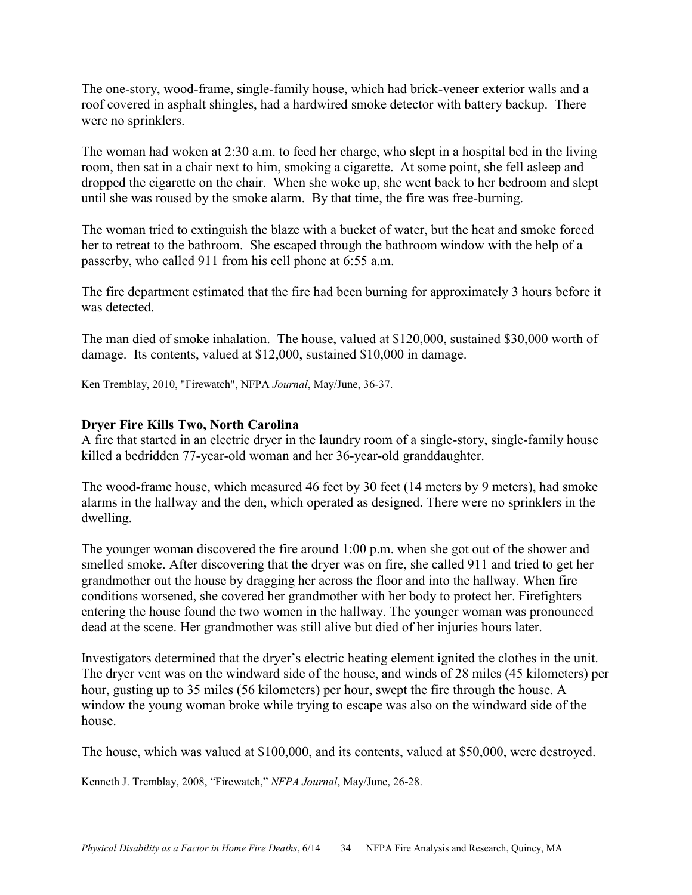The one-story, wood-frame, single-family house, which had brick-veneer exterior walls and a roof covered in asphalt shingles, had a hardwired smoke detector with battery backup. There were no sprinklers.

The woman had woken at 2:30 a.m. to feed her charge, who slept in a hospital bed in the living room, then sat in a chair next to him, smoking a cigarette. At some point, she fell asleep and dropped the cigarette on the chair. When she woke up, she went back to her bedroom and slept until she was roused by the smoke alarm. By that time, the fire was free-burning.

The woman tried to extinguish the blaze with a bucket of water, but the heat and smoke forced her to retreat to the bathroom. She escaped through the bathroom window with the help of a passerby, who called 911 from his cell phone at 6:55 a.m.

The fire department estimated that the fire had been burning for approximately 3 hours before it was detected.

The man died of smoke inhalation. The house, valued at $120,000, sustained $30,000 worth of damage. Its contents, valued at $12,000, sustained $10,000 in damage.

Ken Tremblay, 2010, "Firewatch", NFPA *Journal*, May/June, 36-37.

**Dryer Fire Kills Two, North Carolina**

A fire that started in an electric dryer in the laundry room of a single-story, single-family house killed a bedridden 77-year-old woman and her 36-year-old granddaughter.

The wood-frame house, which measured 46 feet by 30 feet (14 meters by 9 meters), had smoke alarms in the hallway and the den, which operated as designed. There were no sprinklers in the dwelling.

The younger woman discovered the fire around 1:00 p.m. when she got out of the shower and smelled smoke. After discovering that the dryer was on fire, she called 911 and tried to get her grandmother out the house by dragging her across the floor and into the hallway. When fire conditions worsened, she covered her grandmother with her body to protect her. Firefighters entering the house found the two women in the hallway. The younger woman was pronounced dead at the scene. Her grandmother was still alive but died of her injuries hours later.

Investigators determined that the dryer's electric heating element ignited the clothes in the unit. The dryer vent was on the windward side of the house, and winds of 28 miles (45 kilometers) per hour, gusting up to 35 miles (56 kilometers) per hour, swept the fire through the house. A window the young woman broke while trying to escape was also on the windward side of the house.

The house, which was valued at $100,000, and its contents, valued at $50,000, were destroyed.

Kenneth J. Tremblay, 2008, "Firewatch," *NFPA Journal*, May/June, 26-28.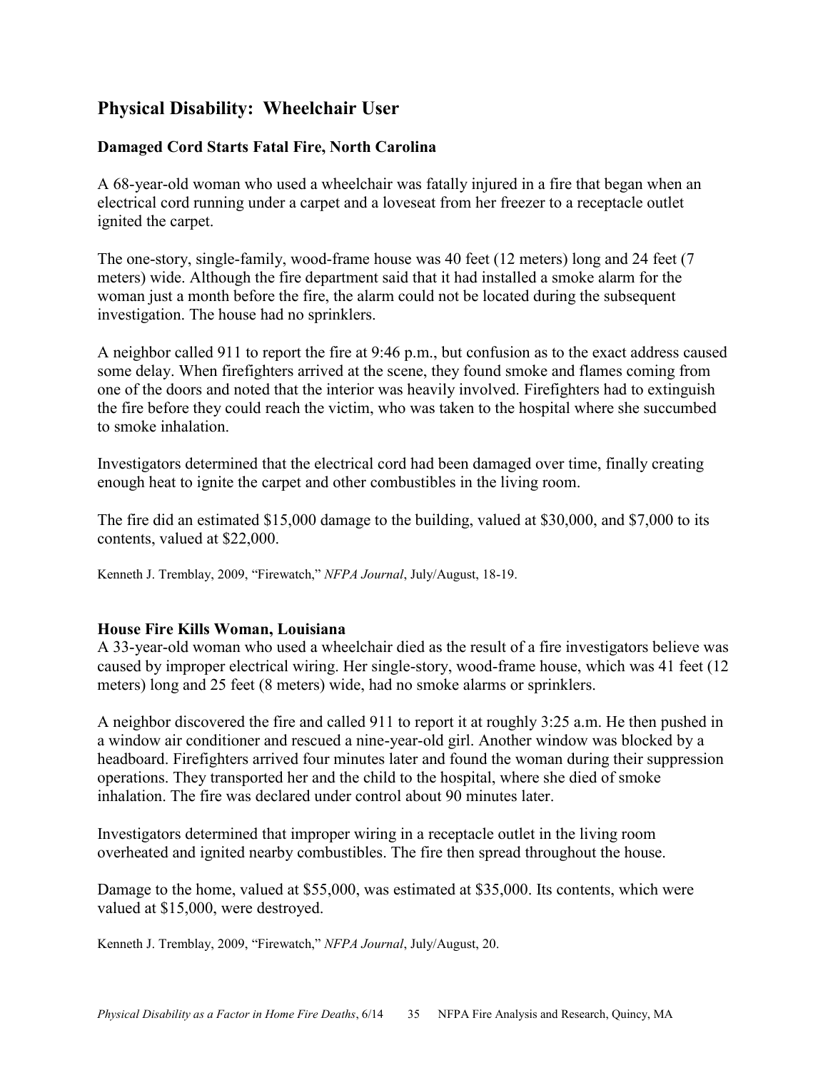## Physical Disability: Wheelchair User

### Damaged Cord Starts Fatal Fire, North Carolina

A 68-year-old woman who used a wheelchair was fatally injured in a fire that began when an electrical cord running under a carpet and a loveseat from her freezer to a receptacle outlet ignited the carpet.

The one-story, single-family, wood-frame house was 40 feet (12 meters) long and 24 feet (7 meters) wide. Although the fire department said that it had installed a smoke alarm for the woman just a month before the fire, the alarm could not be located during the subsequent investigation. The house had no sprinklers.

A neighbor called 911 to report the fire at 9:46 p.m., but confusion as to the exact address caused some delay. When firefighters arrived at the scene, they found smoke and flames coming from one of the doors and noted that the interior was heavily involved. Firefighters had to extinguish the fire before they could reach the victim, who was taken to the hospital where she succumbed to smoke inhalation.

Investigators determined that the electrical cord had been damaged over time, finally creating enough heat to ignite the carpet and other combustibles in the living room.

The fire did an estimated $15,000 damage to the building, valued at $30,000, and $7,000 to its contents, valued at $22,000.

Kenneth J. Tremblay, 2009, "Firewatch," *NFPA Journal*, July/August, 18-19.

### House Fire Kills Woman, Louisiana

A 33-year-old woman who used a wheelchair died as the result of a fire investigators believe was caused by improper electrical wiring. Her single-story, wood-frame house, which was 41 feet (12 meters) long and 25 feet (8 meters) wide, had no smoke alarms or sprinklers.

A neighbor discovered the fire and called 911 to report it at roughly 3:25 a.m. He then pushed in a window air conditioner and rescued a nine-year-old girl. Another window was blocked by a headboard. Firefighters arrived four minutes later and found the woman during their suppression operations. They transported her and the child to the hospital, where she died of smoke inhalation. The fire was declared under control about 90 minutes later.

Investigators determined that improper wiring in a receptacle outlet in the living room overheated and ignited nearby combustibles. The fire then spread throughout the house.

Damage to the home, valued at $55,000, was estimated at $35,000. Its contents, which were valued at $15,000, were destroyed.

Kenneth J. Tremblay, 2009, "Firewatch," *NFPA Journal*, July/August, 20.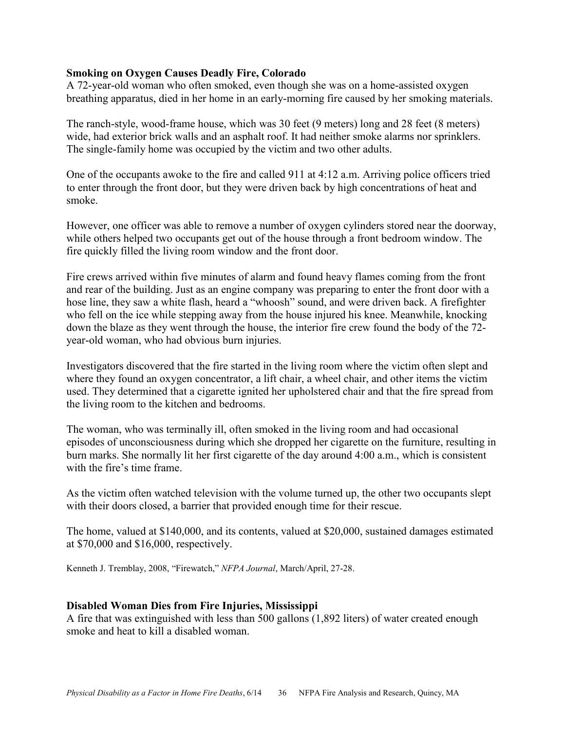**Smoking on Oxygen Causes Deadly Fire, Colorado**

A 72-year-old woman who often smoked, even though she was on a home-assisted oxygen breathing apparatus, died in her home in an early-morning fire caused by her smoking materials.

The ranch-style, wood-frame house, which was 30 feet (9 meters) long and 28 feet (8 meters) wide, had exterior brick walls and an asphalt roof. It had neither smoke alarms nor sprinklers. The single-family home was occupied by the victim and two other adults.

One of the occupants awoke to the fire and called 911 at 4:12 a.m. Arriving police officers tried to enter through the front door, but they were driven back by high concentrations of heat and smoke.

However, one officer was able to remove a number of oxygen cylinders stored near the doorway, while others helped two occupants get out of the house through a front bedroom window. The fire quickly filled the living room window and the front door.

Fire crews arrived within five minutes of alarm and found heavy flames coming from the front and rear of the building. Just as an engine company was preparing to enter the front door with a hose line, they saw a white flash, heard a "whoosh" sound, and were driven back. A firefighter who fell on the ice while stepping away from the house injured his knee. Meanwhile, knocking down the blaze as they went through the house, the interior fire crew found the body of the 72-year-old woman, who had obvious burn injuries.

Investigators discovered that the fire started in the living room where the victim often slept and where they found an oxygen concentrator, a lift chair, a wheel chair, and other items the victim used. They determined that a cigarette ignited her upholstered chair and that the fire spread from the living room to the kitchen and bedrooms.

The woman, who was terminally ill, often smoked in the living room and had occasional episodes of unconsciousness during which she dropped her cigarette on the furniture, resulting in burn marks. She normally lit her first cigarette of the day around 4:00 a.m., which is consistent with the fire's time frame.

As the victim often watched television with the volume turned up, the other two occupants slept with their doors closed, a barrier that provided enough time for their rescue.

The home, valued at $140,000, and its contents, valued at $20,000, sustained damages estimated at $70,000 and $16,000, respectively.

Kenneth J. Tremblay, 2008, "Firewatch," *NFPA Journal*, March/April, 27-28.

**Disabled Woman Dies from Fire Injuries, Mississippi**

A fire that was extinguished with less than 500 gallons (1,892 liters) of water created enough smoke and heat to kill a disabled woman.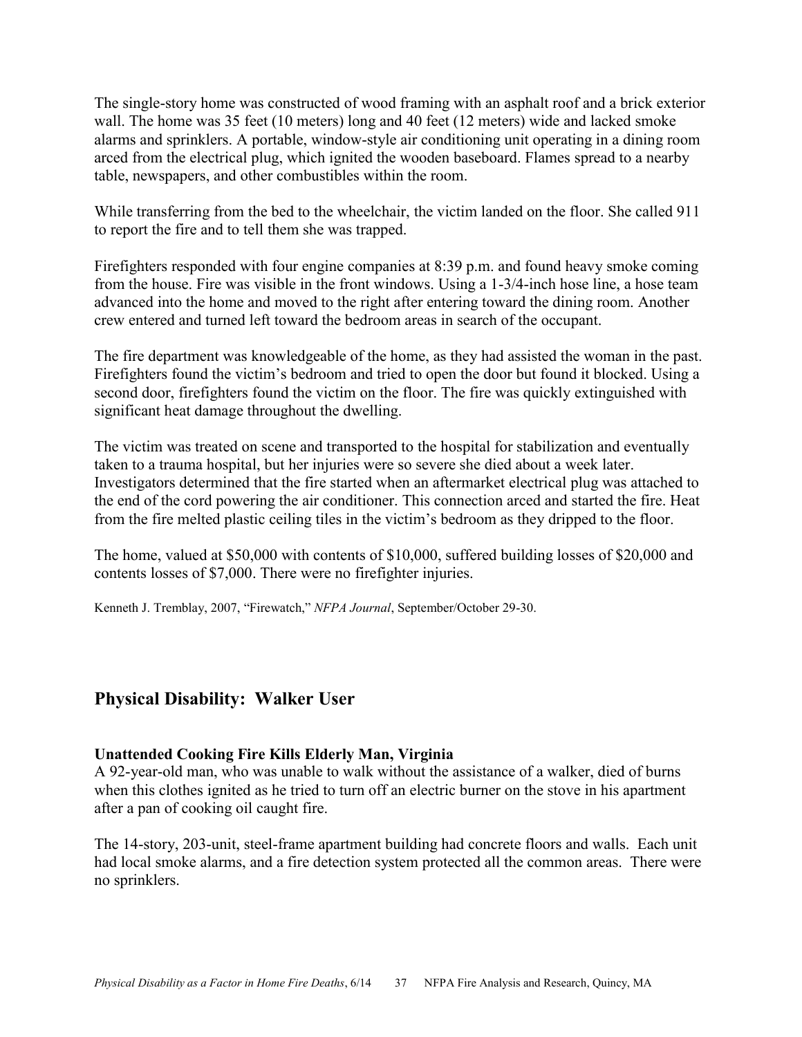The single-story home was constructed of wood framing with an asphalt roof and a brick exterior wall. The home was 35 feet (10 meters) long and 40 feet (12 meters) wide and lacked smoke alarms and sprinklers. A portable, window-style air conditioning unit operating in a dining room arced from the electrical plug, which ignited the wooden baseboard. Flames spread to a nearby table, newspapers, and other combustibles within the room.

While transferring from the bed to the wheelchair, the victim landed on the floor. She called 911 to report the fire and to tell them she was trapped.

Firefighters responded with four engine companies at 8:39 p.m. and found heavy smoke coming from the house. Fire was visible in the front windows. Using a 1-3/4-inch hose line, a hose team advanced into the home and moved to the right after entering toward the dining room. Another crew entered and turned left toward the bedroom areas in search of the occupant.

The fire department was knowledgeable of the home, as they had assisted the woman in the past. Firefighters found the victim's bedroom and tried to open the door but found it blocked. Using a second door, firefighters found the victim on the floor. The fire was quickly extinguished with significant heat damage throughout the dwelling.

The victim was treated on scene and transported to the hospital for stabilization and eventually taken to a trauma hospital, but her injuries were so severe she died about a week later. Investigators determined that the fire started when an aftermarket electrical plug was attached to the end of the cord powering the air conditioner. This connection arced and started the fire. Heat from the fire melted plastic ceiling tiles in the victim's bedroom as they dripped to the floor.

The home, valued at $50,000 with contents of $10,000, suffered building losses of $20,000 and contents losses of $7,000. There were no firefighter injuries.

Kenneth J. Tremblay, 2007, "Firewatch," *NFPA Journal*, September/October 29-30.

## Physical Disability: Walker User

**Unattended Cooking Fire Kills Elderly Man, Virginia**

A 92-year-old man, who was unable to walk without the assistance of a walker, died of burns when this clothes ignited as he tried to turn off an electric burner on the stove in his apartment after a pan of cooking oil caught fire.

The 14-story, 203-unit, steel-frame apartment building had concrete floors and walls. Each unit had local smoke alarms, and a fire detection system protected all the common areas. There were no sprinklers.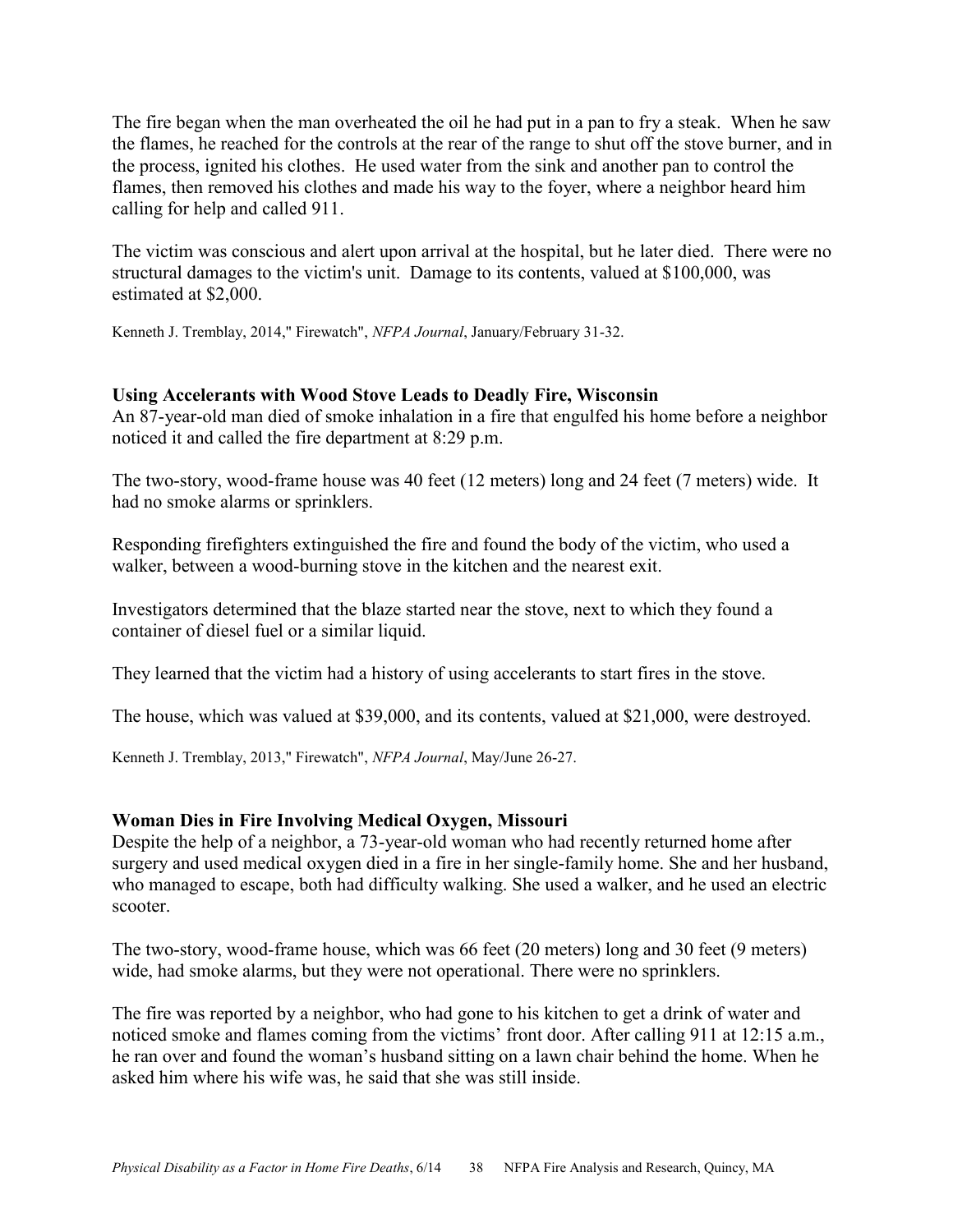The fire began when the man overheated the oil he had put in a pan to fry a steak. When he saw the flames, he reached for the controls at the rear of the range to shut off the stove burner, and in the process, ignited his clothes. He used water from the sink and another pan to control the flames, then removed his clothes and made his way to the foyer, where a neighbor heard him calling for help and called 911.

The victim was conscious and alert upon arrival at the hospital, but he later died. There were no structural damages to the victim's unit. Damage to its contents, valued at $100,000, was estimated at $2,000.

Kenneth J. Tremblay, 2014," Firewatch", *NFPA Journal*, January/February 31-32.

### Using Accelerants with Wood Stove Leads to Deadly Fire, Wisconsin

An 87-year-old man died of smoke inhalation in a fire that engulfed his home before a neighbor noticed it and called the fire department at 8:29 p.m.

The two-story, wood-frame house was 40 feet (12 meters) long and 24 feet (7 meters) wide. It had no smoke alarms or sprinklers.

Responding firefighters extinguished the fire and found the body of the victim, who used a walker, between a wood-burning stove in the kitchen and the nearest exit.

Investigators determined that the blaze started near the stove, next to which they found a container of diesel fuel or a similar liquid.

They learned that the victim had a history of using accelerants to start fires in the stove.

The house, which was valued at $39,000, and its contents, valued at $21,000, were destroyed.

Kenneth J. Tremblay, 2013," Firewatch", *NFPA Journal*, May/June 26-27.

### Woman Dies in Fire Involving Medical Oxygen, Missouri

Despite the help of a neighbor, a 73-year-old woman who had recently returned home after surgery and used medical oxygen died in a fire in her single-family home. She and her husband, who managed to escape, both had difficulty walking. She used a walker, and he used an electric scooter.

The two-story, wood-frame house, which was 66 feet (20 meters) long and 30 feet (9 meters) wide, had smoke alarms, but they were not operational. There were no sprinklers.

The fire was reported by a neighbor, who had gone to his kitchen to get a drink of water and noticed smoke and flames coming from the victims' front door. After calling 911 at 12:15 a.m., he ran over and found the woman's husband sitting on a lawn chair behind the home. When he asked him where his wife was, he said that she was still inside.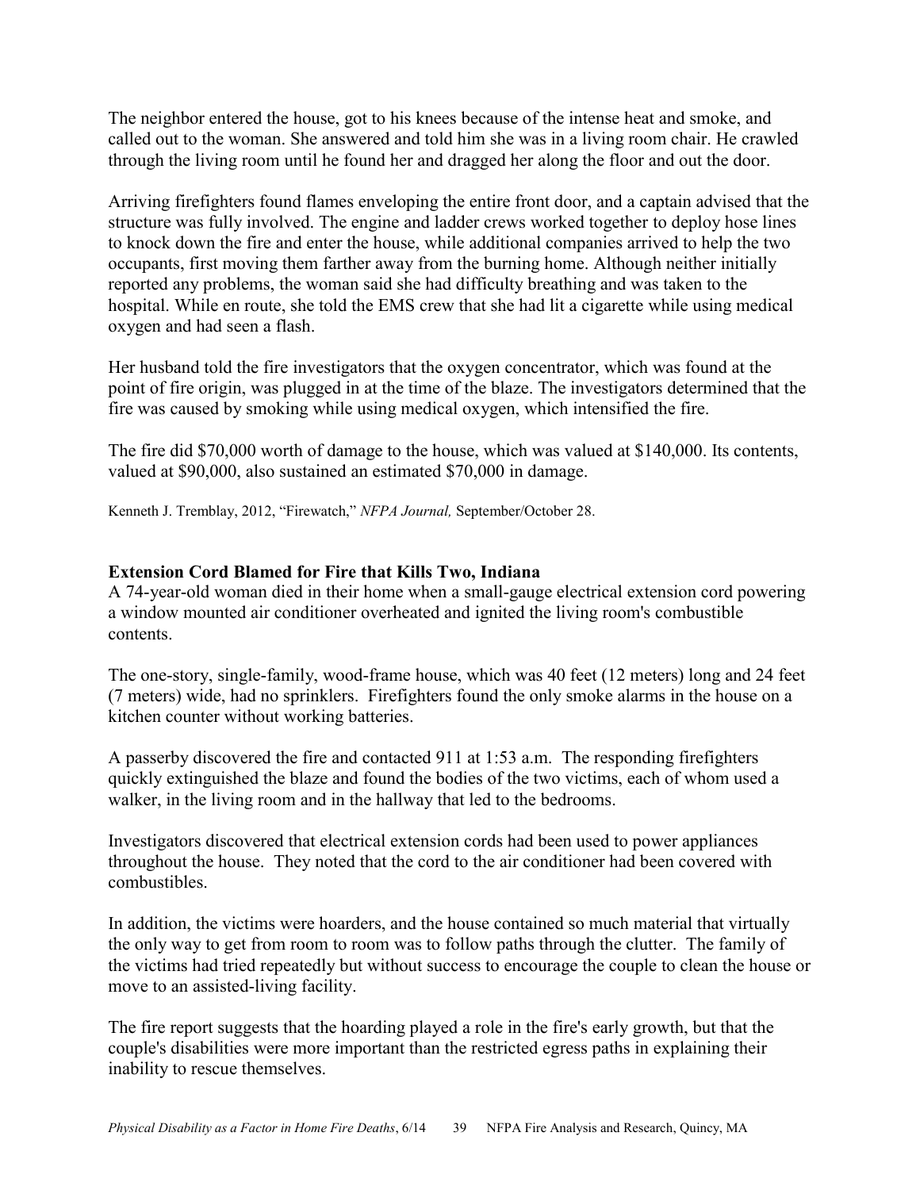The neighbor entered the house, got to his knees because of the intense heat and smoke, and called out to the woman. She answered and told him she was in a living room chair. He crawled through the living room until he found her and dragged her along the floor and out the door.

Arriving firefighters found flames enveloping the entire front door, and a captain advised that the structure was fully involved. The engine and ladder crews worked together to deploy hose lines to knock down the fire and enter the house, while additional companies arrived to help the two occupants, first moving them farther away from the burning home. Although neither initially reported any problems, the woman said she had difficulty breathing and was taken to the hospital. While en route, she told the EMS crew that she had lit a cigarette while using medical oxygen and had seen a flash.

Her husband told the fire investigators that the oxygen concentrator, which was found at the point of fire origin, was plugged in at the time of the blaze. The investigators determined that the fire was caused by smoking while using medical oxygen, which intensified the fire.

The fire did $70,000 worth of damage to the house, which was valued at $140,000. Its contents, valued at $90,000, also sustained an estimated $70,000 in damage.

Kenneth J. Tremblay, 2012, "Firewatch," *NFPA Journal,* September/October 28.

**Extension Cord Blamed for Fire that Kills Two, Indiana**

A 74-year-old woman died in their home when a small-gauge electrical extension cord powering a window mounted air conditioner overheated and ignited the living room's combustible contents.

The one-story, single-family, wood-frame house, which was 40 feet (12 meters) long and 24 feet (7 meters) wide, had no sprinklers. Firefighters found the only smoke alarms in the house on a kitchen counter without working batteries.

A passerby discovered the fire and contacted 911 at 1:53 a.m. The responding firefighters quickly extinguished the blaze and found the bodies of the two victims, each of whom used a walker, in the living room and in the hallway that led to the bedrooms.

Investigators discovered that electrical extension cords had been used to power appliances throughout the house. They noted that the cord to the air conditioner had been covered with combustibles.

In addition, the victims were hoarders, and the house contained so much material that virtually the only way to get from room to room was to follow paths through the clutter. The family of the victims had tried repeatedly but without success to encourage the couple to clean the house or move to an assisted-living facility.

The fire report suggests that the hoarding played a role in the fire's early growth, but that the couple's disabilities were more important than the restricted egress paths in explaining their inability to rescue themselves.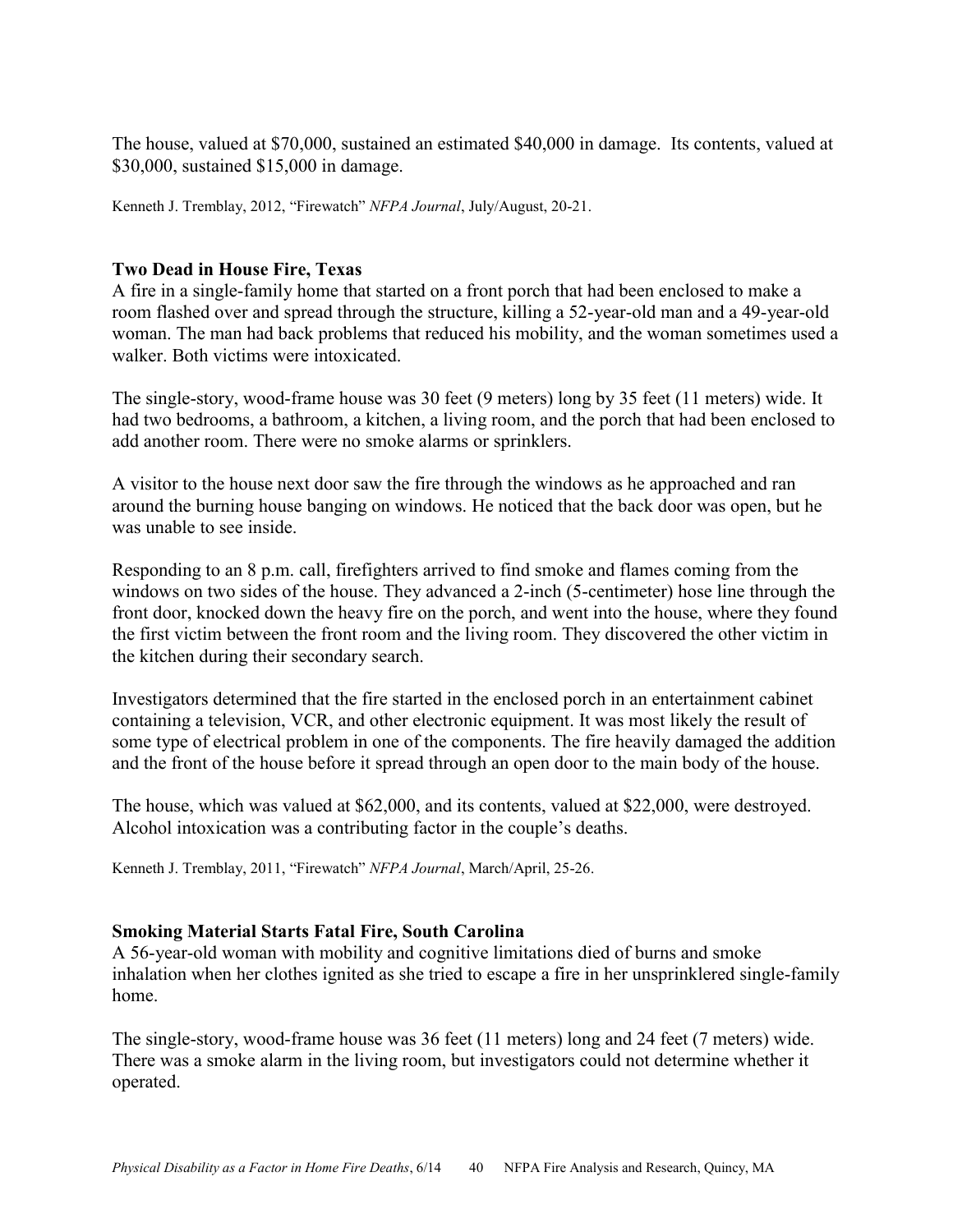The house, valued at $70,000, sustained an estimated $40,000 in damage. Its contents, valued at $30,000, sustained $15,000 in damage.

Kenneth J. Tremblay, 2012, "Firewatch" *NFPA Journal*, July/August, 20-21.

### Two Dead in House Fire, Texas

A fire in a single-family home that started on a front porch that had been enclosed to make a room flashed over and spread through the structure, killing a 52-year-old man and a 49-year-old woman. The man had back problems that reduced his mobility, and the woman sometimes used a walker. Both victims were intoxicated.

The single-story, wood-frame house was 30 feet (9 meters) long by 35 feet (11 meters) wide. It had two bedrooms, a bathroom, a kitchen, a living room, and the porch that had been enclosed to add another room. There were no smoke alarms or sprinklers.

A visitor to the house next door saw the fire through the windows as he approached and ran around the burning house banging on windows. He noticed that the back door was open, but he was unable to see inside.

Responding to an 8 p.m. call, firefighters arrived to find smoke and flames coming from the windows on two sides of the house. They advanced a 2-inch (5-centimeter) hose line through the front door, knocked down the heavy fire on the porch, and went into the house, where they found the first victim between the front room and the living room. They discovered the other victim in the kitchen during their secondary search.

Investigators determined that the fire started in the enclosed porch in an entertainment cabinet containing a television, VCR, and other electronic equipment. It was most likely the result of some type of electrical problem in one of the components. The fire heavily damaged the addition and the front of the house before it spread through an open door to the main body of the house.

The house, which was valued at $62,000, and its contents, valued at $22,000, were destroyed. Alcohol intoxication was a contributing factor in the couple's deaths.

Kenneth J. Tremblay, 2011, "Firewatch" *NFPA Journal*, March/April, 25-26.

### Smoking Material Starts Fatal Fire, South Carolina

A 56-year-old woman with mobility and cognitive limitations died of burns and smoke inhalation when her clothes ignited as she tried to escape a fire in her unsprinklered single-family home.

The single-story, wood-frame house was 36 feet (11 meters) long and 24 feet (7 meters) wide. There was a smoke alarm in the living room, but investigators could not determine whether it operated.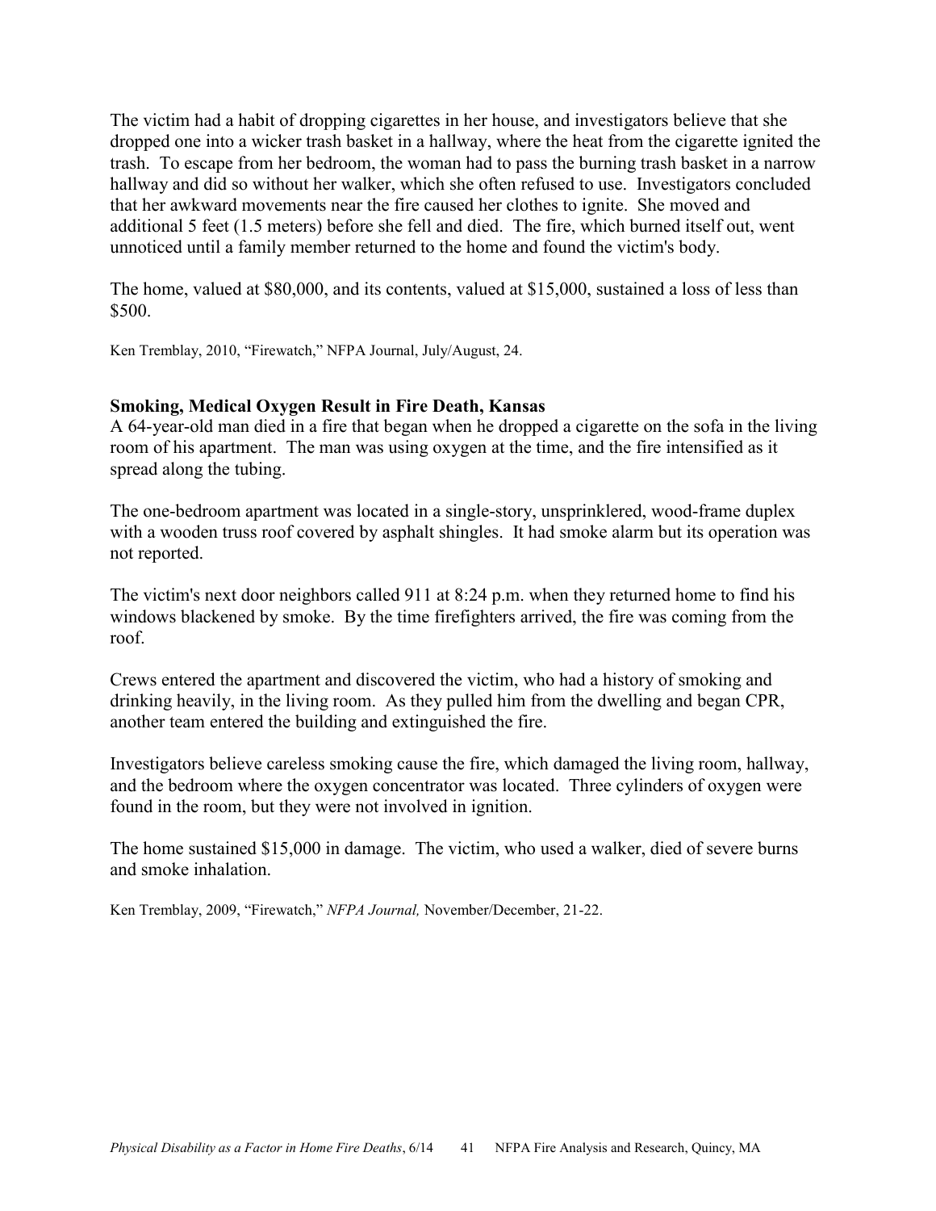The victim had a habit of dropping cigarettes in her house, and investigators believe that she dropped one into a wicker trash basket in a hallway, where the heat from the cigarette ignited the trash. To escape from her bedroom, the woman had to pass the burning trash basket in a narrow hallway and did so without her walker, which she often refused to use. Investigators concluded that her awkward movements near the fire caused her clothes to ignite. She moved and additional 5 feet (1.5 meters) before she fell and died. The fire, which burned itself out, went unnoticed until a family member returned to the home and found the victim's body.

The home, valued at $80,000, and its contents, valued at $15,000, sustained a loss of less than $500.

Ken Tremblay, 2010, "Firewatch," NFPA Journal, July/August, 24.

**Smoking, Medical Oxygen Result in Fire Death, Kansas**

A 64-year-old man died in a fire that began when he dropped a cigarette on the sofa in the living room of his apartment. The man was using oxygen at the time, and the fire intensified as it spread along the tubing.

The one-bedroom apartment was located in a single-story, unsprinklered, wood-frame duplex with a wooden truss roof covered by asphalt shingles. It had smoke alarm but its operation was not reported.

The victim's next door neighbors called 911 at 8:24 p.m. when they returned home to find his windows blackened by smoke. By the time firefighters arrived, the fire was coming from the roof.

Crews entered the apartment and discovered the victim, who had a history of smoking and drinking heavily, in the living room. As they pulled him from the dwelling and began CPR, another team entered the building and extinguished the fire.

Investigators believe careless smoking cause the fire, which damaged the living room, hallway, and the bedroom where the oxygen concentrator was located. Three cylinders of oxygen were found in the room, but they were not involved in ignition.

The home sustained $15,000 in damage. The victim, who used a walker, died of severe burns and smoke inhalation.

Ken Tremblay, 2009, "Firewatch," *NFPA Journal,* November/December, 21-22.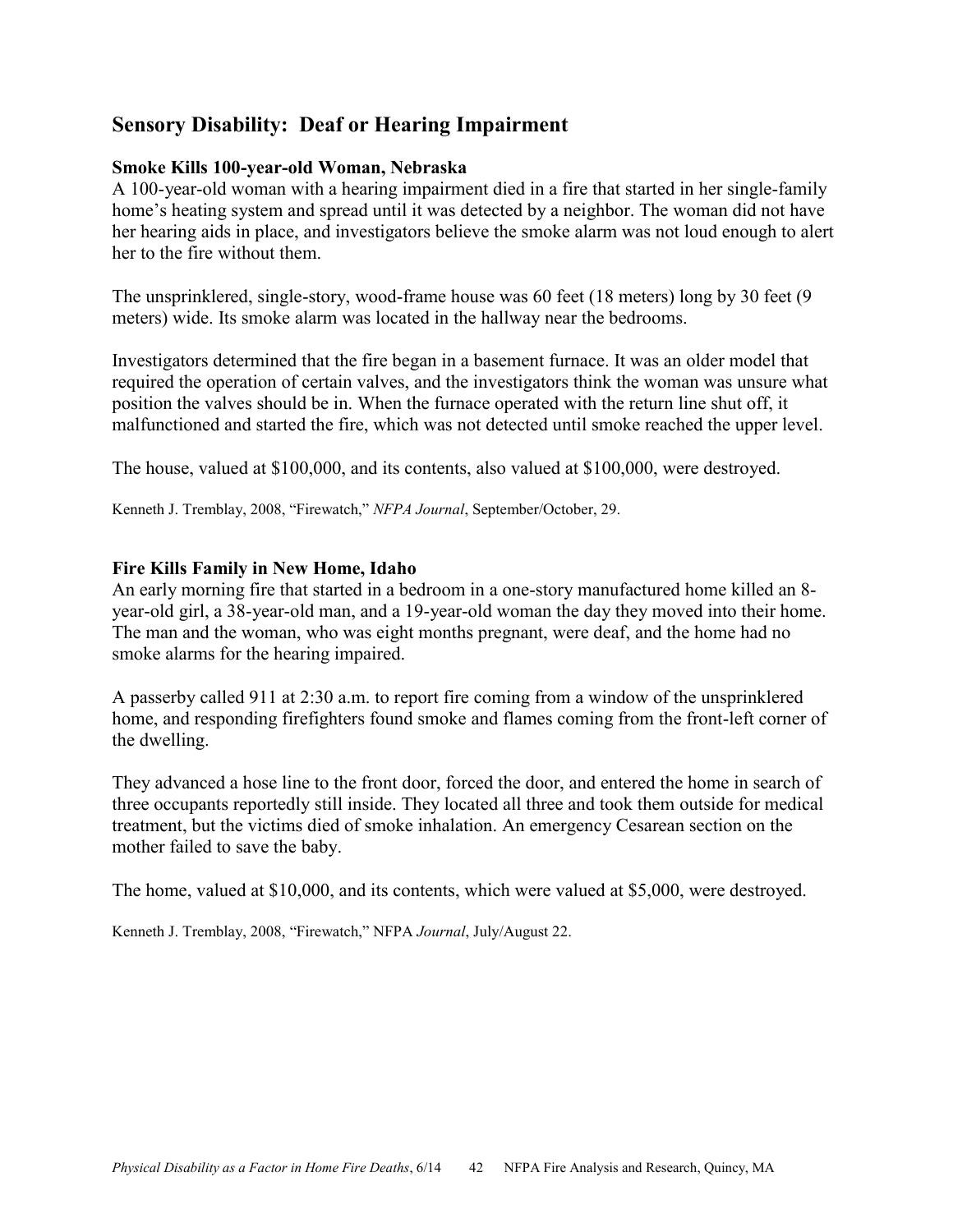## Sensory Disability: Deaf or Hearing Impairment

**Smoke Kills 100-year-old Woman, Nebraska**

A 100-year-old woman with a hearing impairment died in a fire that started in her single-family home's heating system and spread until it was detected by a neighbor. The woman did not have her hearing aids in place, and investigators believe the smoke alarm was not loud enough to alert her to the fire without them.

The unsprinklered, single-story, wood-frame house was 60 feet (18 meters) long by 30 feet (9 meters) wide. Its smoke alarm was located in the hallway near the bedrooms.

Investigators determined that the fire began in a basement furnace. It was an older model that required the operation of certain valves, and the investigators think the woman was unsure what position the valves should be in. When the furnace operated with the return line shut off, it malfunctioned and started the fire, which was not detected until smoke reached the upper level.

The house, valued at $100,000, and its contents, also valued at $100,000, were destroyed.

Kenneth J. Tremblay, 2008, "Firewatch," *NFPA Journal*, September/October, 29.

**Fire Kills Family in New Home, Idaho**

An early morning fire that started in a bedroom in a one-story manufactured home killed an 8-year-old girl, a 38-year-old man, and a 19-year-old woman the day they moved into their home. The man and the woman, who was eight months pregnant, were deaf, and the home had no smoke alarms for the hearing impaired.

A passerby called 911 at 2:30 a.m. to report fire coming from a window of the unsprinklered home, and responding firefighters found smoke and flames coming from the front-left corner of the dwelling.

They advanced a hose line to the front door, forced the door, and entered the home in search of three occupants reportedly still inside. They located all three and took them outside for medical treatment, but the victims died of smoke inhalation. An emergency Cesarean section on the mother failed to save the baby.

The home, valued at $10,000, and its contents, which were valued at $5,000, were destroyed.

Kenneth J. Tremblay, 2008, "Firewatch," NFPA *Journal*, July/August 22.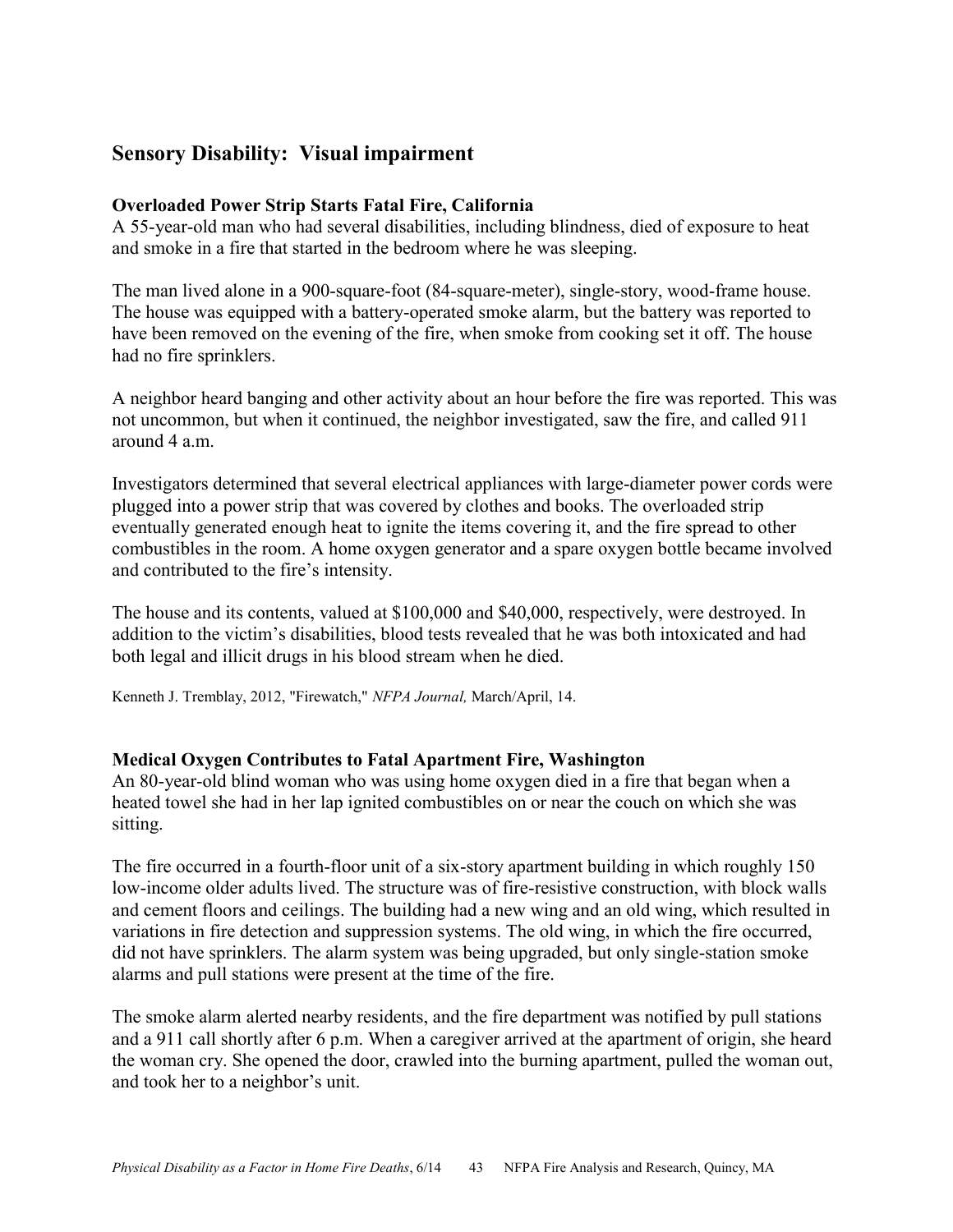## Sensory Disability: Visual impairment

**Overloaded Power Strip Starts Fatal Fire, California**
A 55-year-old man who had several disabilities, including blindness, died of exposure to heat and smoke in a fire that started in the bedroom where he was sleeping.

The man lived alone in a 900-square-foot (84-square-meter), single-story, wood-frame house. The house was equipped with a battery-operated smoke alarm, but the battery was reported to have been removed on the evening of the fire, when smoke from cooking set it off. The house had no fire sprinklers.

A neighbor heard banging and other activity about an hour before the fire was reported. This was not uncommon, but when it continued, the neighbor investigated, saw the fire, and called 911 around 4 a.m.

Investigators determined that several electrical appliances with large-diameter power cords were plugged into a power strip that was covered by clothes and books. The overloaded strip eventually generated enough heat to ignite the items covering it, and the fire spread to other combustibles in the room. A home oxygen generator and a spare oxygen bottle became involved and contributed to the fire's intensity.

The house and its contents, valued at $100,000 and $40,000, respectively, were destroyed. In addition to the victim's disabilities, blood tests revealed that he was both intoxicated and had both legal and illicit drugs in his blood stream when he died.

Kenneth J. Tremblay, 2012, "Firewatch," *NFPA Journal,* March/April, 14.

**Medical Oxygen Contributes to Fatal Apartment Fire, Washington**
An 80-year-old blind woman who was using home oxygen died in a fire that began when a heated towel she had in her lap ignited combustibles on or near the couch on which she was sitting.

The fire occurred in a fourth-floor unit of a six-story apartment building in which roughly 150 low-income older adults lived. The structure was of fire-resistive construction, with block walls and cement floors and ceilings. The building had a new wing and an old wing, which resulted in variations in fire detection and suppression systems. The old wing, in which the fire occurred, did not have sprinklers. The alarm system was being upgraded, but only single-station smoke alarms and pull stations were present at the time of the fire.

The smoke alarm alerted nearby residents, and the fire department was notified by pull stations and a 911 call shortly after 6 p.m. When a caregiver arrived at the apartment of origin, she heard the woman cry. She opened the door, crawled into the burning apartment, pulled the woman out, and took her to a neighbor's unit.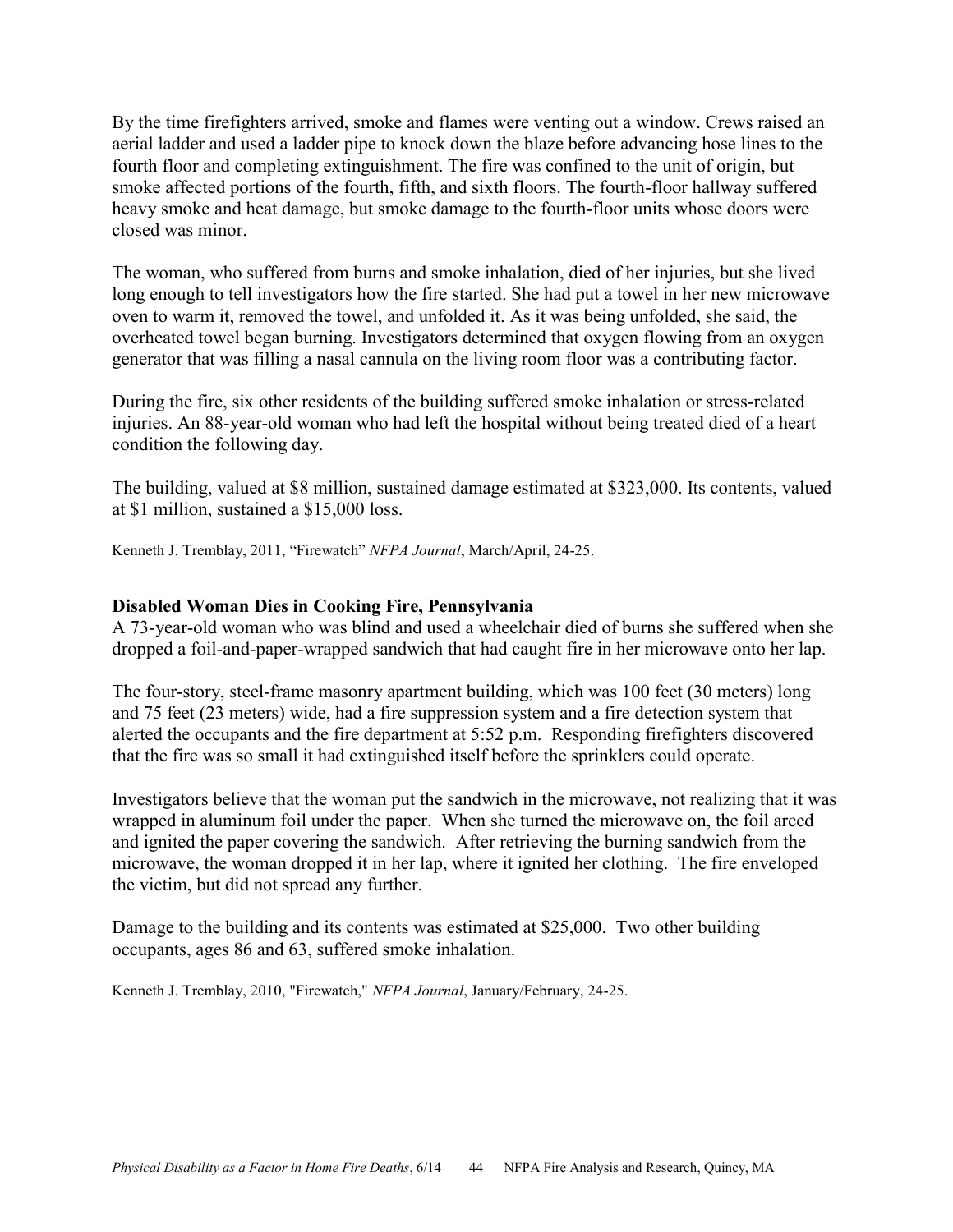By the time firefighters arrived, smoke and flames were venting out a window. Crews raised an aerial ladder and used a ladder pipe to knock down the blaze before advancing hose lines to the fourth floor and completing extinguishment. The fire was confined to the unit of origin, but smoke affected portions of the fourth, fifth, and sixth floors. The fourth-floor hallway suffered heavy smoke and heat damage, but smoke damage to the fourth-floor units whose doors were closed was minor.

The woman, who suffered from burns and smoke inhalation, died of her injuries, but she lived long enough to tell investigators how the fire started. She had put a towel in her new microwave oven to warm it, removed the towel, and unfolded it. As it was being unfolded, she said, the overheated towel began burning. Investigators determined that oxygen flowing from an oxygen generator that was filling a nasal cannula on the living room floor was a contributing factor.

During the fire, six other residents of the building suffered smoke inhalation or stress-related injuries. An 88-year-old woman who had left the hospital without being treated died of a heart condition the following day.

The building, valued at $8 million, sustained damage estimated at $323,000. Its contents, valued at $1 million, sustained a $15,000 loss.

Kenneth J. Tremblay, 2011, "Firewatch" *NFPA Journal*, March/April, 24-25.

**Disabled Woman Dies in Cooking Fire, Pennsylvania**

A 73-year-old woman who was blind and used a wheelchair died of burns she suffered when she dropped a foil-and-paper-wrapped sandwich that had caught fire in her microwave onto her lap.

The four-story, steel-frame masonry apartment building, which was 100 feet (30 meters) long and 75 feet (23 meters) wide, had a fire suppression system and a fire detection system that alerted the occupants and the fire department at 5:52 p.m. Responding firefighters discovered that the fire was so small it had extinguished itself before the sprinklers could operate.

Investigators believe that the woman put the sandwich in the microwave, not realizing that it was wrapped in aluminum foil under the paper. When she turned the microwave on, the foil arced and ignited the paper covering the sandwich. After retrieving the burning sandwich from the microwave, the woman dropped it in her lap, where it ignited her clothing. The fire enveloped the victim, but did not spread any further.

Damage to the building and its contents was estimated at $25,000. Two other building occupants, ages 86 and 63, suffered smoke inhalation.

Kenneth J. Tremblay, 2010, "Firewatch," *NFPA Journal*, January/February, 24-25.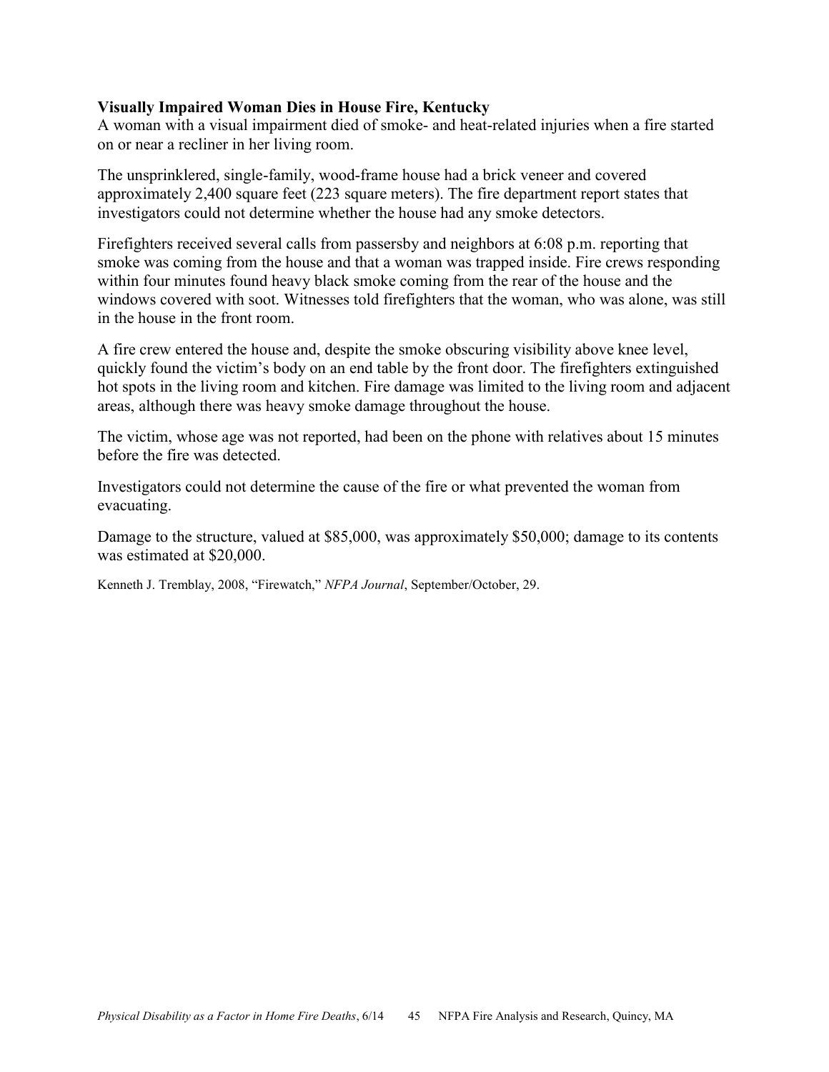**Visually Impaired Woman Dies in House Fire, Kentucky**

A woman with a visual impairment died of smoke- and heat-related injuries when a fire started on or near a recliner in her living room.

The unsprinklered, single-family, wood-frame house had a brick veneer and covered approximately 2,400 square feet (223 square meters). The fire department report states that investigators could not determine whether the house had any smoke detectors.

Firefighters received several calls from passersby and neighbors at 6:08 p.m. reporting that smoke was coming from the house and that a woman was trapped inside. Fire crews responding within four minutes found heavy black smoke coming from the rear of the house and the windows covered with soot. Witnesses told firefighters that the woman, who was alone, was still in the house in the front room.

A fire crew entered the house and, despite the smoke obscuring visibility above knee level, quickly found the victim's body on an end table by the front door. The firefighters extinguished hot spots in the living room and kitchen. Fire damage was limited to the living room and adjacent areas, although there was heavy smoke damage throughout the house.

The victim, whose age was not reported, had been on the phone with relatives about 15 minutes before the fire was detected.

Investigators could not determine the cause of the fire or what prevented the woman from evacuating.

Damage to the structure, valued at $85,000, was approximately $50,000; damage to its contents was estimated at $20,000.

Kenneth J. Tremblay, 2008, "Firewatch," *NFPA Journal*, September/October, 29.